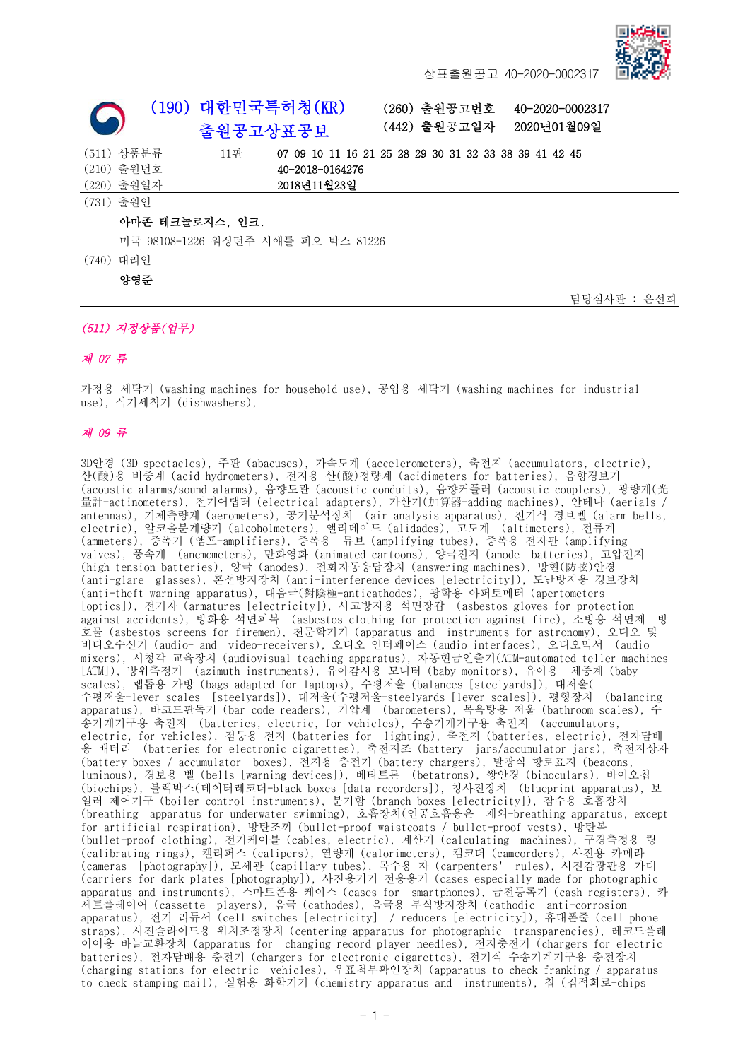상표출원공고 40-2020-0002317

| (190) 대한민국특허청(KR) 출원공고상표공보 | (260) 출원공고번호 | 40-2020-0002317 |
|---|---|---|
| | (442) 출원공고일자 | 2020년01월09일 |

(511) 상품분류 11판 07 09 10 11 16 21 25 28 29 30 31 32 33 38 39 41 42 45

(210) 출원번호 40-2018-0164276

(220) 출원일자 2018년11월23일

(731) 출원인

**아마존 테크놀로지스, 인크.**

미국 98108-1226 워싱턴주 시애틀 피오 박스 81226

(740) 대리인

**양영준**

담당심사관 : 은선희

*(511) 지정상품(업무)*

*제 07 류*

가정용 세탁기 (washing machines for household use), 공업용 세탁기 (washing machines for industrial use), 식기세척기 (dishwashers),

*제 09 류*

3D안경 (3D spectacles), 주판 (abacuses), 가속도계 (accelerometers), 축전지 (accumulators, electric), 산(酸)용 비중계 (acid hydrometers), 전지용 산(酸)정량계 (acidimeters for batteries), 음향경보기 (acoustic alarms/sound alarms), 음향도관 (acoustic conduits), 음향커플러 (acoustic couplers), 광량계(光量計-actinometers), 전기어댑터 (electrical adapters), 가산기(加算器-adding machines), 안테나 (aerials / antennas), 기체측량계 (aerometers), 공기분석장치 (air analysis apparatus), 전기식 경보벨 (alarm bells, electric), 알코올분계량기 (alcoholmeters), 앨리데이드 (alidades), 고도계 (altimeters), 전류계 (ammeters), 증폭기 (앰프-amplifiers), 증폭용 튜브 (amplifying tubes), 증폭용 전자관 (amplifying valves), 풍속계 (anemometers), 만화영화 (animated cartoons), 양극전지 (anode batteries), 고압전지 (high tension batteries), 양극 (anodes), 전화자동응답장치 (answering machines), 방현(防眩)안경 (anti-glare glasses), 혼선방지장치 (anti-interference devices [electricity]), 도난방지용 경보장치 (anti-theft warning apparatus), 대음극(對陰極-anticathodes), 광학용 아퍼토메터 (apertometers [optics]), 전기자 (armatures [electricity]), 사고방지용 석면장갑 (asbestos gloves for protection against accidents), 방화용 석면피복 (asbestos clothing for protection against fire), 소방용 석면제 방호물 (asbestos screens for firemen), 천문학기기 (apparatus and instruments for astronomy), 오디오 및 비디오수신기 (audio- and video-receivers), 오디오 인터페이스 (audio interfaces), 오디오믹서 (audio mixers), 시청각 교육장치 (audiovisual teaching apparatus), 자동현금인출기(ATM-automated teller machines [ATM]), 방위측정기 (azimuth instruments), 유아감시용 모니터 (baby monitors), 유아용 체중계 (baby scales), 랩톱용 가방 (bags adapted for laptops), 수평저울 (balances [steelyards]), 대저울(수평저울-steelyards [lever scales]), 평형장치 (balancing apparatus), 바코드판독기 (bar code readers), 기압계 (barometers), 목욕탕용 저울 (bathroom scales), 수송기계기구용 축전지 (batteries, electric, for vehicles), 수송기계기구용 축전지 (accumulators, electric, for vehicles), 점등용 전지 (batteries for lighting), 축전지 (batteries, electric), 전자담배용 배터리 (batteries for electronic cigarettes), 축전지조 (battery jars/accumulator jars), 축전지상자 (battery boxes / accumulator boxes), 전지용 충전기 (battery chargers), 발광식 항로표지 (beacons, luminous), 경보용 벨 (bells [warning devices]), 베타트론 (betatrons), 쌍안경 (binoculars), 바이오칩 (biochips), 블랙박스(데이터레코더-black boxes [data recorders]), 청사진장치 (blueprint apparatus), 보일러 제어기구 (boiler control instruments), 분기함 (branch boxes [electricity]), 잠수용 호흡장치 (breathing apparatus for underwater swimming), 호흡장치(인공호흡용은 제외-breathing apparatus, except for artificial respiration), 방탄조끼 (bullet-proof waistcoats / bullet-proof vests), 방탄복 (bullet-proof clothing), 전기케이블 (cables, electric), 계산기 (calculating machines), 구경측정용 링 (calibrating rings), 캘리퍼스 (calipers), 열량계 (calorimeters), 캠코더 (camcorders), 사진용 카메라 (cameras [photography]), 모세관 (capillary tubes), 목수용 자 (carpenters' rules), 사진감광판용 가대 (carriers for dark plates [photography]), 사진용기기 전용용기 (cases especially made for photographic apparatus and instruments), 스마트폰용 케이스 (cases for smartphones), 금전등록기 (cash registers), 카세트플레이어 (cassette players), 음극 (cathodes), 음극용 부식방지장치 (cathodic anti-corrosion apparatus), 전기 리듀서 (cell switches [electricity] / reducers [electricity]), 휴대폰줄 (cell phone straps), 사진슬라이드용 위치조정장치 (centering apparatus for photographic transparencies), 레코드플레이어용 바늘교환장치 (apparatus for changing record player needles), 전지충전기 (chargers for electric batteries), 전자담배용 충전기 (chargers for electronic cigarettes), 전기식 수송기계기구용 충전장치 (charging stations for electric vehicles), 우표첨부확인장치 (apparatus to check franking / apparatus to check stamping mail), 실험용 화학기기 (chemistry apparatus and instruments), 칩 (집적회로-chips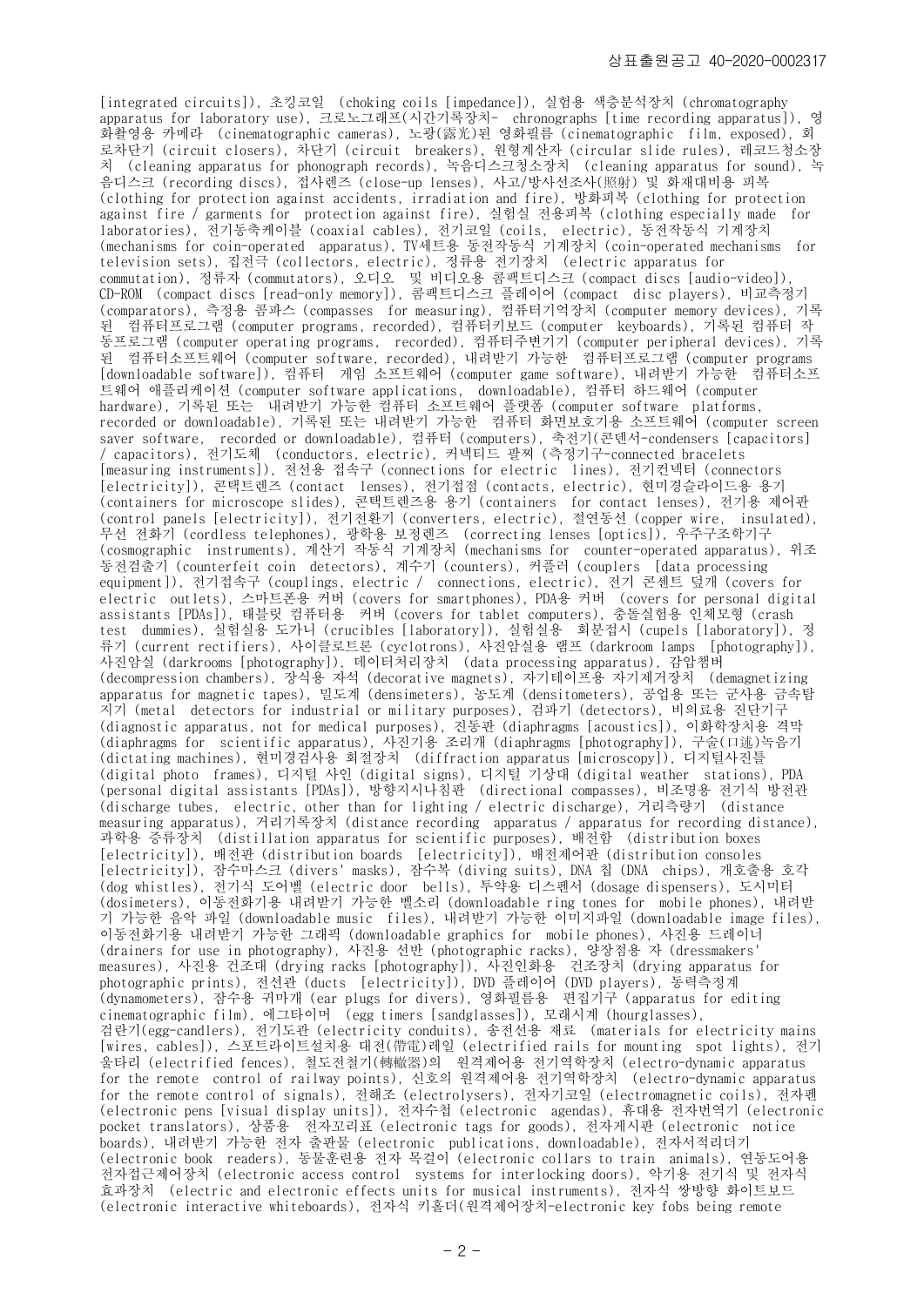[integrated circuits]), 초킹코일 (choking coils [impedance]), 실험용 색층분석장치 (chromatography apparatus for laboratory use), 크로노그래프(시간기록장치- chronographs [time recording apparatus]), 영화촬영용 카메라 (cinematographic cameras), 노광(露光)된 영화필름 (cinematographic film, exposed), 회로차단기 (circuit closers), 차단기 (circuit breakers), 원형계산자 (circular slide rules), 레코드청소장치 (cleaning apparatus for phonograph records), 녹음디스크청소장치 (cleaning apparatus for sound), 녹음디스크 (recording discs), 접사렌즈 (close-up lenses), 사고/방사선조사(照射) 및 화재대비용 피복 (clothing for protection against accidents, irradiation and fire), 방화피복 (clothing for protection against fire / garments for protection against fire), 실험실 전용피복 (clothing especially made for laboratories), 전기동축케이블 (coaxial cables), 전기코일 (coils, electric), 동전작동식 기계장치 (mechanisms for coin-operated apparatus), TV세트용 동전작동식 기계장치 (coin-operated mechanisms for television sets), 집전극 (collectors, electric), 정류용 전기장치 (electric apparatus for commutation), 정류자 (commutators), 오디오 및 비디오용 콤팩트디스크 (compact discs [audio-video]), CD-ROM (compact discs [read-only memory]), 콤팩트디스크 플레이어 (compact disc players), 비교측정기 (comparators), 측정용 콤파스 (compasses for measuring), 컴퓨터기억장치 (computer memory devices), 기록된 컴퓨터프로그램 (computer programs, recorded), 컴퓨터키보드 (computer keyboards), 기록된 컴퓨터 작동프로그램 (computer operating programs, recorded), 컴퓨터주변기기 (computer peripheral devices), 기록된 컴퓨터소프트웨어 (computer software, recorded), 내려받기 가능한 컴퓨터프로그램 (computer programs [downloadable software]), 컴퓨터 게임 소프트웨어 (computer game software), 내려받기 가능한 컴퓨터소프트웨어 애플리케이션 (computer software applications, downloadable), 컴퓨터 하드웨어 (computer hardware), 기록된 또는 내려받기 가능한 컴퓨터 소프트웨어 플랫폼 (computer software platforms, recorded or downloadable), 기록된 또는 내려받기 가능한 컴퓨터 화면보호기용 소프트웨어 (computer screen saver software, recorded or downloadable), 컴퓨터 (computers), 축전기(콘덴서-condensers [capacitors] / capacitors), 전기도체 (conductors, electric), 커넥티드 팔찌 (측정기구-connected bracelets [measuring instruments]), 전선용 접속구 (connections for electric lines), 전기컨넥터 (connectors [electricity]), 콘택트렌즈 (contact lenses), 전기접점 (contacts, electric), 현미경슬라이드용 용기 (containers for microscope slides), 콘택트렌즈용 용기 (containers for contact lenses), 전기용 제어판 (control panels [electricity]), 전기전환기 (converters, electric), 절연동선 (copper wire, insulated), 무선 전화기 (cordless telephones), 광학용 보정렌즈 (correcting lenses [optics]), 우주구조학기구 (cosmographic instruments), 계산기 작동식 기계장치 (mechanisms for counter-operated apparatus), 위조동전검출기 (counterfeit coin detectors), 계수기 (counters), 커플러 (couplers [data processing equipment]), 전기접속구 (couplings, electric / connections, electric), 전기 콘센트 덮개 (covers for electric outlets), 스마트폰용 커버 (covers for smartphones), PDA용 커버 (covers for personal digital assistants [PDAs]), 태블릿 컴퓨터용 커버 (covers for tablet computers), 충돌실험용 인체모형 (crash test dummies), 실험실용 도가니 (crucibles [laboratory]), 실험실용 회분접시 (cupels [laboratory]), 정류기 (current rectifiers), 사이클로트론 (cyclotrons), 사진암실용 램프 (darkroom lamps [photography]), 사진암실 (darkrooms [photography]), 데이터처리장치 (data processing apparatus), 감압챔버 (decompression chambers), 장식용 자석 (decorative magnets), 자기테이프용 자기제거장치 (demagnetizing apparatus for magnetic tapes), 밀도계 (densimeters), 농도계 (densitometers), 공업용 또는 군사용 금속탐지기 (metal detectors for industrial or military purposes), 검파기 (detectors), 비의료용 진단기구 (diagnostic apparatus, not for medical purposes), 진동판 (diaphragms [acoustics]), 이화학장치용 격막 (diaphragms for scientific apparatus), 사진기용 조리개 (diaphragms [photography]), 구술(口述)녹음기 (dictating machines), 현미경검사용 회절장치 (diffraction apparatus [microscopy]), 디지털사진틀 (digital photo frames), 디지털 사인 (digital signs), 디지털 기상대 (digital weather stations), PDA (personal digital assistants [PDAs]), 방향지시나침판 (directional compasses), 비조명용 전기식 방전관 (discharge tubes, electric, other than for lighting / electric discharge), 거리측량기 (distance measuring apparatus), 거리기록장치 (distance recording apparatus / apparatus for recording distance), 과학용 증류장치 (distillation apparatus for scientific purposes), 배전함 (distribution boxes [electricity]), 배전판 (distribution boards [electricity]), 배전제어판 (distribution consoles [electricity]), 잠수마스크 (divers' masks), 잠수복 (diving suits), DNA 칩 (DNA chips), 개호출용 호각 (dog whistles), 전기식 도어벨 (electric door bells), 투약용 디스펜서 (dosage dispensers), 도시미터 (dosimeters), 이동전화기용 내려받기 가능한 벨소리 (downloadable ring tones for mobile phones), 내려받기 가능한 음악 파일 (downloadable music files), 내려받기 가능한 이미지파일 (downloadable image files), 이동전화기용 내려받기 가능한 그래픽 (downloadable graphics for mobile phones), 사진용 드레이너 (drainers for use in photography), 사진용 선반 (photographic racks), 양장점용 자 (dressmakers' measures), 사진용 건조대 (drying racks [photography]), 사진인화용 건조장치 (drying apparatus for photographic prints), 전선관 (ducts [electricity]), DVD 플레이어 (DVD players), 동력측정계 (dynamometers), 잠수용 귀마개 (ear plugs for divers), 영화필름용 편집기구 (apparatus for editing cinematographic film), 에그타이머 (egg timers [sandglasses]), 모래시계 (hourglasses), 검란기(egg-candlers), 전기도관 (electricity conduits), 송전선용 재료 (materials for electricity mains [wires, cables]), 스포트라이트설치용 대전(帶電)레일 (electrified rails for mounting spot lights), 전기울타리 (electrified fences), 철도전철기(轉轍器)의 원격제어용 전기역학장치 (electro-dynamic apparatus for the remote control of railway points), 신호의 원격제어용 전기역학장치 (electro-dynamic apparatus for the remote control of signals), 전해조 (electrolysers), 전자기코일 (electromagnetic coils), 전자펜 (electronic pens [visual display units]), 전자수첩 (electronic agendas), 휴대용 전자번역기 (electronic pocket translators), 상품용 전자꼬리표 (electronic tags for goods), 전자게시판 (electronic notice boards), 내려받기 가능한 전자 출판물 (electronic publications, downloadable), 전자서적리더기 (electronic book readers), 동물훈련용 전자 목걸이 (electronic collars to train animals), 연동도어용 전자접근제어장치 (electronic access control systems for interlocking doors), 악기용 전기식 및 전자식 효과장치 (electric and electronic effects units for musical instruments), 전자식 쌍방향 화이트보드 (electronic interactive whiteboards), 전자식 키홀더(원격제어장치-electronic key fobs being remote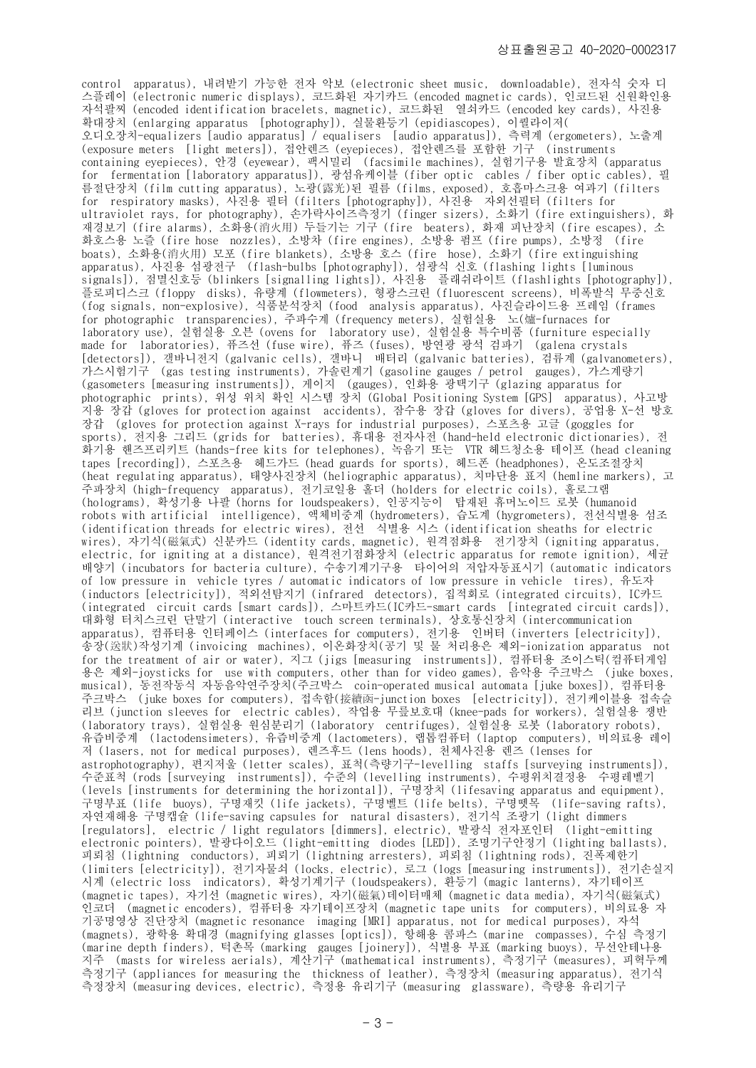control apparatus), 내려받기 가능한 전자 악보 (electronic sheet music, downloadable), 전자식 숫자 디스플레이 (electronic numeric displays), 코드화된 자기카드 (encoded magnetic cards), 인코드된 신원확인용 자석팔찌 (encoded identification bracelets, magnetic), 코드화된 열쇠카드 (encoded key cards), 사진용 확대장치 (enlarging apparatus [photography]), 실물환등기 (epidiascopes), 이퀄라이저(오디오장치-equalizers [audio apparatus] / equalisers [audio apparatus]), 측력계 (ergometers), 노출계 (exposure meters [light meters]), 접안렌즈 (eyepieces), 접안렌즈를 포함한 기구 (instruments containing eyepieces), 안경 (eyewear), 팩시밀리 (facsimile machines), 실험기구용 발효장치 (apparatus for fermentation [laboratory apparatus]), 광섬유케이블 (fiber optic cables / fiber optic cables), 필름절단장치 (film cutting apparatus), 노광(露光)된 필름 (films, exposed), 호흡마스크용 여과기 (filters for respiratory masks), 사진용 필터 (filters [photography]), 사진용 자외선필터 (filters for ultraviolet rays, for photography), 손가락사이즈측정기 (finger sizers), 소화기 (fire extinguishers), 화재경보기 (fire alarms), 소화용(消火用) 두들기는 기구 (fire beaters), 화재 피난장치 (fire escapes), 소화호스용 노즐 (fire hose nozzles), 소방차 (fire engines), 소방용 펌프 (fire pumps), 소방정 (fire boats), 소화용(消火用) 모포 (fire blankets), 소방용 호스 (fire hose), 소화기 (fire extinguishing apparatus), 사진용 섬광전구 (flash-bulbs [photography]), 섬광식 신호 (flashing lights [luminous signals]), 점멸신호등 (blinkers [signalling lights]), 사진용 플래쉬라이트 (flashlights [photography]), 플로피디스크 (floppy disks), 유량계 (flowmeters), 형광스크린 (fluorescent screens), 비폭발식 무중신호 (fog signals, non-explosive), 식품분석장치 (food analysis apparatus), 사진슬라이드용 프레임 (frames for photographic transparencies), 주파수계 (frequency meters), 실험실용 노(爐-furnaces for laboratory use), 실험실용 오븐 (ovens for laboratory use), 실험실용 특수비품 (furniture especially made for laboratories), 퓨즈선 (fuse wire), 퓨즈 (fuses), 방연광 광석 검파기 (galena crystals [detectors]), 갤바니전지 (galvanic cells), 갤바니 배터리 (galvanic batteries), 검류계 (galvanometers), 가스시험기구 (gas testing instruments), 가솔린계기 (gasoline gauges / petrol gauges), 가스계량기 (gasometers [measuring instruments]), 게이지 (gauges), 인화용 광택기구 (glazing apparatus for photographic prints), 위성 위치 확인 시스템 장치 (Global Positioning System [GPS] apparatus), 사고방지용 장갑 (gloves for protection against accidents), 잠수용 장갑 (gloves for divers), 공업용 X-선 방호장갑 (gloves for protection against X-rays for industrial purposes), 스포츠용 고글 (goggles for sports), 전지용 그리드 (grids for batteries), 휴대용 전자사전 (hand-held electronic dictionaries), 전화기용 핸즈프리키트 (hands-free kits for telephones), 녹음기 또는 VTR 헤드청소용 테이프 (head cleaning tapes [recording]), 스포츠용 헤드가드 (head guards for sports), 헤드폰 (headphones), 온도조절장치 (heat regulating apparatus), 태양사진장치 (heliographic apparatus), 치마단용 표지 (hemline markers), 고주파장치 (high-frequency apparatus), 전기코일용 홀더 (holders for electric coils), 홀로그램 (holograms), 확성기용 나팔 (horns for loudspeakers), 인공지능이 탑재된 휴머노이드 로봇 (humanoid robots with artificial intelligence), 액체비중계 (hydrometers), 습도계 (hygrometers), 전선식별용 섬조 (identification threads for electric wires), 전선 식별용 시스 (identification sheaths for electric wires), 자기식(磁氣式) 신분카드 (identity cards, magnetic), 원격점화용 전기장치 (igniting apparatus, electric, for igniting at a distance), 원격전기점화장치 (electric apparatus for remote ignition), 세균배양기 (incubators for bacteria culture), 수송기계기구용 타이어의 저압자동표시기 (automatic indicators of low pressure in vehicle tyres / automatic indicators of low pressure in vehicle tires), 유도자 (inductors [electricity]), 적외선탐지기 (infrared detectors), 집적회로 (integrated circuits), IC카드 (integrated circuit cards [smart cards]), 스마트카드(IC카드-smart cards [integrated circuit cards]), 대화형 터치스크린 단말기 (interactive touch screen terminals), 상호통신장치 (intercommunication apparatus), 컴퓨터용 인터페이스 (interfaces for computers), 전기용 인버터 (inverters [electricity]), 송장(送狀)작성기계 (invoicing machines), 이온화장치(공기 및 물 처리용은 제외-ionization apparatus not for the treatment of air or water), 지그 (jigs [measuring instruments]), 컴퓨터용 조이스틱(컴퓨터게임용은 제외-joysticks for use with computers, other than for video games), 음악용 주크박스 (juke boxes, musical), 동전작동식 자동음악연주장치(주크박스 coin-operated musical automata [juke boxes]), 컴퓨터용 주크박스 (juke boxes for computers), 접속함(接續函-junction boxes [electricity]), 전기케이블용 접속슬리브 (junction sleeves for electric cables), 작업용 무릎보호대 (knee-pads for workers), 실험실용 쟁반 (laboratory trays), 실험실용 원심분리기 (laboratory centrifuges), 실험실용 로봇 (laboratory robots), 유즙비중계 (lactodensimeters), 유즙비중계 (lactometers), 랩톱컴퓨터 (laptop computers), 비의료용 레이저 (lasers, not for medical purposes), 렌즈후드 (lens hoods), 천체사진용 렌즈 (lenses for astrophotography), 편지저울 (letter scales), 표척(측량기구-levelling staffs [surveying instruments]), 수준표척 (rods [surveying instruments]), 수준의 (levelling instruments), 수평위치결정용 수평레벨기 (levels [instruments for determining the horizontal]), 구명장치 (lifesaving apparatus and equipment), 구명부표 (life buoys), 구명재킷 (life jackets), 구명벨트 (life belts), 구명뗏목 (life-saving rafts), 자연재해용 구명캡슐 (life-saving capsules for natural disasters), 전기식 조광기 (light dimmers [regulators], electric / light regulators [dimmers], electric), 발광식 전자포인터 (light-emitting electronic pointers), 발광다이오드 (light-emitting diodes [LED]), 조명기구안정기 (lighting ballasts), 피뢰침 (lightning conductors), 피뢰기 (lightning arresters), 피뢰침 (lightning rods), 진폭제한기 (limiters [electricity]), 전기자물쇠 (locks, electric), 로그 (logs [measuring instruments]), 전기손실지시계 (electric loss indicators), 확성기계기구 (loudspeakers), 환등기 (magic lanterns), 자기테이프 (magnetic tapes), 자기선 (magnetic wires), 자기(磁氣)데이터매체 (magnetic data media), 자기식(磁氣式) 인코더 (magnetic encoders), 컴퓨터용 자기테이프장치 (magnetic tape units for computers), 비의료용 자기공명영상 진단장치 (magnetic resonance imaging [MRI] apparatus, not for medical purposes), 자석 (magnets), 광학용 확대경 (magnifying glasses [optics]), 항해용 콤파스 (marine compasses), 수심 측정기 (marine depth finders), 턱촌목 (marking gauges [joinery]), 식별용 부표 (marking buoys), 무선안테나용 지주 (masts for wireless aerials), 계산기구 (mathematical instruments), 측정기구 (measures), 피혁두께 측정기구 (appliances for measuring the thickness of leather), 측정장치 (measuring apparatus), 전기식 측정장치 (measuring devices, electric), 측정용 유리기구 (measuring glassware), 측량용 유리기구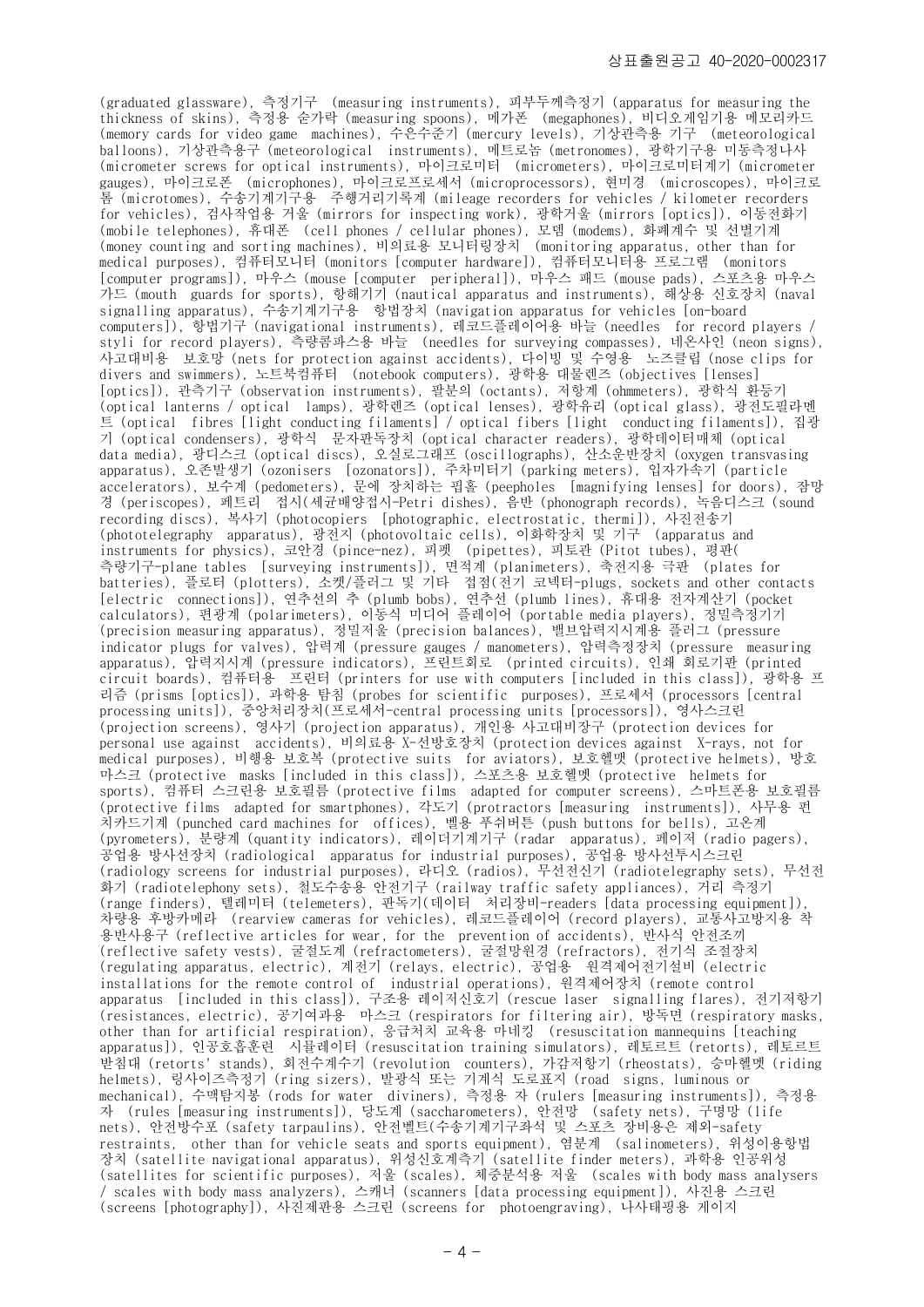(graduated glassware), 측정기구 (measuring instruments), 피부두께측정기 (apparatus for measuring the thickness of skins), 측정용 숟가락 (measuring spoons), 메가폰 (megaphones), 비디오게임기용 메모리카드 (memory cards for video game machines), 수은수준기 (mercury levels), 기상관측용 기구 (meteorological balloons), 기상관측용기구 (meteorological instruments), 메트로놈 (metronomes), 광학기구용 미동측정나사 (micrometer screws for optical instruments), 마이크로미터 (micrometers), 마이크로미터계기 (micrometer gauges), 마이크로폰 (microphones), 마이크로프로세서 (microprocessors), 현미경 (microscopes), 마이크로톰 (microtomes), 수송기계기구용 주행거리기록계 (mileage recorders for vehicles / kilometer recorders for vehicles), 검사작업용 거울 (mirrors for inspecting work), 광학거울 (mirrors [optics]), 이동전화기 (mobile telephones), 휴대폰 (cell phones / cellular phones), 모뎀 (modems), 화폐계수 및 선별기계 (money counting and sorting machines), 비의료용 모니터링장치 (monitoring apparatus, other than for medical purposes), 컴퓨터모니터 (monitors [computer hardware]), 컴퓨터모니터용 프로그램 (monitors [computer programs]), 마우스 (mouse [computer peripheral]), 마우스 패드 (mouse pads), 스포츠용 마우스가드 (mouth guards for sports), 항해기기 (nautical apparatus and instruments), 해상용 신호장치 (naval signalling apparatus), 수송기계기구용 항법장치 (navigation apparatus for vehicles [on-board computers]), 항법기구 (navigational instruments), 레코드플레이어용 바늘 (needles for record players / styli for record players), 측량콤파스용 바늘 (needles for surveying compasses), 네온사인 (neon signs), 사고대비용 보호망 (nets for protection against accidents), 다이빙 및 수영용 노즈클립 (nose clips for divers and swimmers), 노트북컴퓨터 (notebook computers), 광학용 대물렌즈 (objectives [lenses] [optics]), 관측기구 (observation instruments), 팔분의 (octants), 저항계 (ohmmeters), 광학식 환등기 (optical lanterns / optical lamps), 광학렌즈 (optical lenses), 광학유리 (optical glass), 광전도필라멘트 (optical fibres [light conducting filaments] / optical fibers [light conducting filaments]), 집광기 (optical condensers), 광학식 문자판독장치 (optical character readers), 광학데이터매체 (optical data media), 광디스크 (optical discs), 오실로그래프 (oscillographs), 산소운반장치 (oxygen transvasing apparatus), 오존발생기 (ozonisers [ozonators]), 주차미터기 (parking meters), 입자가속기 (particle accelerators), 보수계 (pedometers), 문에 장치하는 핍홀 (peepholes [magnifying lenses] for doors), 잠망경 (periscopes), 페트리 접시(세균배양접시-Petri dishes), 음반 (phonograph records), 녹음디스크 (sound recording discs), 복사기 (photocopiers [photographic, electrostatic, thermi]), 사진전송기 (phototelegraphy apparatus), 광전지 (photovoltaic cells), 이화학장치 및 기구 (apparatus and instruments for physics), 코안경 (pince-nez), 피펫 (pipettes), 피토관 (Pitot tubes), 평판(측량기구-plane tables [surveying instruments]), 면적계 (planimeters), 축전지용 극판 (plates for batteries), 플로터 (plotters), 소켓/플러그 및 기타 접점(전기 코넥터-plugs, sockets and other contacts [electric connections]), 연추선의 추 (plumb bobs), 연추선 (plumb lines), 휴대용 전자계산기 (pocket calculators), 편광계 (polarimeters), 이동식 미디어 플레이어 (portable media players), 정밀측정기기 (precision measuring apparatus), 정밀저울 (precision balances), 밸브압력지시계용 플러그 (pressure indicator plugs for valves), 압력계 (pressure gauges / manometers), 압력측정장치 (pressure measuring apparatus), 압력지시계 (pressure indicators), 프린트회로 (printed circuits), 인쇄 회로기판 (printed circuit boards), 컴퓨터용 프린터 (printers for use with computers [included in this class]), 광학용 프리즘 (prisms [optics]), 과학용 탐침 (probes for scientific purposes), 프로세서 (processors [central processing units]), 중앙처리장치(프로세서-central processing units [processors]), 영사스크린 (projection screens), 영사기 (projection apparatus), 개인용 사고대비장구 (protection devices for personal use against accidents), 비의료용 X-선방호장치 (protection devices against X-rays, not for medical purposes), 비행용 보호복 (protective suits for aviators), 보호헬멧 (protective helmets), 방호마스크 (protective masks [included in this class]), 스포츠용 보호헬멧 (protective helmets for sports), 컴퓨터 스크린용 보호필름 (protective films adapted for computer screens), 스마트폰용 보호필름 (protective films adapted for smartphones), 각도기 (protractors [measuring instruments]), 사무용 펀치카드기계 (punched card machines for offices), 벨용 푸쉬버튼 (push buttons for bells), 고온계 (pyrometers), 분량계 (quantity indicators), 레이더기계기구 (radar apparatus), 페이저 (radio pagers), 공업용 방사선장치 (radiological apparatus for industrial purposes), 공업용 방사선투시스크린 (radiology screens for industrial purposes), 라디오 (radios), 무선전신기 (radiotelegraphy sets), 무선전화기 (radiotelephony sets), 철도수송용 안전기구 (railway traffic safety appliances), 거리 측정기 (range finders), 텔레미터 (telemeters), 판독기(데이터 처리장비-readers [data processing equipment]), 차량용 후방카메라 (rearview cameras for vehicles), 레코드플레이어 (record players), 교통사고방지용 착용반사용구 (reflective articles for wear, for the prevention of accidents), 반사식 안전조끼 (reflective safety vests), 굴절도계 (refractometers), 굴절망원경 (refractors), 전기식 조절장치 (regulating apparatus, electric), 계전기 (relays, electric), 공업용 원격제어전기설비 (electric installations for the remote control of industrial operations), 원격제어장치 (remote control apparatus [included in this class]), 구조용 레이저신호기 (rescue laser signalling flares), 전기저항기 (resistances, electric), 공기여과용 마스크 (respirators for filtering air), 방독면 (respiratory masks, other than for artificial respiration), 응급처치 교육용 마네킹 (resuscitation mannequins [teaching apparatus]), 인공호흡훈련 시뮬레이터 (resuscitation training simulators), 레토르트 (retorts), 레토르트 받침대 (retorts' stands), 회전수계수기 (revolution counters), 가감저항기 (rheostats), 승마헬멧 (riding helmets), 링사이즈측정기 (ring sizers), 발광식 또는 기계식 도로표지 (road signs, luminous or mechanical), 수맥탐지봉 (rods for water diviners), 측정용 자 (rulers [measuring instruments]), 측정용 자 (rules [measuring instruments]), 당도계 (saccharometers), 안전망 (safety nets), 구명망 (life nets), 안전방수포 (safety tarpaulins), 안전벨트(수송기계기구좌석 및 스포츠 장비용은 제외-safety restraints, other than for vehicle seats and sports equipment), 염분계 (salinometers), 위성이용항법장치 (satellite navigational apparatus), 위성신호계측기 (satellite finder meters), 과학용 인공위성 (satellites for scientific purposes), 저울 (scales), 체중분석용 저울 (scales with body mass analysers / scales with body mass analyzers), 스캐너 (scanners [data processing equipment]), 사진용 스크린 (screens [photography]), 사진제판용 스크린 (screens for photoengraving), 나사태핑용 게이지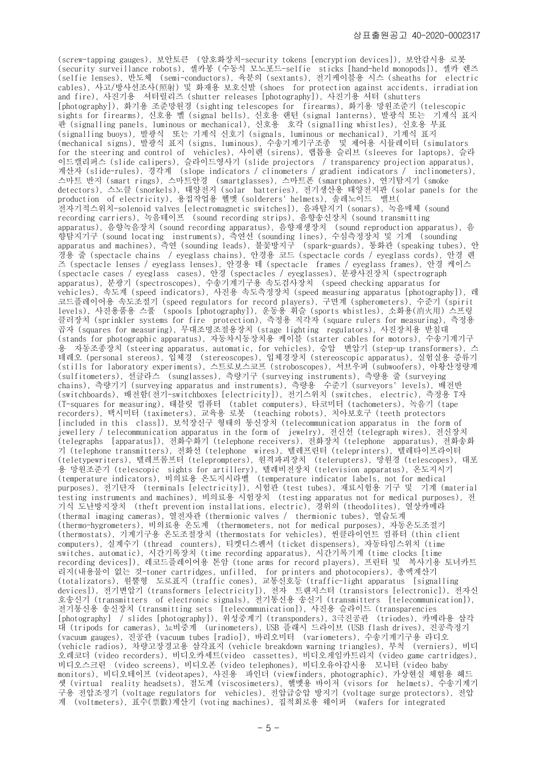(screw-tapping gauges), 보안토큰 (암호화장치-security tokens [encryption devices]), 보안감시용 로봇 (security surveillance robots), 셀카봉 (수동식 모노포드-selfie sticks [hand-held monopods]), 셀카 렌즈 (selfie lenses), 반도체 (semi-conductors), 육분의 (sextants), 전기케이블용 시스 (sheaths for electric cables), 사고/방사선조사(照射) 및 화재용 보호신발 (shoes for protection against accidents, irradiation and fire), 사진기용 셔터릴리즈 (shutter releases [photography]), 사진기용 셔터 (shutters [photography]), 화기용 조준망원경 (sighting telescopes for firearms), 화기용 망원조준기 (telescopic sights for firearms), 신호용 벨 (signal bells), 신호용 랜턴 (signal lanterns), 발광식 또는 기계식 표지판 (signalling panels, luminous or mechanical), 신호용 호각 (signalling whistles), 신호용 부표 (signalling buoys), 발광식 또는 기계식 신호기 (signals, luminous or mechanical), 기계식 표지 (mechanical signs), 발광식 표지 (signs, luminous), 수송기계기구조종 및 제어용 시뮬레이터 (simulators for the steering and control of vehicles), 사이렌 (sirens), 랩톱용 슬리브 (sleeves for laptops), 슬라이드캘리퍼스 (slide calipers), 슬라이드영사기 (slide projectors / transparency projection apparatus), 계산자 (slide-rules), 경각계 (slope indicators / clinometers / gradient indicators / inclinometers), 스마트 반지 (smart rings), 스마트안경 (smartglasses), 스마트폰 (smartphones), 연기탐지기 (smoke detectors), 스노클 (snorkels), 태양전지 (solar batteries), 전기생산용 태양전지판 (solar panels for the production of electricity), 용접작업용 헬멧 (solderers' helmets), 솔레노이드 밸브( 전자기적스위치-solenoid valves [electromagnetic switches]), 음파탐지기 (sonars), 녹음매체 (sound recording carriers), 녹음테이프 (sound recording strips), 음향송신장치 (sound transmitting apparatus), 음향녹음장치 (sound recording apparatus), 음향재생장치 (sound reproduction apparatus), 음향탐지기구 (sound locating instruments), 측연선 (sounding lines), 수심측정장치 및 기계 (sounding apparatus and machines), 측연 (sounding leads), 불꽃방지구 (spark-guards), 통화관 (speaking tubes), 안경용 줄 (spectacle chains / eyeglass chains), 안경용 코드 (spectacle cords / eyeglass cords), 안경 렌즈 (spectacle lenses / eyeglass lenses), 안경용 테 (spectacle frames / eyeglass frames), 안경 케이스 (spectacle cases / eyeglass cases), 안경 (spectacles / eyeglasses), 분광사진장치 (spectrograph apparatus), 분광기 (spectroscopes), 수송기계기구용 속도검사장치 (speed checking apparatus for vehicles), 속도계 (speed indicators), 사진용 속도측정장치 (speed measuring apparatus [photography]), 레코드플레이어용 속도조절기 (speed regulators for record players), 구면계 (spherometers), 수준기 (spirit levels), 사진용품용 스풀 (spools [photography]), 운동용 휘슬 (sports whistles), 소화용(消火用) 스프링클러장치 (sprinkler systems for fire protection), 측정용 직각자 (square rulers for measuring), 측정용 곱자 (squares for measuring), 무대조명조절용장치 (stage lighting regulators), 사진장치용 받침대 (stands for photographic apparatus), 자동차시동장치용 케이블 (starter cables for motors), 수송기계기구용 자동조종장치 (steering apparatus, automatic, for vehicles), 승압 변압기 (step-up transformers), 스테레오 (personal stereos), 입체경 (stereoscopes), 입체경장치 (stereoscopic apparatus), 실험실용 증류기 (stills for laboratory experiments), 스트로보스코프 (stroboscopes), 서브우퍼 (subwoofers), 아황산정량계 (sulfitometers), 선글라스 (sunglasses), 측량기구 (surveying instruments), 측량용 줄 (surveying chains), 측량기기 (surveying apparatus and instruments), 측량용 수준기 (surveyors' levels), 배전반 (switchboards), 배전함(전기-switchboxes [electricity]), 전기스위치 (switches, electric), 측정용 T자 (T-squares for measuring), 태블릿 컴퓨터 (tablet computers), 타코미터 (tachometers), 녹음기 (tape recorders), 택시미터 (taximeters), 교육용 로봇 (teaching robots), 치아보호구 (teeth protectors [included in this class]), 보석장신구 형태의 통신장치 (telecommunication apparatus in the form of jewellery / telecommunication apparatus in the form of jewelry), 전신선 (telegraph wires), 전신장치 (telegraphs [apparatus]), 전화수화기 (telephone receivers), 전화장치 (telephone apparatus), 전화송화기 (telephone transmitters), 전화선 (telephone wires), 텔레프린터 (teleprinters), 텔레타이프라이터 (teletypewriters), 텔레프롬프터 (teleprompters), 원격파괴장치 (telerupters), 망원경 (telescopes), 대포용 망원조준기 (telescopic sights for artillery), 텔레비전장치 (television apparatus), 온도지시기 (temperature indicators), 비의료용 온도지시라벨 (temperature indicator labels, not for medical purposes), 전기단자 (terminals [electricity]), 시험관 (test tubes), 재료시험용 기구 및 기계 (material testing instruments and machines), 비의료용 시험장치 (testing apparatus not for medical purposes), 전기식 도난방지장치 (theft prevention installations, electric), 경위의 (theodolites), 열상카메라 (thermal imaging cameras), 열전자관 (thermionic valves / thermionic tubes), 열습도계 (thermo-hygrometers), 비의료용 온도계 (thermometers, not for medical purposes), 자동온도조절기 (thermostats), 기계기구용 온도조절장치 (thermostats for vehicles), 씬클라이언트 컴퓨터 (thin client computers), 실계수기 (thread counters), 티켓디스펜서 (ticket dispensers), 자동타임스위치 (time switches, automatic), 시간기록장치 (time recording apparatus), 시간기록기계 (time clocks [time recording devices]), 레코드플레이어용 톤암 (tone arms for record players), 프린터 및 복사기용 토너카트리지(내용물이 없는 것-toner cartridges, unfilled, for printers and photocopiers), 총액계산기 (totalizators), 원뿔형 도로표지 (traffic cones), 교통신호등 (traffic-light apparatus [signalling devices]), 전기변압기 (transformers [electricity]), 전자 트랜지스터 (transistors [electronic]), 전자신호송신기 (transmitters of electronic signals), 전기통신용 송신기 (transmitters [telecommunication]), 전기통신용 송신장치 (transmitting sets [telecommunication]), 사진용 슬라이드 (transparencies [photography] / slides [photography]), 위성중계기 (transponders), 3극진공관 (triodes), 카메라용 삼각대 (tripods for cameras), 뇨비중계 (urinometers), USB 플래시 드라이브 (USB flash drives), 진공측정기 (vacuum gauges), 진공관 (vacuum tubes [radio]), 바리오미터 (variometers), 수송기계기구용 라디오 (vehicle radios), 차량고장경고용 삼각표지 (vehicle breakdown warning triangles), 부척 (verniers), 비디오레코더 (video recorders), 비디오카세트(video cassettes), 비디오게임카트리지 (video game cartridges), 비디오스크린 (video screens), 비디오폰 (video telephones), 비디오유아감시용 모니터 (video baby monitors), 비디오테이프 (videotapes), 사진용 파인더 (viewfinders, photographic), 가상현실 체험용 헤드셋 (virtual reality headsets), 점도계 (viscosimeters), 헬멧용 바이저 (visors for helmets), 수송기계기구용 전압조정기 (voltage regulators for vehicles), 전압급승압 방지기 (voltage surge protectors), 전압계 (voltmeters), 표수(票數)계산기 (voting machines), 집적회로용 웨이퍼 (wafers for integrated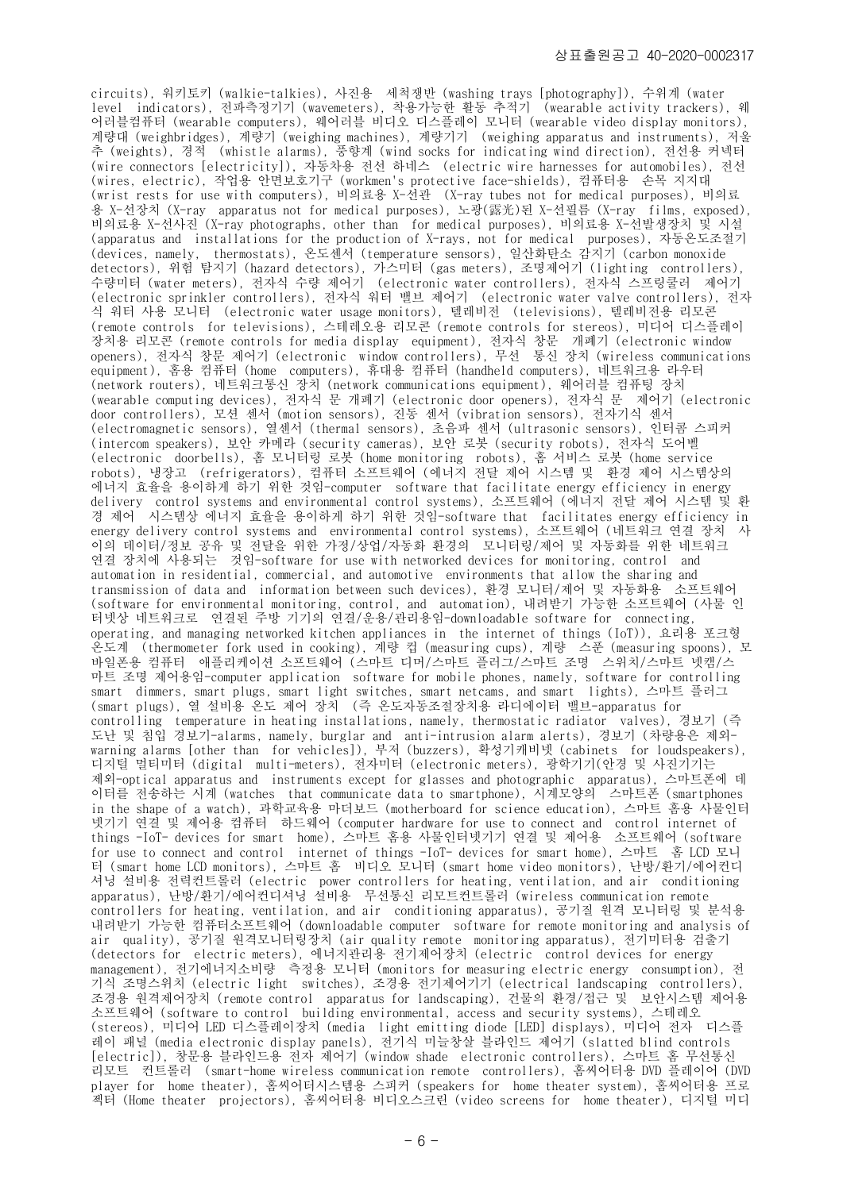circuits), 워키토키 (walkie-talkies), 사진용 세척쟁반 (washing trays [photography]), 수위계 (water level indicators), 전파측정기기 (wavemeters), 착용가능한 활동 추적기 (wearable activity trackers), 웨어러블컴퓨터 (wearable computers), 웨어러블 비디오 디스플레이 모니터 (wearable video display monitors), 계량대 (weighbridges), 계량기 (weighing machines), 계량기기 (weighing apparatus and instruments), 저울추 (weights), 경적 (whistle alarms), 풍향계 (wind socks for indicating wind direction), 전선용 커넥터 (wire connectors [electricity]), 자동차용 전선 하네스 (electric wire harnesses for automobiles), 전선 (wires, electric), 작업용 안면보호기구 (workmen's protective face-shields), 컴퓨터용 손목 지지대 (wrist rests for use with computers), 비의료용 X-선관 (X-ray tubes not for medical purposes), 비의료용 X-선장치 (X-ray apparatus not for medical purposes), 노광(露光)된 X-선필름 (X-ray films, exposed), 비의료용 X-선사진 (X-ray photographs, other than for medical purposes), 비의료용 X-선발생장치 및 시설 (apparatus and installations for the production of X-rays, not for medical purposes), 자동온도조절기 (devices, namely, thermostats), 온도센서 (temperature sensors), 일산화탄소 감지기 (carbon monoxide detectors), 위험 탐지기 (hazard detectors), 가스미터 (gas meters), 조명제어기 (lighting controllers), 수량미터 (water meters), 전자식 수량 제어기 (electronic water controllers), 전자식 스프링쿨러 제어기 (electronic sprinkler controllers), 전자식 워터 밸브 제어기 (electronic water valve controllers), 전자식 워터 사용 모니터 (electronic water usage monitors), 텔레비전 (televisions), 텔레비전용 리모콘 (remote controls for televisions), 스테레오용 리모콘 (remote controls for stereos), 미디어 디스플레이 장치용 리모콘 (remote controls for media display equipment), 전자식 창문 개폐기 (electronic window openers), 전자식 창문 제어기 (electronic window controllers), 무선 통신 장치 (wireless communications equipment), 홈용 컴퓨터 (home computers), 휴대용 컴퓨터 (handheld computers), 네트워크용 라우터 (network routers), 네트워크통신 장치 (network communications equipment), 웨어러블 컴퓨팅 장치 (wearable computing devices), 전자식 문 개폐기 (electronic door openers), 전자식 문 제어기 (electronic door controllers), 모션 센서 (motion sensors), 진동 센서 (vibration sensors), 전자기식 센서 (electromagnetic sensors), 열센서 (thermal sensors), 초음파 센서 (ultrasonic sensors), 인터콤 스피커 (intercom speakers), 보안 카메라 (security cameras), 보안 로봇 (security robots), 전자식 도어벨 (electronic doorbells), 홈 모니터링 로봇 (home monitoring robots), 홈 서비스 로봇 (home service robots), 냉장고 (refrigerators), 컴퓨터 소프트웨어 (에너지 전달 제어 시스템 및 환경 제어 시스템상의 에너지 효율을 용이하게 하기 위한 것임-computer software that facilitate energy efficiency in energy delivery control systems and environmental control systems), 소프트웨어 (에너지 전달 제어 시스템 및 환경 제어 시스템상의 에너지 효율을 용이하게 하기 위한 것임-software that facilitates energy efficiency in energy delivery control systems and environmental control systems), 소프트웨어 (네트워크 연결 장치 사이의 데이터/정보 공유 및 전달을 위한 가정/상업/자동화 환경의 모니터링/제어 및 자동화를 위한 네트워크 연결 장치에 사용되는 것임-software for use with networked devices for monitoring, control and automation in residential, commercial, and automotive environments that allow the sharing and transmission of data and information between such devices), 환경 모니터/제어 및 자동화용 소프트웨어 (software for environmental monitoring, control, and automation), 내려받기 가능한 소프트웨어 (사물 인터넷상 네트워크로 연결된 주방 기기의 연결/운용/관리용임-downloadable software for connecting, operating, and managing networked kitchen appliances in the internet of things (IoT)), 요리용 포크형 온도계 (thermometer fork used in cooking), 계량 컵 (measuring cups), 계량 스푼 (measuring spoons), 모바일폰용 컴퓨터 애플리케이션 소프트웨어 (스마트 디머/스마트 플러그/스마트 조명 스위치/스마트 넷캠/스마트 조명 제어용임-computer application software for mobile phones, namely, software for controlling smart dimmers, smart plugs, smart light switches, smart netcams, and smart lights), 스마트 플러그 (smart plugs), 열 설비용 온도 제어 장치 (즉 온도자동조절장치용 라디에이터 밸브-apparatus for controlling temperature in heating installations, namely, thermostatic radiator valves), 경보기 (즉 도난 및 침입 경보기-alarms, namely, burglar and anti-intrusion alarm alerts), 경보기 (차량용은 제외-warning alarms [other than for vehicles]), 부저 (buzzers), 확성기캐비넷 (cabinets for loudspeakers), 디지털 멀티미터 (digital multi-meters), 전자미터 (electronic meters), 광학기기(안경 및 사진기기는 제외-optical apparatus and instruments except for glasses and photographic apparatus), 스마트폰에 데이터를 전송하는 시계 (watches that communicate data to smartphone), 시계모양의 스마트폰 (smartphones in the shape of a watch), 과학교육용 마더보드 (motherboard for science education), 스마트 홈용 사물인터넷기기 연결 및 제어용 컴퓨터 하드웨어 (computer hardware for use to connect and control internet of things -IoT- devices for smart home), 스마트 홈용 사물인터넷기기 연결 및 제어용 소프트웨어 (software for use to connect and control internet of things -IoT- devices for smart home), 스마트 홈 LCD 모니터 (smart home LCD monitors), 스마트 홈 비디오 모니터 (smart home video monitors), 난방/환기/에어컨디셔닝 설비용 전력컨트롤러 (electric power controllers for heating, ventilation, and air conditioning apparatus), 난방/환기/에어컨디셔닝 설비용 무선통신 리모트컨트롤러 (wireless communication remote controllers for heating, ventilation, and air conditioning apparatus), 공기질 원격 모니터링 및 분석용 내려받기 가능한 컴퓨터소프트웨어 (downloadable computer software for remote monitoring and analysis of air quality), 공기질 원격모니터링장치 (air quality remote monitoring apparatus), 전기미터용 검출기 (detectors for electric meters), 에너지관리용 전기제어장치 (electric control devices for energy management), 전기에너지소비량 측정용 모니터 (monitors for measuring electric energy consumption), 전기식 조명스위치 (electric light switches), 조경용 전기제어기기 (electrical landscaping controllers), 조경용 원격제어장치 (remote control apparatus for landscaping), 건물의 환경/접근 및 보안시스템 제어용 소프트웨어 (software to control building environmental, access and security systems), 스테레오 (stereos), 미디어 LED 디스플레이장치 (media light emitting diode [LED] displays), 미디어 전자 디스플레이 패널 (media electronic display panels), 전기식 미늘창살 블라인드 제어기 (slatted blind controls [electric]), 창문용 블라인드용 전자 제어기 (window shade electronic controllers), 스마트 홈 무선통신 리모트 컨트롤러 (smart-home wireless communication remote controllers), 홈씨어터용 DVD 플레이어 (DVD player for home theater), 홈씨어터시스템용 스피커 (speakers for home theater system), 홈씨어터용 프로젝터 (Home theater projectors), 홈씨어터용 비디오스크린 (video screens for home theater), 디지털 미디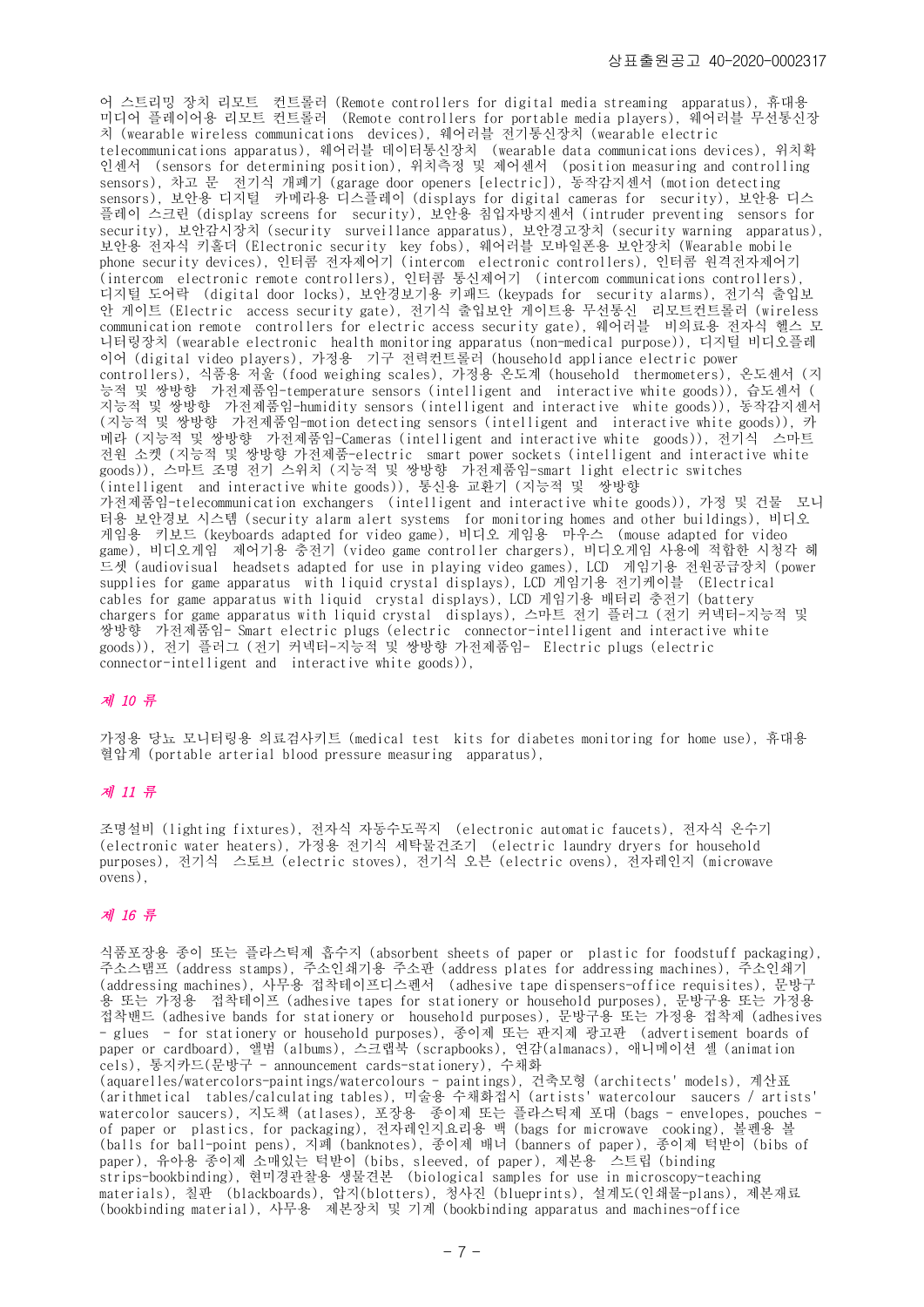어 스트리밍 장치 리모트 컨트롤러 (Remote controllers for digital media streaming apparatus), 휴대용 미디어 플레이어용 리모트 컨트롤러 (Remote controllers for portable media players), 웨어러블 무선통신장치 (wearable wireless communications devices), 웨어러블 전기통신장치 (wearable electric telecommunications apparatus), 웨어러블 데이터통신장치 (wearable data communications devices), 위치확인센서 (sensors for determining position), 위치측정 및 제어센서 (position measuring and controlling sensors), 차고 문 전기식 개폐기 (garage door openers [electric]), 동작감지센서 (motion detecting sensors), 보안용 디지털 카메라용 디스플레이 (displays for digital cameras for security), 보안용 디스플레이 스크린 (display screens for security), 보안용 침입자방지센서 (intruder preventing sensors for security), 보안감시장치 (security surveillance apparatus), 보안경고장치 (security warning apparatus), 보안용 전자식 키홀더 (Electronic security key fobs), 웨어러블 모바일폰용 보안장치 (Wearable mobile phone security devices), 인터콤 전자제어기 (intercom electronic controllers), 인터콤 원격전자제어기 (intercom electronic remote controllers), 인터콤 통신제어기 (intercom communications controllers), 디지털 도어락 (digital door locks), 보안경보기용 키패드 (keypads for security alarms), 전기식 출입보안 게이트 (Electric access security gate), 전기식 출입보안 게이트용 무선통신 리모트컨트롤러 (wireless communication remote controllers for electric access security gate), 웨어러블 비의료용 전자식 헬스 모니터링장치 (wearable electronic health monitoring apparatus (non-medical purpose)), 디지털 비디오플레이어 (digital video players), 가정용 기구 전력컨트롤러 (household appliance electric power controllers), 식품용 저울 (food weighing scales), 가정용 온도계 (household thermometers), 온도센서 (지능적 및 쌍방향 가전제품임-temperature sensors (intelligent and interactive white goods)), 습도센서 (지능적 및 쌍방향 가전제품임-humidity sensors (intelligent and interactive white goods)), 동작감지센서 (지능적 및 쌍방향 가전제품임-motion detecting sensors (intelligent and interactive white goods)), 카메라 (지능적 및 쌍방향 가전제품임-Cameras (intelligent and interactive white goods)), 전기식 스마트 전원 소켓 (지능적 및 쌍방향 가전제품-electric smart power sockets (intelligent and interactive white goods)), 스마트 조명 전기 스위치 (지능적 및 쌍방향 가전제품임-smart light electric switches (intelligent and interactive white goods)), 통신용 교환기 (지능적 및 쌍방향 가전제품임-telecommunication exchangers (intelligent and interactive white goods)), 가정 및 건물 모니터링용 보안경보 시스템 (security alarm alert systems for monitoring homes and other buildings), 비디오게임용 키보드 (keyboards adapted for video game), 비디오 게임용 마우스 (mouse adapted for video game), 비디오게임 제어기용 충전기 (video game controller chargers), 비디오게임 사용에 적합한 시청각 헤드셋 (audiovisual headsets adapted for use in playing video games), LCD 게임기용 전원공급장치 (power supplies for game apparatus with liquid crystal displays), LCD 게임기용 전기케이블 (Electrical cables for game apparatus with liquid crystal displays), LCD 게임기용 배터리 충전기 (battery chargers for game apparatus with liquid crystal displays), 스마트 전기 플러그 (전기 커넥터-지능적 및 쌍방향 가전제품임- Smart electric plugs (electric connector-intelligent and interactive white goods)), 전기 플러그 (전기 커넥터-지능적 및 쌍방향 가전제품임- Electric plugs (electric connector-intelligent and interactive white goods)),

*제 10 류*

가정용 당뇨 모니터링용 의료검사키트 (medical test kits for diabetes monitoring for home use), 휴대용 혈압계 (portable arterial blood pressure measuring apparatus),

*제 11 류*

조명설비 (lighting fixtures), 전자식 자동수도꼭지 (electronic automatic faucets), 전자식 온수기 (electronic water heaters), 가정용 전기식 세탁물건조기 (electric laundry dryers for household purposes), 전기식 스토브 (electric stoves), 전기식 오븐 (electric ovens), 전자레인지 (microwave ovens),

*제 16 류*

식품포장용 종이 또는 플라스틱제 흡수지 (absorbent sheets of paper or plastic for foodstuff packaging), 주소스탬프 (address stamps), 주소인쇄기용 주소판 (address plates for addressing machines), 주소인쇄기 (addressing machines), 사무용 접착테이프디스펜서 (adhesive tape dispensers-office requisites), 문방구용 또는 가정용 접착테이프 (adhesive tapes for stationery or household purposes), 문방구용 또는 가정용 접착밴드 (adhesive bands for stationery or household purposes), 문방구용 또는 가정용 접착제 (adhesives - glues - for stationery or household purposes), 종이제 또는 판지제 광고판 (advertisement boards of paper or cardboard), 앨범 (albums), 스크랩북 (scrapbooks), 연감(almanacs), 애니메이션 셀 (animation cels), 통지카드(문방구 - announcement cards-stationery), 수채화 (aquarelles/watercolors-paintings/watercolours - paintings), 건축모형 (architects' models), 계산표 (arithmetical tables/calculating tables), 미술용 수채화접시 (artists' watercolour saucers / artists' watercolor saucers), 지도책 (atlases), 포장용 종이제 또는 플라스틱제 포대 (bags - envelopes, pouches - of paper or plastics, for packaging), 전자레인지요리용 백 (bags for microwave cooking), 볼펜용 볼 (balls for ball-point pens), 지폐 (banknotes), 종이제 배너 (banners of paper), 종이제 턱받이 (bibs of paper), 유아용 종이제 소매있는 턱받이 (bibs, sleeved, of paper), 제본용 스트립 (binding strips-bookbinding), 현미경관찰용 생물견본 (biological samples for use in microscopy-teaching materials), 칠판 (blackboards), 압지(blotters), 청사진 (blueprints), 설계도(인쇄물-plans), 제본재료 (bookbinding material), 사무용 제본장치 및 기계 (bookbinding apparatus and machines-office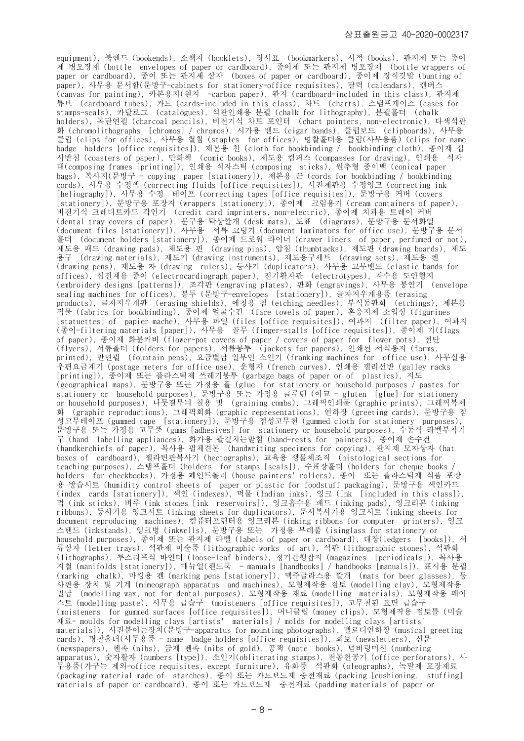equipment), 북엔드 (bookends), 소책자 (booklets), 장서표 (bookmarkers), 서적 (books), 판지제 또는 종이제 병포장재 (bottle envelopes of paper or cardboard), 종이제 또는 판지제 병포장재 (bottle wrappers of paper or cardboard), 종이 또는 판지제 상자 (boxes of paper or cardboard), 종이제 장식깃발 (bunting of paper), 사무용 문서함(문방구-cabinets for stationery-office requisites), 달력 (calendars), 캔버스 (canvas for painting), 카본용지(원지 -carbon paper), 판지 (cardboard-included in this class), 판지제 튜브 (cardboard tubes), 카드 (cards-included in this class), 차트 (charts), 스탬프케이스 (cases for stamps-seals), 카탈로그 (catalogues), 석판인쇄용 분필 (chalk for lithography), 분필홀더 (chalk holders), 목탄연필 (charcoal pencils), 비전기식 차트 포인터 (chart pointers, non-electronic), 다색석판화 (chromolithographs [chromos] / chromos), 시가용 밴드 (cigar bands), 클립보드 (clipboards), 사무용 클립 (clips for offices), 사무용 철침 (staples for offices), 명찰홀더용 클립(사무용품) (clips for name badge holders [office requisites]), 제본용 천 (cloth for bookbinding / bookbinding cloth), 종이제 접시받침 (coasters of paper), 만화책 (comic books), 제도용 컴퍼스 (compasses for drawing), 인쇄용 식자대(composing frames [printing]), 인쇄용 식자스틱 (composing sticks), 원추형 종이백 (conical paper bags), 복사지(문방구 - copying paper [stationery]), 제본용 끈 (cords for bookbinding / bookbinding cords), 사무용 수정액 (correcting fluids [office requisites]), 사진제판용 수정잉크 (correcting ink [heliography]), 사무용 수정 테이프 (correcting tapes [office requisites]), 문방구용 커버 (covers [stationery]), 문방구용 포장지 (wrappers [stationery]), 종이제 크림용기 (cream containers of paper), 비전기식 크레디트카드 각인기 (credit card imprinters, non-electric), 종이제 치과용 트레이 커버 (dental tray covers of paper), 문구용 탁상깔개 (desk mats), 도표 (diagrams), 문방구용 문서화일 (document files [stationery]), 사무용 서류 코팅기 (document laminators for office use), 문방구용 문서홀더 (document holders [stationery]), 종이제 드로워 라이너 (drawer liners of paper, perfumed or not), 제도용 패드 (drawing pads), 제도용 핀 (drawing pins), 압침 (thumbtacks), 제도판 (drawing boards), 제도용구 (drawing materials), 제도기 (drawing instruments), 제도용구세트 (drawing sets), 제도용 펜 (drawing pens), 제도용 자 (drawing rulers), 등사기 (duplicators), 사무용 고무밴드 (elastic bands for offices), 심전계용 종이 (electrocardiograph paper), 전기활자판 (electrotypes), 자수용 도안형지 (embroidery designs [patterns]), 조각판 (engraving plates), 판화 (engravings), 사무용 봉인기 (envelope sealing machines for offices), 봉투 (문방구-envelopes [stationery]), 글자지우개용품 (erasing products), 글자지우개판 (erasing shields), 에칭용 침 (etching needles), 부식동판화 (etchings), 제본용 직물 (fabrics for bookbinding), 종이제 얼굴수건 (face towels of paper), 혼응지제 소입상 (figurines [statuettes] of papier mache), 사무용 파일 (files [office requisites]), 여과지 (filter paper), 여과지 (종이-filtering materials [paper]), 사무용 골무 (finger-stalls [office requisites]), 종이제 기(flags of paper), 종이제 화분커버 (flower-pot covers of paper / covers of paper for flower pots), 전단 (flyers), 서류폴더 (folders for papers), 서류봉투 (jackets for papers), 인쇄된 서식용지 (forms, printed), 만년필 (fountain pens), 요금별납 일부인 소인기 (franking machines for office use), 사무실용 우편요금계기 (postage meters for office use), 운형자 (french curves), 인쇄용 갤리선반 (galley racks [printing]), 종이제 또는 플라스틱제 쓰레기봉투 (garbage bags of paper or of plastics), 지도 (geographical maps), 문방구용 또는 가정용 풀 (glue for stationery or household purposes / pastes for stationery or household purposes), 문방구용 또는 가정용 글루텐 (아교 - gluten [glue] for stationery or household purposes), 나뭇결무늬 칠용 빗 (graining combs), 그래픽인쇄물 (graphic prints), 그래픽복제화 (graphic reproductions), 그래픽회화 (graphic representations), 연하장 (greeting cards), 문방구용 점성고무테이프 (gummed tape [stationery]), 문방구용 점성고무천 (gummed cloth for stationery purposes), 문방구용 또는 가정용 고무풀 (gums [adhesives] for stationery or household purposes), 수동식 라벨부착기구 (hand labelling appliances), 화가용 팔걸치는받침 (hand-rests for painters), 종이제 손수건 (handkerchiefs of paper), 복사용 필체견본 (handwriting specimens for copying), 판지제 모자상자 (hat boxes of cardboard), 젤라틴판복사기 (hectographs), 교육용 생물체조직 (histological sections for teaching purposes), 스탬프홀더 (holders for stamps [seals]), 수표장홀더 (holders for cheque books / holders for checkbooks), 가정용 페인트롤러 (house painters' rollers), 종이 또는 플라스틱제 식품 포장용 방습시트 (humidity control sheets of paper or plastic for foodstuff packaging), 문방구용 색인카드 (index cards [stationery]), 색인 (indexes), 먹물 (Indian inks), 잉크 (Ink [included in this class]), 먹 (ink sticks), 벼루 (ink stones [ink reservoirs]), 잉크흡수용 패드 (inking pads), 잉크리본 (inking ribbons), 등사기용 잉크시트 (inking sheets for duplicators), 문서복사기용 잉크시트 (inking sheets for document reproducing machines), 컴퓨터프린터용 잉크리본 (inking ribbons for computer printers), 잉크스탠드 (inkstands), 잉크병 (inkwells), 문방구용 또는 가정용 부레풀 (isinglass for stationery or household purposes), 종이제 또는 판지제 라벨 (labels of paper or cardboard), 대장(ledgers [books]), 서류상자 (letter trays), 석판제 미술품 (lithographic works of art), 석판 (lithographic stones), 석판화 (lithographs), 루스리프식 바인더 (loose-leaf binders), 정기간행잡지 (magazines [periodicals]), 복사용지철 (manifolds [stationery]), 매뉴얼(핸드북 - manuals [handbooks] / handbooks [manuals]), 표시용 분필 (marking chalk), 마킹용 펜 (marking pens [stationery]), 맥주글라스용 깔개 (mats for beer glasses), 등사판용 장치 및 기계 (mimeograph apparatus and machines), 모형제작용 점토 (modelling clay), 모형제작용 밀납 (modelling wax, not for dental purposes), 모형제작용 재료 (modelling materials), 모형제작용 페이스트 (modelling paste), 사무용 급습구 (moisteners [office requisites]), 고무칠된 표면 급습구 (moisteners for gummed surfaces [office requisites]), 머니클립 (money clips), 모형제작용 점토틀 (미술재료- moulds for modelling clays [artists' materials] / molds for modelling clays [artists' materials]), 사진붙이는장치(문방구-apparatus for mounting photographs), 멜로디연하장 (musical greeting cards), 명찰홀더(사무용품 - name badge holders [office requisites]), 회보 (newsletters), 신문 (newspapers), 펜촉 (nibs), 금제 펜촉 (nibs of gold), 공책 (note books), 넘버링머신 (numbering apparatus), 숫자활자 (numbers [type]), 소인기(obliterating stamps), 전동천공기 (office perforators), 사무용품(가구는 제외-office requisites, except furniture), 유화풍 석판화 (oleographs), 녹말제 포장재료 (packaging material made of starches), 종이 또는 카드보드제 충전재료 (packing [cushioning, stuffing] materials of paper or cardboard), 종이 또는 카드보드제 충전재료 (padding materials of paper or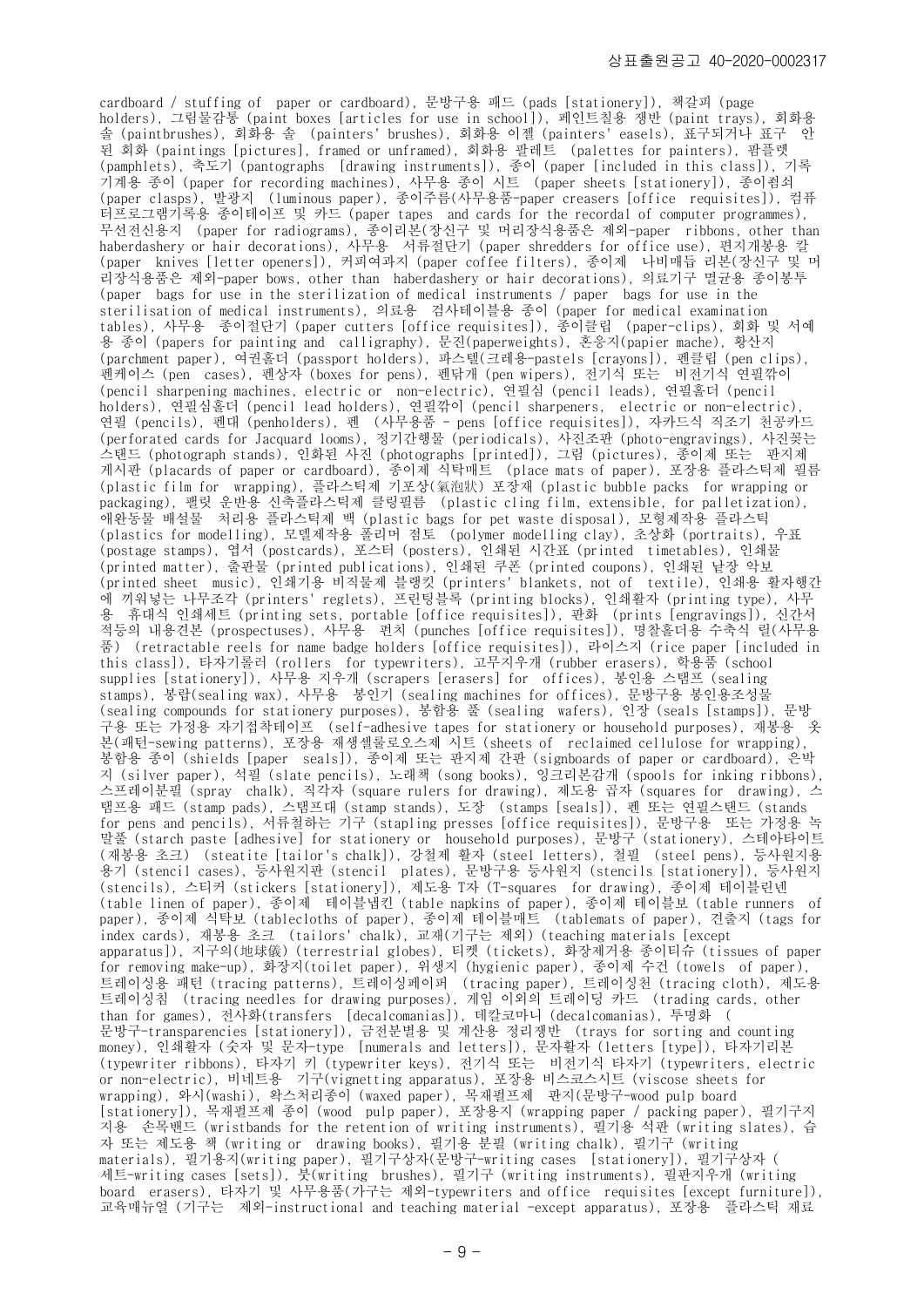cardboard / stuffing of paper or cardboard), 문방구용 패드 (pads [stationery]), 책갈피 (page holders), 그림물감통 (paint boxes [articles for use in school]), 페인트칠용 쟁반 (paint trays), 회화용 솔 (paintbrushes), 회화용 솔 (painters' brushes), 회화용 이젤 (painters' easels), 표구되거나 표구 안 된 회화 (paintings [pictures], framed or unframed), 회화용 팔레트 (palettes for painters), 팜플렛 (pamphlets), 축도기 (pantographs [drawing instruments]), 종이 (paper [included in this class]), 기록 기계용 종이 (paper for recording machines), 사무용 종이 시트 (paper sheets [stationery]), 종이집쇠 (paper clasps), 발광지 (luminous paper), 종이주름(사무용품-paper creasers [office requisites]), 컴퓨터프로그램기록용 종이테이프 및 카드 (paper tapes and cards for the recordal of computer programmes), 무선전신용지 (paper for radiograms), 종이리본(장신구 및 머리장식용품은 제외-paper ribbons, other than haberdashery or hair decorations), 사무용 서류절단기 (paper shredders for office use), 편지개봉용 칼 (paper knives [letter openers]), 커피여과지 (paper coffee filters), 종이제 나비매듭 리본(장신구 및 머리장식용품은 제외-paper bows, other than haberdashery or hair decorations), 의료기구 멸균용 종이봉투 (paper bags for use in the sterilization of medical instruments / paper bags for use in the sterilisation of medical instruments), 의료용 검사테이블용 종이 (paper for medical examination tables), 사무용 종이절단기 (paper cutters [office requisites]), 종이클립 (paper-clips), 회화 및 서예용 종이 (papers for painting and calligraphy), 문진(paperweights), 혼응지(papier mache), 황산지 (parchment paper), 여권홀더 (passport holders), 파스텔(크레용-pastels [crayons]), 펜클립 (pen clips), 펜케이스 (pen cases), 펜상자 (boxes for pens), 펜닦개 (pen wipers), 전기식 또는 비전기식 연필깎이 (pencil sharpening machines, electric or non-electric), 연필심 (pencil leads), 연필홀더 (pencil holders), 연필심홀더 (pencil lead holders), 연필깎이 (pencil sharpeners, electric or non-electric), 연필 (pencils), 펜대 (penholders), 펜 (사무용품 - pens [office requisites]), 자카드식 직조기 천공카드 (perforated cards for Jacquard looms), 정기간행물 (periodicals), 사진조판 (photo-engravings), 사진꽂는 스탠드 (photograph stands), 인화된 사진 (photographs [printed]), 그림 (pictures), 종이제 또는 판지제 게시판 (placards of paper or cardboard), 종이제 식탁매트 (place mats of paper), 포장용 플라스틱제 필름 (plastic film for wrapping), 플라스틱제 기포상(氣泡狀) 포장재 (plastic bubble packs for wrapping or packaging), 팰릿 운반용 신축플라스틱제 클링필름 (plastic cling film, extensible, for palletization), 애완동물 배설물 처리용 플라스틱제 백 (plastic bags for pet waste disposal), 모형제작용 플라스틱 (plastics for modelling), 모델제작용 폴리머 점토 (polymer modelling clay), 초상화 (portraits), 우표 (postage stamps), 엽서 (postcards), 포스터 (posters), 인쇄된 시간표 (printed timetables), 인쇄물 (printed matter), 출판물 (printed publications), 인쇄된 쿠폰 (printed coupons), 인쇄된 낱장 악보 (printed sheet music), 인쇄기용 비직물제 블랭킷 (printers' blankets, not of textile), 인쇄용 활자행간에 끼워넣는 나무조각 (printers' reglets), 프린팅블록 (printing blocks), 인쇄활자 (printing type), 사무용 휴대식 인쇄세트 (printing sets, portable [office requisites]), 판화 (prints [engravings]), 신간서적등의 내용견본 (prospectuses), 사무용 펀치 (punches [office requisites]), 명찰홀더용 수축식 릴(사무용품) (retractable reels for name badge holders [office requisites]), 라이스지 (rice paper [included in this class]), 타자기롤러 (rollers for typewriters), 고무지우개 (rubber erasers), 학용품 (school supplies [stationery]), 사무용 지우개 (scrapers [erasers] for offices), 봉인용 스탬프 (sealing stamps), 봉랍(sealing wax), 사무용 봉인기 (sealing machines for offices), 문방구용 봉인용조성물 (sealing compounds for stationery purposes), 봉함용 풀 (sealing wafers), 인장 (seals [stamps]), 문방구용 또는 가정용 자기접착테이프 (self-adhesive tapes for stationery or household purposes), 재봉용 옷본(패턴-sewing patterns), 포장용 재생셀룰로오스제 시트 (sheets of reclaimed cellulose for wrapping), 봉함용 종이 (shields [paper seals]), 종이제 또는 판지제 간판 (signboards of paper or cardboard), 은박지 (silver paper), 석필 (slate pencils), 노래책 (song books), 잉크리본감개 (spools for inking ribbons), 스프레이분필 (spray chalk), 직각자 (square rulers for drawing), 제도용 곱자 (squares for drawing), 스탬프용 패드 (stamp pads), 스탬프대 (stamp stands), 도장 (stamps [seals]), 펜 또는 연필스탠드 (stands for pens and pencils), 서류철하는 기구 (stapling presses [office requisites]), 문방구용 또는 가정용 녹말풀 (starch paste [adhesive] for stationery or household purposes), 문방구 (stationery), 스테아타이트(재봉용 초크) (steatite [tailor's chalk]), 강철제 활자 (steel letters), 철필 (steel pens), 등사원지용 용기 (stencil cases), 등사원지판 (stencil plates), 문방구용 등사원지 (stencils [stationery]), 등사원지 (stencils), 스티커 (stickers [stationery]), 제도용 T자 (T-squares for drawing), 종이제 테이블린넨 (table linen of paper), 종이제 테이블냅킨 (table napkins of paper), 종이제 테이블보 (table runners of paper), 종이제 식탁보 (tablecloths of paper), 종이제 테이블매트 (tablemats of paper), 견출지 (tags for index cards), 재봉용 초크 (tailors' chalk), 교재(기구는 제외) (teaching materials [except apparatus]), 지구의(地球儀) (terrestrial globes), 티켓 (tickets), 화장제거용 종이티슈 (tissues of paper for removing make-up), 화장지(toilet paper), 위생지 (hygienic paper), 종이제 수건 (towels of paper), 트레이싱용 패턴 (tracing patterns), 트레이싱페이퍼 (tracing paper), 트레이싱천 (tracing cloth), 제도용 트레이싱침 (tracing needles for drawing purposes), 게임 이외의 트레이딩 카드 (trading cards, other than for games), 전사화(transfers [decalcomanias]), 데칼코마니 (decalcomanias), 투명화 (문방구-transparencies [stationery]), 금전분별용 및 계산용 정리쟁반 (trays for sorting and counting money), 인쇄활자 (숫자 및 문자-type [numerals and letters]), 문자활자 (letters [type]), 타자기리본 (typewriter ribbons), 타자기 키 (typewriter keys), 전기식 또는 비전기식 타자기 (typewriters, electric or non-electric), 비네트용 기구(vignetting apparatus), 포장용 비스코스시트 (viscose sheets for wrapping), 와시(washi), 왁스처리종이 (waxed paper), 목재펄프제 판지(문방구-wood pulp board [stationery]), 목재펄프제 종이 (wood pulp paper), 포장용지 (wrapping paper / packing paper), 필기구지지용 손목밴드 (wristbands for the retention of writing instruments), 필기용 석판 (writing slates), 습자 또는 제도용 책 (writing or drawing books), 필기용 분필 (writing chalk), 필기구 (writing materials), 필기용지(writing paper), 필기구상자(문방구-writing cases [stationery]), 필기구상자 (세트-writing cases [sets]), 붓(writing brushes), 필기구 (writing instruments), 필판지우개 (writing board erasers), 타자기 및 사무용품(가구는 제외-typewriters and office requisites [except furniture]), 교육매뉴얼 (기구는 제외-instructional and teaching material -except apparatus), 포장용 플라스틱 재료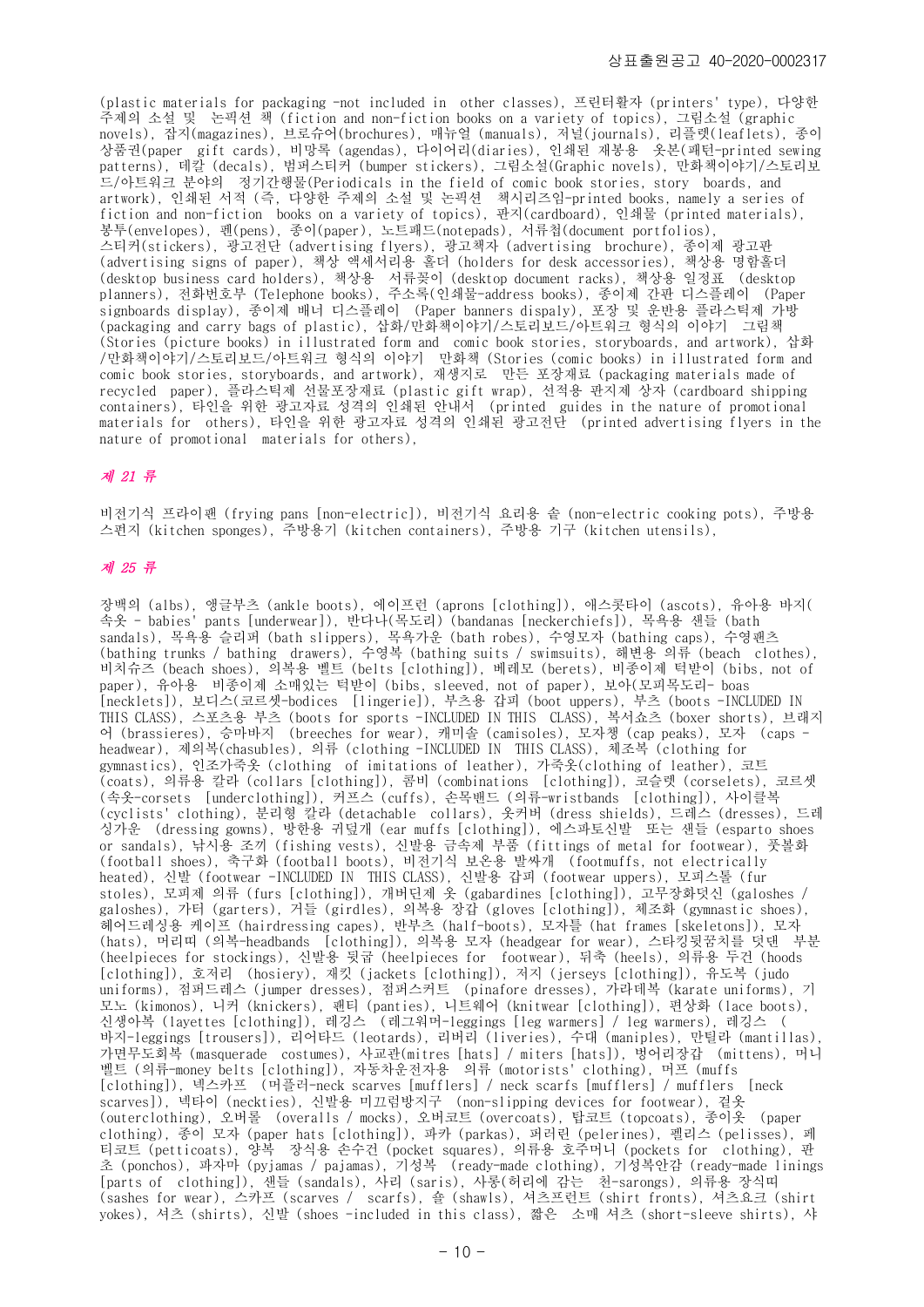(plastic materials for packaging -not included in other classes), 프린터활자 (printers' type), 다양한 주제의 소설 및 논픽션 책 (fiction and non-fiction books on a variety of topics), 그림소설 (graphic novels), 잡지(magazines), 브로슈어(brochures), 매뉴얼 (manuals), 저널(journals), 리플렛(leaflets), 종이 상품권(paper gift cards), 비망록 (agendas), 다이어리(diaries), 인쇄된 재봉용 옷본(패턴-printed sewing patterns), 데칼 (decals), 범퍼스티커 (bumper stickers), 그림소설(Graphic novels), 만화책이야기/스토리보드/아트워크 분야의 정기간행물(Periodicals in the field of comic book stories, story boards, and artwork), 인쇄된 서적 (즉, 다양한 주제의 소설 및 논픽션 책시리즈임-printed books, namely a series of fiction and non-fiction books on a variety of topics), 판지(cardboard), 인쇄물 (printed materials), 봉투(envelopes), 펜(pens), 종이(paper), 노트패드(notepads), 서류첩(document portfolios), 스티커(stickers), 광고전단 (advertising flyers), 광고책자 (advertising brochure), 종이제 광고판 (advertising signs of paper), 책상용 액세서리용 홀더 (holders for desk accessories), 책상용 명함홀더 (desktop business card holders), 책상용 서류꽂이 (desktop document racks), 책상용 일정표 (desktop planners), 전화번호부 (Telephone books), 주소록(인쇄물-address books), 종이제 간판 디스플레이 (Paper signboards display), 종이제 배너 디스플레이 (Paper banners dispaly), 포장 및 운반용 플라스틱제 가방 (packaging and carry bags of plastic), 삽화/만화책이야기/스토리보드/아트워크 형식의 이야기 그림책 (Stories (picture books) in illustrated form and comic book stories, storyboards, and artwork), 삽화/만화책이야기/스토리보드/아트워크 형식의 이야기 만화책 (Stories (comic books) in illustrated form and comic book stories, storyboards, and artwork), 재생지로 만든 포장재료 (packaging materials made of recycled paper), 플라스틱제 선물포장재료 (plastic gift wrap), 선적용 판지제 상자 (cardboard shipping containers), 타인을 위한 광고자료 성격의 인쇄된 안내서 (printed guides in the nature of promotional materials for others), 타인을 위한 광고자료 성격의 인쇄된 광고전단 (printed advertising flyers in the nature of promotional materials for others),

*제 21 류*

비전기식 프라이팬 (frying pans [non-electric]), 비전기식 요리용 솥 (non-electric cooking pots), 주방용 스펀지 (kitchen sponges), 주방용기 (kitchen containers), 주방용 기구 (kitchen utensils),

*제 25 류*

장백의 (albs), 앵글부츠 (ankle boots), 에이프런 (aprons [clothing]), 에스콧타이 (ascots), 유아용 바지(속옷 - babies' pants [underwear]), 반다나(목도리) (bandanas [neckerchiefs]), 목욕용 샌들 (bath sandals), 목욕용 슬리퍼 (bath slippers), 목욕가운 (bath robes), 수영모자 (bathing caps), 수영팬츠 (bathing trunks / bathing drawers), 수영복 (bathing suits / swimsuits), 해변용 의류 (beach clothes), 비치슈즈 (beach shoes), 의복용 벨트 (belts [clothing]), 베레모 (berets), 비종이제 턱받이 (bibs, not of paper), 유아용 비종이제 소매있는 턱받이 (bibs, sleeved, not of paper), 보아(모피목도리- boas [necklets]), 보디스(코르셋-bodices [lingerie]), 부츠용 갑피 (boot uppers), 부츠 (boots -INCLUDED IN THIS CLASS), 스포츠용 부츠 (boots for sports -INCLUDED IN THIS CLASS), 복서쇼츠 (boxer shorts), 브래지어 (brassieres), 승마바지 (breeches for wear), 캐미솔 (camisoles), 모자챙 (cap peaks), 모자 (caps - headwear), 제의복(chasubles), 의류 (clothing -INCLUDED IN THIS CLASS), 체조복 (clothing for gymnastics), 인조가죽옷 (clothing of imitations of leather), 가죽옷(clothing of leather), 코트 (coats), 의류용 칼라 (collars [clothing]), 콤비 (combinations [clothing]), 코슬렛 (corselets), 코르셋(속옷-corsets [underclothing]), 커프스 (cuffs), 손목밴드 (의류-wristbands [clothing]), 사이클복 (cyclists' clothing), 분리형 칼라 (detachable collars), 옷커버 (dress shields), 드레스 (dresses), 드레싱가운 (dressing gowns), 방한용 귀덮개 (ear muffs [clothing]), 에스파토신발 또는 샌들 (esparto shoes or sandals), 낚시용 조끼 (fishing vests), 신발용 금속제 부품 (fittings of metal for footwear), 풋볼화 (football shoes), 축구화 (football boots), 비전기식 보온용 발싸개 (footmuffs, not electrically heated), 신발 (footwear -INCLUDED IN THIS CLASS), 신발용 갑피 (footwear uppers), 모피스톨 (fur stoles), 모피제 의류 (furs [clothing]), 개버딘제 옷 (gabardines [clothing]), 고무장화덧신 (galoshes / galoshes), 가터 (garters), 거들 (girdles), 의복용 장갑 (gloves [clothing]), 체조화 (gymnastic shoes), 헤어드레싱용 케이프 (hairdressing capes), 반부츠 (half-boots), 모자틀 (hat frames [skeletons]), 모자 (hats), 머리띠 (의복-headbands [clothing]), 의복용 모자 (headgear for wear), 스타킹뒷꿈치를 덧댄 부분 (heelpieces for stockings), 신발용 뒷굽 (heelpieces for footwear), 뒤축 (heels), 의류용 두건 (hoods [clothing]), 호저리 (hosiery), 재킷 (jackets [clothing]), 저지 (jerseys [clothing]), 유도복 (judo uniforms), 점퍼드레스 (jumper dresses), 점퍼스커트 (pinafore dresses), 가라데복 (karate uniforms), 기모노 (kimonos), 니커 (knickers), 팬티 (panties), 니트웨어 (knitwear [clothing]), 편상화 (lace boots), 신생아복 (layettes [clothing]), 레깅스 (레그워머-leggings [leg warmers] / leg warmers), 레깅스 (바지-leggings [trousers]), 리어타드 (leotards), 리버리 (liveries), 수대 (maniples), 만틸라 (mantillas), 가면무도회복 (masquerade costumes), 사교관(mitres [hats] / miters [hats]), 벙어리장갑 (mittens), 머니벨트 (의류-money belts [clothing]), 자동차운전자용 의류 (motorists' clothing), 머프 (muffs [clothing]), 넥스카프 (머플러-neck scarves [mufflers] / neck scarfs [mufflers] / mufflers [neck scarves]), 넥타이 (neckties), 신발용 미끄럼방지구 (non-slipping devices for footwear), 겉옷 (outerclothing), 오버롤 (overalls / mocks), 오버코트 (overcoats), 탑코트 (topcoats), 종이옷 (paper clothing), 종이 모자 (paper hats [clothing]), 파카 (parkas), 퍼러린 (pelerines), 펠리스 (pelisses), 페티코트 (petticoats), 양복 장식용 손수건 (pocket squares), 의류용 호주머니 (pockets for clothing), 판초 (ponchos), 파자마 (pyjamas / pajamas), 기성복 (ready-made clothing), 기성복안감 (ready-made linings [parts of clothing]), 샌들 (sandals), 사리 (saris), 사롱(허리에 감는 천-sarongs), 의류용 장식띠 (sashes for wear), 스카프 (scarves / scarfs), 숄 (shawls), 셔츠프런트 (shirt fronts), 셔츠요크 (shirt yokes), 셔츠 (shirts), 신발 (shoes -included in this class), 짧은 소매 셔츠 (short-sleeve shirts), 샤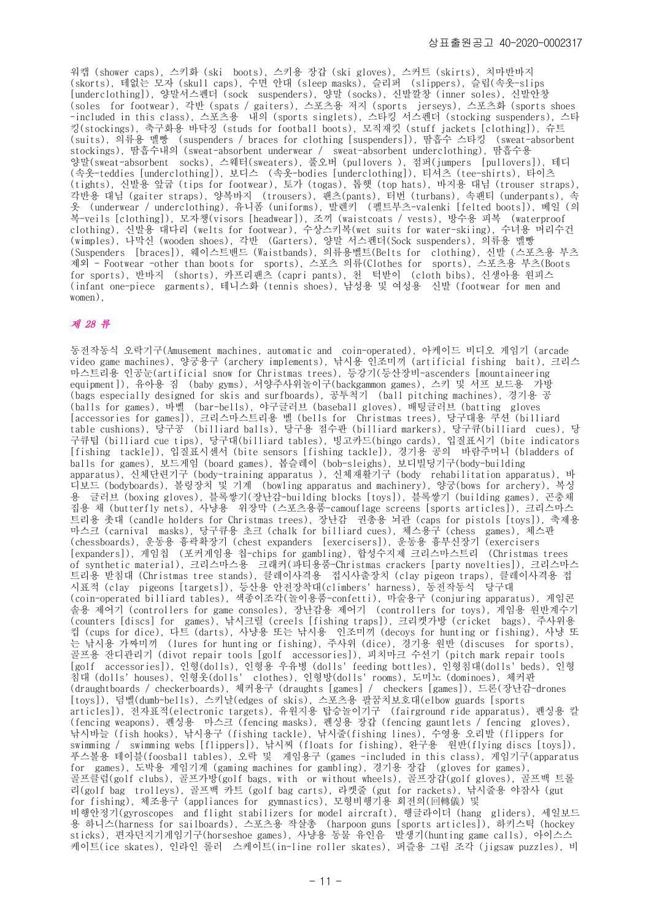워캡 (shower caps), 스키화 (ski boots), 스키용 장갑 (ski gloves), 스커트 (skirts), 치마반바지 (skorts), 테없는 모자 (skull caps), 수면 안대 (sleep masks), 슬리퍼 (slippers), 슬립(속옷-slips [underclothing]), 양말서스펜더 (sock suspenders), 양말 (socks), 신발깔창 (inner soles), 신발안창 (soles for footwear), 각반 (spats / gaiters), 스포츠용 저지 (sports jerseys), 스포츠화 (sports shoes -included in this class), 스포츠용 내의 (sports singlets), 스타킹 서스펜더 (stocking suspenders), 스타킹(stockings), 축구화용 바닥징 (studs for football boots), 모직재킷 (stuff jackets [clothing]), 슈트 (suits), 의류용 멜빵 (suspenders / braces for clothing [suspenders]), 땀흡수 스타킹 (sweat-absorbent stockings), 땀흡수내의 (sweat-absorbent underwear / sweat-absorbent underclothing), 땀흡수용 양말(sweat-absorbent socks), 스웨터(sweaters), 풀오버 (pullovers ), 점퍼(jumpers [pullovers]), 테디 (속옷-teddies [underclothing]), 보디스 (속옷-bodies [underclothing]), 티셔츠 (tee-shirts), 타이츠 (tights), 신발용 앞굽 (tips for footwear), 토가 (togas), 톱햇 (top hats), 바지용 대님 (trouser straps), 각반용 대님 (gaiter straps), 양복바지 (trousers), 팬츠(pants), 터번 (turbans), 속팬티 (underpants), 속옷 (underwear / underclothing), 유니폼 (uniforms), 발렌키 (펠트부츠-valenki [felted boots]), 베일 (의복-veils [clothing]), 모자챙(visors [headwear]), 조끼 (waistcoats / vests), 방수용 피복 (waterproof clothing), 신발용 대다리 (welts for footwear), 수상스키복(wet suits for water-skiing), 수녀용 머리수건 (wimples), 나막신 (wooden shoes), 각반 (Garters), 양말 서스펜더(Sock suspenders), 의류용 멜빵 (Suspenders [braces]), 웨이스트밴드 (Waistbands), 의류용벨트(Belts for clothing), 신발 (스포츠용 부츠 제외 - Footwear -other than boots for sports), 스포츠 의류(Clothes for sports), 스포츠용 부츠(Boots for sports), 반바지 (shorts), 카프리팬츠 (capri pants), 천 턱받이 (cloth bibs), 신생아용 원피스 (infant one-piece garments), 테니스화 (tennis shoes), 남성용 및 여성용 신발 (footwear for men and women),

## 제 28 류

동전작동식 오락기구(Amusement machines, automatic and coin-operated), 아케이드 비디오 게임기 (arcade video game machines), 양궁용구 (archery implements), 낚시용 인조미끼 (artificial fishing bait), 크리스마스트리용 인공눈(artificial snow for Christmas trees), 등강기(등산장비-ascenders [mountaineering equipment]), 유아용 짐 (baby gyms), 서양주사위놀이구(backgammon games), 스키 및 서프 보드용 가방 (bags especially designed for skis and surfboards), 공투척기 (ball pitching machines), 경기용 공 (balls for games), 바벨 (bar-bells), 야구글러브 (baseball gloves), 배팅글러브 (batting gloves [accessories for games]), 크리스마스트리용 벨 (bells for Christmas trees), 당구대용 쿠션 (billiard table cushions), 당구공 (billiard balls), 당구용 점수판 (billiard markers), 당구큐(billiard cues), 당구큐팁 (billiard cue tips), 당구대(billiard tables), 빙고카드(bingo cards), 입질표시기 (bite indicators [fishing tackle]), 입질표시센서 (bite sensors [fishing tackle]), 경기용 공의 바람주머니 (bladders of balls for games), 보드게임 (board games), 봅슬레이 (bob-sleighs), 보디빌딩기구(body-building apparatus), 신체단련기구 (body-training apparatus ), 신체재활기구 (body rehabilitation apparatus), 바디보드 (bodyboards), 볼링장치 및 기계 (bowling apparatus and machinery), 양궁(bows for archery), 복싱용 글러브 (boxing gloves), 블록쌓기(장난감-building blocks [toys]), 블록쌓기 (building games), 곤충채집용 채 (butterfly nets), 사냥용 위장막 (스포츠용품-camouflage screens [sports articles]), 크리스마스트리용 촛대 (candle holders for Christmas trees), 장난감 권총용 뇌관 (caps for pistols [toys]), 축제용 마스크 (carnival masks), 당구큐용 초크 (chalk for billiard cues), 체스용구 (chess games), 체스판 (chessboards), 운동용 흉곽확장기 (chest expanders [exercisers]), 운동용 흉부신장기 (exercisers [expanders]), 게임칩 (포커게임용 칩-chips for gambling), 합성수지제 크리스마스트리 (Christmas trees of synthetic material), 크리스마스용 크래커(파티용품-Christmas crackers [party novelties]), 크리스마스트리용 받침대 (Christmas tree stands), 클레이사격용 접시사출장치 (clay pigeon traps), 클레이사격용 접시표적 (clay pigeons [targets]), 등산용 안전장착대(climbers' harness), 동전작동식 당구대 (coin-operated billiard tables), 색종이조각(놀이용품-confetti), 마술용구 (conjuring apparatus), 게임콘솔용 제어기 (controllers for game consoles), 장난감용 제어기 (controllers for toys), 게임용 원반계수기 (counters [discs] for games), 낚시크릴 (creels [fishing traps]), 크리켓가방 (cricket bags), 주사위용 컵 (cups for dice), 다트 (darts), 사냥용 또는 낚시용 인조미끼 (decoys for hunting or fishing), 사냥 또는 낚시용 가짜미끼 (lures for hunting or fishing), 주사위 (dice), 경기용 원반 (discuses for sports), 골프용 잔디관리기 (divot repair tools [golf accessories]), 피치마크 수선기 (pitch mark repair tools [golf accessories]), 인형(dolls), 인형용 우유병 (dolls' feeding bottles), 인형침대(dolls' beds), 인형침대 (dolls' houses), 인형옷(dolls' clothes), 인형방(dolls' rooms), 도미노 (dominoes), 체커판 (draughtboards / checkerboards), 체커용구 (draughts [games] / checkers [games]), 드론(장난감-drones [toys]), 덤벨(dumb-bells), 스키날(edges of skis), 스포츠용 팔꿈치보호대(elbow guards [sports articles]), 전자표적(electronic targets), 유원지용 탑승놀이기구 (fairground ride apparatus), 펜싱용 칼 (fencing weapons), 펜싱용 마스크 (fencing masks), 펜싱용 장갑 (fencing gauntlets / fencing gloves), 낚시바늘 (fish hooks), 낚시용구 (fishing tackle), 낚시줄(fishing lines), 수영용 오리발 (flippers for swimming / swimming webs [flippers]), 낚시찌 (floats for fishing), 완구용 원반(flying discs [toys]), 푸스볼용 테이블(foosball tables), 오락 및 게임용구 (games -included in this class), 게임기구(apparatus for games), 도박용 게임기계 (gaming machines for gambling), 경기용 장갑 (gloves for games), 골프클럽(golf clubs), 골프가방(golf bags, with or without wheels), 골프장갑(golf gloves), 골프백 트롤리(golf bag trolleys), 골프백 카트 (golf bag carts), 라켓줄 (gut for rackets), 낚시줄용 야잠사 (gut for fishing), 체조용구 (appliances for gymnastics), 모형비행기용 회전의(回轉儀) 및 비행안정기(gyroscopes and flight stabilizers for model aircraft), 행글라이더 (hang gliders), 세일보드용 하니스(harness for sailboards), 스포츠용 작살총 (harpoon guns [sports articles]), 하키스틱 (hockey sticks), 편자던지기게임구(horseshoe games), 사냥용 동물 유인음 발생기(hunting game calls), 아이스스케이트(ice skates), 인라인 롤러 스케이트(in-line roller skates), 퍼즐용 그림 조각 (jigsaw puzzles), 비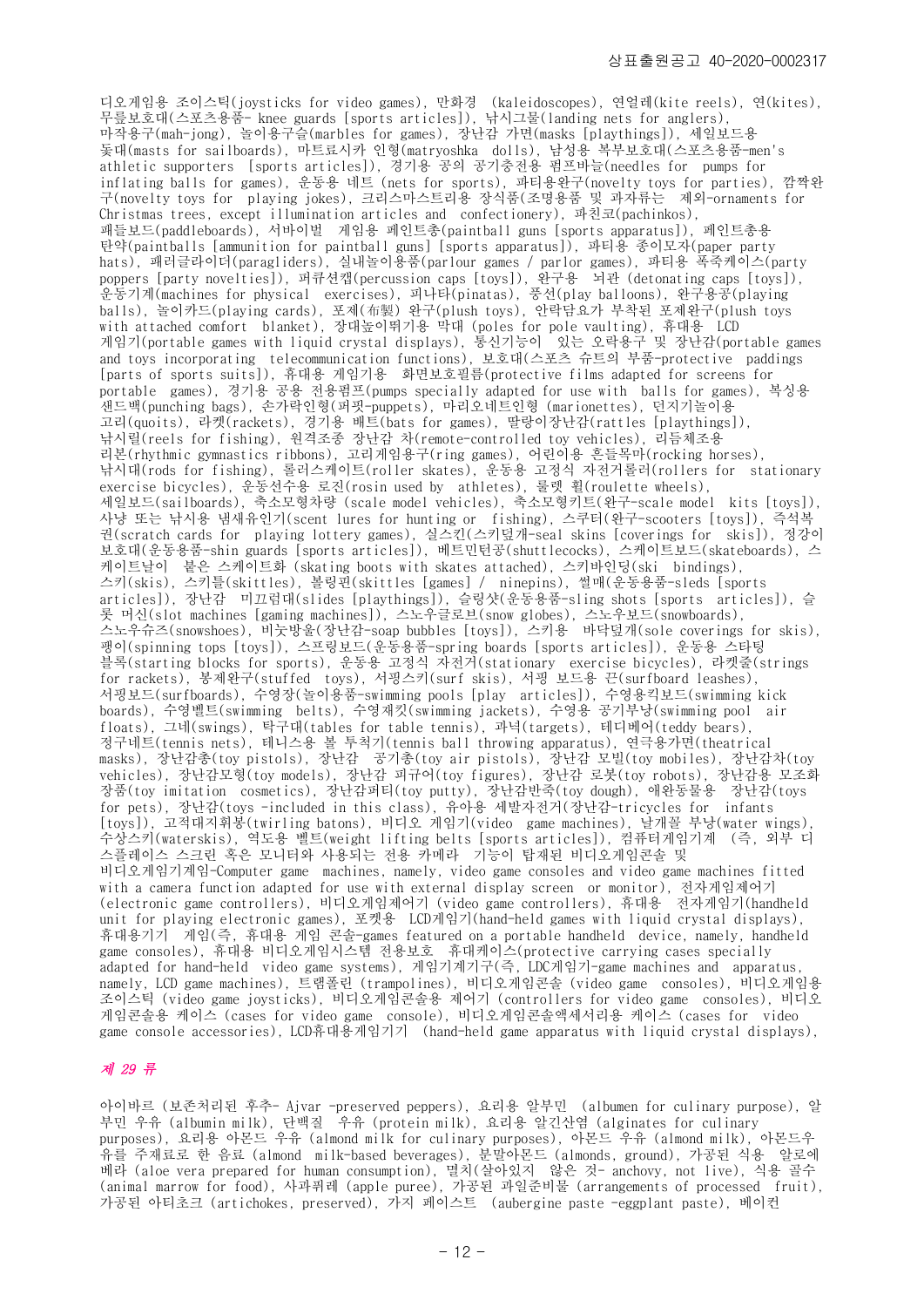디오게임용 조이스틱(joysticks for video games), 만화경 (kaleidoscopes), 연얼레(kite reels), 연(kites), 무릎보호대(스포츠용품- knee guards [sports articles]), 낚시그물(landing nets for anglers), 마작용구(mah-jong), 놀이용구슬(marbles for games), 장난감 가면(masks [playthings]), 세일보드용 돛대(masts for sailboards), 마트료시카 인형(matryoshka dolls), 남성용 복부보호대(스포츠용품-men's athletic supporters [sports articles]), 경기용 공의 공기충전용 펌프바늘(needles for pumps for inflating balls for games), 운동용 네트 (nets for sports), 파티용완구(novelty toys for parties), 깜짝완구(novelty toys for playing jokes), 크리스마스트리용 장식품(조명용품 및 과자류는 제외-ornaments for Christmas trees, except illumination articles and confectionery), 파친코(pachinkos), 패들보드(paddleboards), 서바이벌 게임용 페인트총(paintball guns [sports apparatus]), 페인트총용 탄약(paintballs [ammunition for paintball guns] [sports apparatus]), 파티용 종이모자(paper party hats), 패러글라이더(paragliders), 실내놀이용품(parlour games / parlor games), 파티용 폭죽케이스(party poppers [party novelties]), 퍼큐션캡(percussion caps [toys]), 완구용 뇌관 (detonating caps [toys]), 운동기계(machines for physical exercises), 피나타(pinatas), 풍선(play balloons), 완구용공(playing balls), 놀이카드(playing cards), 포제(布製) 완구(plush toys), 안락담요가 부착된 포제완구(plush toys with attached comfort blanket), 장대높이뛰기용 막대 (poles for pole vaulting), 휴대용 LCD 게임기(portable games with liquid crystal displays), 통신기능이 있는 오락용구 및 장난감(portable games and toys incorporating telecommunication functions), 보호대(스포츠 슈트의 부품-protective paddings [parts of sports suits]), 휴대용 게임기용 화면보호필름(protective films adapted for screens for portable games), 경기용 공용 전용펌프(pumps specially adapted for use with balls for games), 복싱용 샌드백(punching bags), 손가락인형(퍼펫-puppets), 마리오네트인형 (marionettes), 던지기놀이용 고리(quoits), 라켓(rackets), 경기용 배트(bats for games), 딸랑이장난감(rattles [playthings]), 낚시릴(reels for fishing), 원격조종 장난감 차(remote-controlled toy vehicles), 리듬체조용 리본(rhythmic gymnastics ribbons), 고리게임용구(ring games), 어린이용 흔들목마(rocking horses), 낚시대(rods for fishing), 롤러스케이트(roller skates), 운동용 고정식 자전거롤러(rollers for stationary exercise bicycles), 운동선수용 로진(rosin used by athletes), 룰렛 휠(roulette wheels), 세일보드(sailboards), 축소모형차량 (scale model vehicles), 축소모형키트(완구-scale model kits [toys]), 사냥 또는 낚시용 냄새유인기(scent lures for hunting or fishing), 스쿠터(완구-scooters [toys]), 즉석복권(scratch cards for playing lottery games), 실스킨(스키덮개-seal skins [coverings for skis]), 정강이보호대(운동용품-shin guards [sports articles]), 베트민턴공(shuttlecocks), 스케이트보드(skateboards), 스케이트날이 붙은 스케이트화 (skating boots with skates attached), 스키바인딩(ski bindings), 스키(skis), 스키틀(skittles), 볼링핀(skittles [games] / ninepins), 썰매(운동용품-sleds [sports articles]), 장난감 미끄럼대(slides [playthings]), 슬링샷(운동용품-sling shots [sports articles]), 슬롯 머신(slot machines [gaming machines]), 스노우글로브(snow globes), 스노우보드(snowboards), 스노우슈즈(snowshoes), 비눗방울(장난감-soap bubbles [toys]), 스키용 바닥덮개(sole coverings for skis), 팽이(spinning tops [toys]), 스프링보드(운동용품-spring boards [sports articles]), 운동용 스타팅 블록(starting blocks for sports), 운동용 고정식 자전거(stationary exercise bicycles), 라켓줄(strings for rackets), 봉제완구(stuffed toys), 서핑스키(surf skis), 서핑 보드용 끈(surfboard leashes), 서핑보드(surfboards), 수영장(놀이용품-swimming pools [play articles]), 수영용킥보드(swimming kick boards), 수영벨트(swimming belts), 수영재킷(swimming jackets), 수영용 공기부낭(swimming pool air floats), 그네(swings), 탁구대(tables for table tennis), 과녁(targets), 테디베어(teddy bears), 정구네트(tennis nets), 테니스용 볼 투척기(tennis ball throwing apparatus), 연극용가면(theatrical masks), 장난감총(toy pistols), 장난감 공기총(toy air pistols), 장난감 모빌(toy mobiles), 장난감차(toy vehicles), 장난감모형(toy models), 장난감 피규어(toy figures), 장난감 로봇(toy robots), 장난감용 모조화장품(toy imitation cosmetics), 장난감퍼티(toy putty), 장난감반죽(toy dough), 애완동물용 장난감(toys for pets), 장난감(toys -included in this class), 유아용 세발자전거(장난감-tricycles for infants [toys]), 고적대지휘봉(twirling batons), 비디오 게임기(video game machines), 날개꼴 부낭(water wings), 수상스키(waterskis), 역도용 벨트(weight lifting belts [sports articles]), 컴퓨터게임기계 (즉, 외부 디스플레이스 스크린 혹은 모니터와 사용되는 전용 카메라 기능이 탑재된 비디오게임콘솔 및 비디오게임기계임-Computer game machines, namely, video game consoles and video game machines fitted with a camera function adapted for use with external display screen or monitor), 전자게임제어기(electronic game controllers), 비디오게임제어기 (video game controllers), 휴대용 전자게임기(handheld unit for playing electronic games), 포켓용 LCD게임기(hand-held games with liquid crystal displays), 휴대용기기 게임(즉, 휴대용 게임 콘솔-games featured on a portable handheld device, namely, handheld game consoles), 휴대용 비디오게임시스템 전용보호 휴대케이스(protective carrying cases specially adapted for hand-held video game systems), 게임기계기구(즉, LDC게임기-game machines and apparatus, namely, LCD game machines), 트램폴린 (trampolines), 비디오게임콘솔 (video game consoles), 비디오게임용 조이스틱 (video game joysticks), 비디오게임콘솔용 제어기 (controllers for video game consoles), 비디오게임콘솔용 케이스 (cases for video game console), 비디오게임콘솔액세서리용 케이스 (cases for video game console accessories), LCD휴대용게임기기 (hand-held game apparatus with liquid crystal displays),

## *제 29 류*

아이바르 (보존처리된 후추- Ajvar -preserved peppers), 요리용 알부민 (albumen for culinary purpose), 알부민 우유 (albumin milk), 단백질 우유 (protein milk), 요리용 알긴산염 (alginates for culinary purposes), 요리용 아몬드 우유 (almond milk for culinary purposes), 아몬드 우유 (almond milk), 아몬드우유를 주재료로 한 음료 (almond milk-based beverages), 분말아몬드 (almonds, ground), 가공된 식용 알로에베라 (aloe vera prepared for human consumption), 멸치(살아있지 않은 것- anchovy, not live), 식용 골수 (animal marrow for food), 사과퓌레 (apple puree), 가공된 과일준비물 (arrangements of processed fruit), 가공된 아티초크 (artichokes, preserved), 가지 페이스트 (aubergine paste -eggplant paste), 베이컨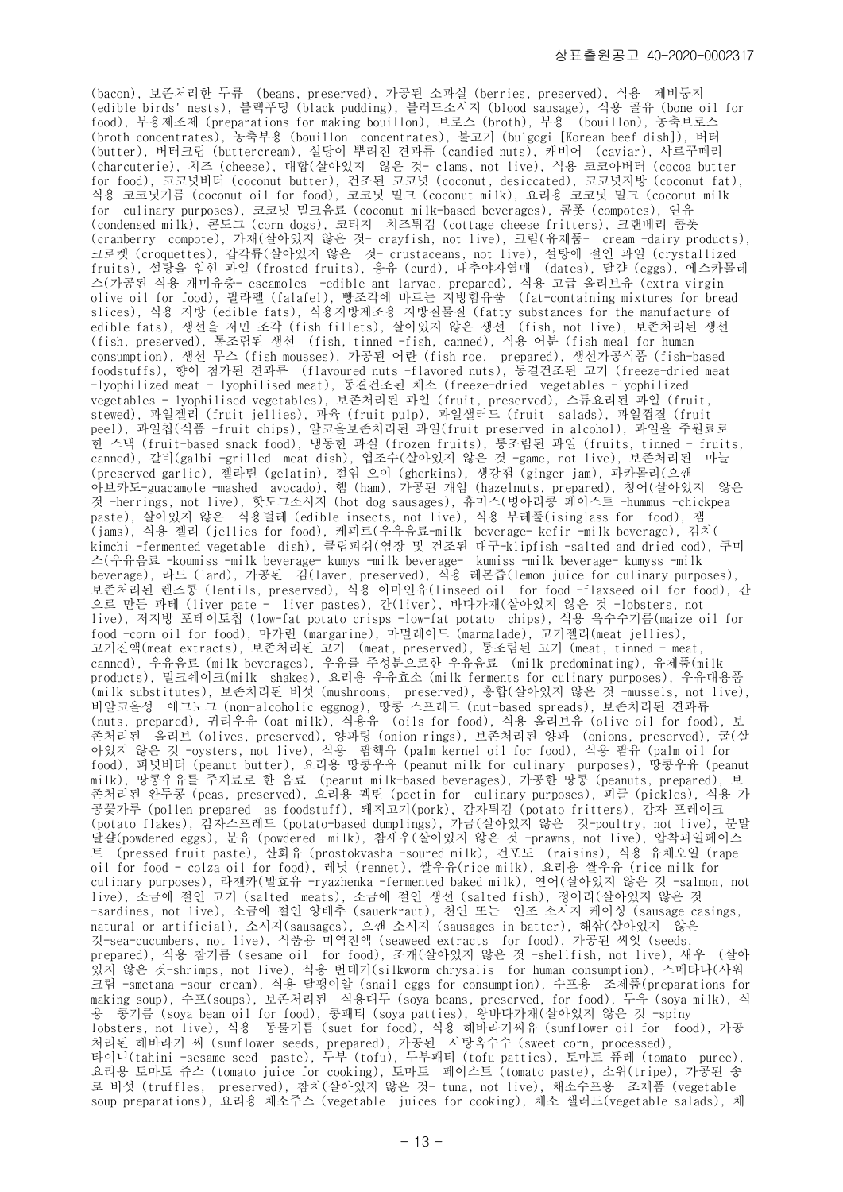(bacon), 보존처리한 두류 (beans, preserved), 가공된 소과실 (berries, preserved), 식용 제비둥지 (edible birds' nests), 블랙푸딩 (black pudding), 블러드소시지 (blood sausage), 식용 골유 (bone oil for food), 부용제조제 (preparations for making bouillon), 브로스 (broth), 부용 (bouillon), 농축브로스 (broth concentrates), 농축부용 (bouillon concentrates), 불고기 (bulgogi [Korean beef dish]), 버터 (butter), 버터크림 (buttercream), 설탕이 뿌려진 견과류 (candied nuts), 캐비어 (caviar), 샤르꾸떼리 (charcuterie), 치즈 (cheese), 대합(살아있지 않은 것- clams, not live), 식용 코코아버터 (cocoa butter for food), 코코넛버터 (coconut butter), 건조된 코코넛 (coconut, desiccated), 코코넛지방 (coconut fat), 식용 코코넛기름 (coconut oil for food), 코코넛 밀크 (coconut milk), 요리용 코코넛 밀크 (coconut milk for culinary purposes), 코코넛 밀크음료 (coconut milk-based beverages), 콤폿 (compotes), 연유 (condensed milk), 콘도그 (corn dogs), 코티지 치즈튀김 (cottage cheese fritters), 크랜베리 콤폿 (cranberry compote), 가재(살아있지 않은 것- crayfish, not live), 크림(유제품- cream -dairy products), 크로켓 (croquettes), 갑각류(살아있지 않은 것- crustaceans, not live), 설탕에 절인 과일 (crystallized fruits), 설탕을 입힌 과일 (frosted fruits), 응유 (curd), 대추야자열매 (dates), 달걀 (eggs), 에스카몰레스(가공된 식용 개미유충- escamoles -edible ant larvae, prepared), 식용 고급 올리브유 (extra virgin olive oil for food), 팔라펠 (falafel), 빵조각에 바르는 지방함유품 (fat-containing mixtures for bread slices), 식용 지방 (edible fats), 식용지방제조용 지방질물질 (fatty substances for the manufacture of edible fats), 생선을 저민 조각 (fish fillets), 살아있지 않은 생선 (fish, not live), 보존처리된 생선 (fish, preserved), 통조림된 생선 (fish, tinned -fish, canned), 식용 어분 (fish meal for human consumption), 생선 무스 (fish mousses), 가공된 어란 (fish roe, prepared), 생선가공식품 (fish-based foodstuffs), 향이 첨가된 견과류 (flavoured nuts -flavored nuts), 동결건조된 고기 (freeze-dried meat -lyophilized meat - lyophilised meat), 동결건조된 채소 (freeze-dried vegetables -lyophilized vegetables - lyophilised vegetables), 보존처리된 과일 (fruit, preserved), 스튜요리된 과일 (fruit, stewed), 과일젤리 (fruit jellies), 과육 (fruit pulp), 과일샐러드 (fruit salads), 과일껍질 (fruit peel), 과일칩(식품 -fruit chips), 알코올보존처리된 과일(fruit preserved in alcohol), 과일을 주원료로 한 스낵 (fruit-based snack food), 냉동한 과실 (frozen fruits), 통조림된 과일 (fruits, tinned - fruits, canned), 갈비(galbi -grilled meat dish), 엽조수(살아있지 않은 것 -game, not live), 보존처리된 마늘 (preserved garlic), 젤라틴 (gelatin), 절임 오이 (gherkins), 생강잼 (ginger jam), 과카몰리(으깬 아보카도-guacamole -mashed avocado), 햄 (ham), 가공된 개암 (hazelnuts, prepared), 청어(살아있지 않은 것 -herrings, not live), 핫도그소시지 (hot dog sausages), 휴머스(병아리콩 페이스트 -hummus -chickpea paste), 살아있지 않은 식용벌레 (edible insects, not live), 식용 부레풀(isinglass for food), 잼 (jams), 식용 젤리 (jellies for food), 케피르(우유음료-milk beverage- kefir -milk beverage), 김치(kimchi -fermented vegetable dish), 클립피쉬(염장 및 건조된 대구-klipfish -salted and dried cod), 쿠미스(우유음료 -koumiss -milk beverage- kumys -milk beverage- kumiss -milk beverage- kumyss -milk beverage), 라드 (lard), 가공된 김(laver, preserved), 식용 레몬즙(lemon juice for culinary purposes), 보존처리된 렌즈콩 (lentils, preserved), 식용 아마인유(linseed oil for food -flaxseed oil for food), 간으로 만든 파테 (liver pate - liver pastes), 간(liver), 바다가재(살아있지 않은 것 -lobsters, not live), 저지방 포테이토칩 (low-fat potato crisps -low-fat potato chips), 식용 옥수수기름(maize oil for food -corn oil for food), 마가린 (margarine), 마멀레이드 (marmalade), 고기젤리(meat jellies), 고기진액(meat extracts), 보존처리된 고기 (meat, preserved), 통조림된 고기 (meat, tinned - meat, canned), 우유음료 (milk beverages), 우유를 주성분으로한 우유음료 (milk predominating), 유제품(milk products), 밀크쉐이크(milk shakes), 요리용 우유효소 (milk ferments for culinary purposes), 우유대용품 (milk substitutes), 보존처리된 버섯 (mushrooms, preserved), 홍합(살아있지 않은 것 -mussels, not live), 비알코올성 에그노그 (non-alcoholic eggnog), 땅콩 스프레드 (nut-based spreads), 보존처리된 견과류 (nuts, prepared), 귀리우유 (oat milk), 식용유 (oils for food), 식용 올리브유 (olive oil for food), 보존처리된 올리브 (olives, preserved), 양파링 (onion rings), 보존처리된 양파 (onions, preserved), 굴(살아있지 않은 것 -oysters, not live), 식용 팜핵유 (palm kernel oil for food), 식용 팜유 (palm oil for food), 피넛버터 (peanut butter), 요리용 땅콩우유 (peanut milk for culinary purposes), 땅콩우유 (peanut milk), 땅콩우유를 주재료로 한 음료 (peanut milk-based beverages), 가공한 땅콩 (peanuts, prepared), 보존처리된 완두콩 (peas, preserved), 요리용 펙틴 (pectin for culinary purposes), 피클 (pickles), 식용 가공꽃가루 (pollen prepared as foodstuff), 돼지고기(pork), 감자튀김 (potato fritters), 감자 프레이크 (potato flakes), 감자스프레드 (potato-based dumplings), 가금(살아있지 않은 것-poultry, not live), 분말달걀(powdered eggs), 분유 (powdered milk), 참새우(살아있지 않은 것 -prawns, not live), 압착과일페이스트 (pressed fruit paste), 산화유 (prostokvasha -soured milk), 건포도 (raisins), 식용 유채오일 (rape oil for food - colza oil for food), 레닛 (rennet), 쌀우유(rice milk), 요리용 쌀우유 (rice milk for culinary purposes), 랴젠카(발효유 -ryazhenka -fermented baked milk), 연어(살아있지 않은 것 -salmon, not live), 소금에 절인 고기 (salted meats), 소금에 절인 생선 (salted fish), 정어리(살아있지 않은 것 -sardines, not live), 소금에 절인 양배추 (sauerkraut), 천연 또는 인조 소시지 케이싱 (sausage casings, natural or artificial), 소시지(sausages), 으깬 소시지 (sausages in batter), 해삼(살아있지 않은 것-sea-cucumbers, not live), 식품용 미역진액 (seaweed extracts for food), 가공된 씨앗 (seeds, prepared), 식용 참기름 (sesame oil for food), 조개(살아있지 않은 것 -shellfish, not live), 새우 (살아있지 않은 것-shrimps, not live), 식용 번데기(silkworm chrysalis for human consumption), 스메타나(사워크림 -smetana -sour cream), 식용 달팽이알 (snail eggs for consumption), 수프용 조제품(preparations for making soup), 수프(soups), 보존처리된 식용대두 (soya beans, preserved, for food), 두유 (soya milk), 식용 콩기름 (soya bean oil for food), 콩패티 (soya patties), 왕바다가재(살아있지 않은 것 -spiny lobsters, not live), 식용 동물기름 (suet for food), 식용 해바라기씨유 (sunflower oil for food), 가공처리된 해바라기 씨 (sunflower seeds, prepared), 가공된 사탕옥수수 (sweet corn, processed), 타이니(tahini -sesame seed paste), 두부 (tofu), 두부패티 (tofu patties), 토마토 퓨레 (tomato puree), 요리용 토마토 쥬스 (tomato juice for cooking), 토마토 페이스트 (tomato paste), 소위(tripe), 가공된 송로 버섯 (truffles, preserved), 참치(살아있지 않은 것- tuna, not live), 채소수프용 조제품 (vegetable soup preparations), 요리용 채소주스 (vegetable juices for cooking), 채소 샐러드(vegetable salads), 채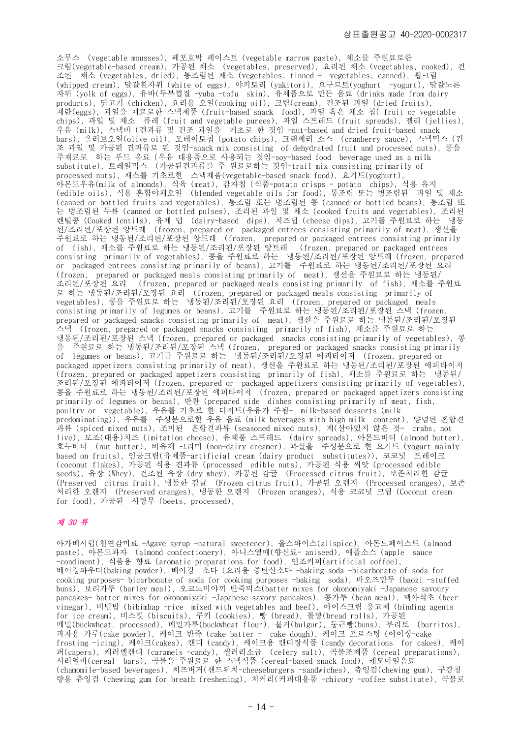소무스 (vegetable mousses), 페포호박 페이스트 (vegetable marrow paste), 채소를 주원료로한 크림(vegetable-based cream), 가공된 채소 (vegetables, preserved), 요리된 채소 (vegetables, cooked), 건조된 채소 (vegetables, dried), 통조림된 채소 (vegetables, tinned - vegetables, canned), 휩크림 (whipped cream), 달걀흰자위 (white of eggs), 야키토리 (yakitori), 요구르트 (yoghurt -yogurt), 달걀노른자위 (yolk of eggs), 유바(두부껍질 -yuba -tofu skin), 유제품으로 만든 음료 (drinks made from dairy products), 닭고기 (chicken), 요리용 오일(cooking oil), 크림(cream), 건조된 과일 (dried fruits), 계란(eggs), 과일을 재료로한 스낵제품 (fruit-based snack food), 과일 혹은 채소 칩( fruit or vegetable chips), 과일 및 채소 퓨레 (fruit and vegetable purees), 과일 스프레드 (fruit spreads), 젤리 (jellies), 우유 (milk), 스낵바 (견과류 및 건조 과일을 기초로 한 것임 -nut-based and dried fruit-based snack bars), 올리브오일(olive oil), 포테이토칩 (potato chips), 크랜베리 소스 (cranberry sauce), 스낵믹스 (건조 과일 및 가공된 견과류로 된 것임-snack mix consisting of dehydrated fruit and processed nuts), 콩을 주재료로 하는 푸드 음료 (우유 대용품으로 사용되는 것임-soy-based food beverage used as a milk substitute), 트레일믹스 (가공된견과류를 주 원료로하는 것임-trail mix consisting primarily of processed nuts), 채소를 기초로한 스낵제품(vegetable-based snack food), 요거트(yoghurt), 아몬드우유(milk of almonds), 식육 (meat), 감자칩 (식품-potato crisps - potato chips), 식용 유지 (edible oils), 식용 혼합야채오일 (blended vegetable oils for food), 통조림 또는 병조림된 과일 및 채소 (canned or bottled fruits and vegetables), 통조림 또는 병조림된 콩 (canned or bottled beans), 통조림 또는 병조림된 두류 (canned or bottled pulses), 조리된 과일 및 채소 (cooked fruits and vegetables), 조리된 렌틸콩 (Cooked lentils), 유제 딥 (dairy-based dips), 치즈딥 (cheese dips), 고기를 주원료로 하는 냉동된/조리된/포장된 앙트레 (frozen, prepared or packaged entrees consisting primarily of meat), 생선을 주원료로 하는 냉동된/조리된/포장된 앙트레 (frozen, prepared or packaged entrees consisting primarily of fish), 채소를 주원료로 하는 냉동된/조리된/포장된 앙트레 (frozen, prepared or packaged entrees consisting primarily of vegetables), 콩을 주원료로 하는 냉동된/조리된/포장된 앙트레 (frozen, prepared or packaged entrees consisting primarily of beans), 고기를 주원료로 하는 냉동된/조리된/포장된 요리 (frozen, prepared or packaged meals consisting primarily of meat), 생선을 주원료로 하는 냉동된/조리된/포장된 요리 (frozen, prepared or packaged meals consisting primarily of fish), 채소를 주원료로 하는 냉동된/조리된/포장된 요리 (frozen, prepared or packaged meals consisting primarily of vegetables), 콩을 주원료로 하는 냉동된/조리된/포장된 요리 (frozen, prepared or packaged meals consisting primarily of legumes or beans), 고기를 주원료로 하는 냉동된/조리된/포장된 스낵 (frozen, prepared or packaged snacks consisting primarily of meat), 생선을 주원료로 하는 냉동된/조리된/포장된 스낵 (frozen, prepared or packaged snacks consisting primarily of fish), 채소를 주원료로 하는 냉동된/조리된/포장된 스낵 (frozen, prepared or packaged snacks consisting primarily of vegetables), 콩을 주원료로 하는 냉동된/조리된/포장된 스낵 (frozen, prepared or packaged snacks consisting primarily of legumes or beans), 고기를 주원료로 하는 냉동된/조리된/포장된 에피타이저 (frozen, prepared or packaged appetizers consisting primarily of meat), 생선을 주원료로 하는 냉동된/조리된/포장된 에피타이저 (frozen, prepared or packaged appetizers consisting primarily of fish), 채소를 주원료로 하는 냉동된/조리된/포장된 에피타이저 (frozen, prepared or packaged appetizers consisting primarily of vegetables), 콩을 주원료로 하는 냉동된/조리된/포장된 에피타이저 (frozen, prepared or packaged appetizers consisting primarily of legumes or beans), 반찬 (prepared side dishes consisting primarily of meat, fish, poultry or vegetable), 우유를 기초로 한 디저트(우유가 주됨- milk-based desserts (milk predominating)), 우유를 주성분으로한 우유 음료 (milk beverages with high milk content), 양념된 혼합견과류 (spiced mixed nuts), 조미된 혼합견과류 (seasoned mixed nuts), 게(살아있지 않은 것- crabs, not live), 모조(대용)치즈 (imitation cheese), 유제품 스프레드 (dairy spreads), 아몬드버터 (almond butter), 호두버터 (nut butter), 비유제 크리머 (non-dairy creamer), 과실을 주성분으로 한 요거트 (yogurt mainly based on fruits), 인공크림(유제품-artificial cream (dairy product substitutes)), 코코넛 프레이크 (coconut flakes), 가공된 식용 견과류 (processed edible nuts), 가공된 식용 씨앗 (processed edible seeds), 유장 (Whey), 건조된 유장 (dry whey), 가공된 감귤 (Processed citrus fruit), 보존처리한 감귤 (Preserved citrus fruit), 냉동한 감귤 (Frozen citrus fruit), 가공된 오렌지 (Processed oranges), 보존처리한 오렌지 (Preserved oranges), 냉동한 오렌지 (Frozen oranges), 식용 코코넛 크림 (Coconut cream for food), 가공된 사탕무 (beets, processed),

## *제 30 류*

아가베시럽(천연감미료 -Agave syrup -natural sweetener), 올스파이스(allspice), 아몬드페이스트 (almond paste), 아몬드과자 (almond confectionery), 아니스열매(향신료- aniseed), 애플소스 (apple sauce -condiment), 식품용 향료 (aromatic preparations for food), 인조커피(artificial coffee), 베이킹파우더(baking powder), 베이킹 소다 (요리용 중탄산소다 -baking soda -bicarbonate of soda for cooking purposes- bicarbonate of soda for cooking purposes -baking soda), 바오즈만두 (baozi -stuffed buns), 보리가루 (barley meal), 오코노미야끼 반죽믹스(batter mixes for okonomiyaki -Japanese savoury pancakes- batter mixes for okonomiyaki -Japanese savory pancakes), 콩가루 (bean meal), 맥아식초 (beer vinegar), 비빔밥 (bibimbap -rice mixed with vegetables and beef), 아이스크림 응고제 (binding agents for ice cream), 비스킷 (biscuits), 쿠키 (cookies), 빵 (bread), 롤빵(bread rolls), 가공된 메밀(buckwheat, processed), 메밀가루(buckwheat flour), 불거(bulgur), 둥근빵(buns), 부리토 (burritos), 과자용 가루(cake powder), 케이크 반죽 (cake batter - cake dough), 케이크 프로스팅 (아이싱-cake frosting -icing), 케이크(cakes), 캔디 (candy), 케이크용 캔디장식품 (candy decorations for cakes), 케이퍼(capers), 캐러멜캔디 (caramels -candy), 샐러리소금 (celery salt), 곡물조제품 (cereal preparations), 시리얼바(cereal bars), 곡물을 주원료로 한 스낵식품 (cereal-based snack food), 캐모마일음료 (chamomile-based beverages), 치즈버거(샌드위치-cheeseburgers -sandwiches), 츄잉검(chewing gum), 구강청량용 츄잉검 (chewing gum for breath freshening), 치커리(커피대용품 -chicory -coffee substitute), 곡물로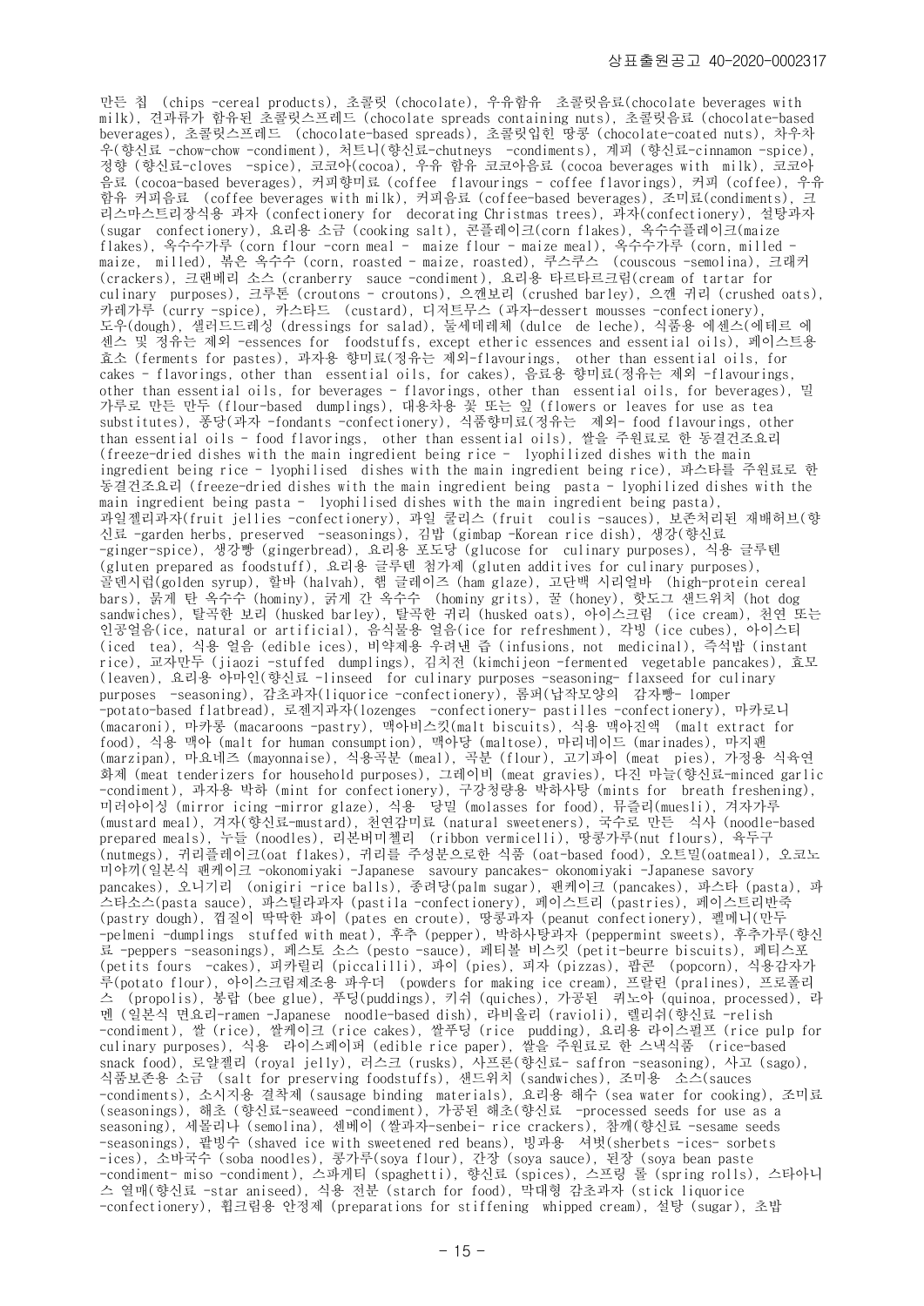만든 칩 (chips -cereal products), 초콜릿 (chocolate), 우유함유 초콜릿음료(chocolate beverages with milk), 견과류가 함유된 초콜릿스프레드 (chocolate spreads containing nuts), 초콜릿음료 (chocolate-based beverages), 초콜릿스프레드 (chocolate-based spreads), 초콜릿입힌 땅콩 (chocolate-coated nuts), 차우차우(향신료 -chow-chow -condiment), 처트니(향신료-chutneys -condiments), 계피 (향신료-cinnamon -spice), 정향 (향신료-cloves -spice), 코코아(cocoa), 우유 함유 코코아음료 (cocoa beverages with milk), 코코아음료 (cocoa-based beverages), 커피향미료 (coffee flavourings - coffee flavorings), 커피 (coffee), 우유 함유 커피음료 (coffee beverages with milk), 커피음료 (coffee-based beverages), 조미료(condiments), 크리스마스트리장식용 과자 (confectionery for decorating Christmas trees), 과자(confectionery), 설탕과자 (sugar confectionery), 요리용 소금 (cooking salt), 콘플레이크(corn flakes), 옥수수플레이크(maize flakes), 옥수수가루 (corn flour -corn meal - maize flour - maize meal), 옥수수가루 (corn, milled - maize, milled), 볶은 옥수수 (corn, roasted - maize, roasted), 쿠스쿠스 (couscous -semolina), 크래커 (crackers), 크랜베리 소스 (cranberry sauce -condiment), 요리용 타르타르크림(cream of tartar for culinary purposes), 크루톤 (croutons - croutons), 으깬보리 (crushed barley), 으깬 귀리 (crushed oats), 카레가루 (curry -spice), 카스타드 (custard), 디저트무스 (과자-dessert mousses -confectionery), 도우(dough), 샐러드드레싱 (dressings for salad), 둘세데레체 (dulce de leche), 식품용 에센스(에테르 에센스 및 정유는 제외 -essences for foodstuffs, except etheric essences and essential oils), 페이스트용 효소 (ferments for pastes), 과자용 향미료(정유는 제외-flavourings, other than essential oils, for cakes - flavorings, other than essential oils, for cakes), 음료용 향미료(정유는 제외 -flavourings, other than essential oils, for beverages - flavorings, other than essential oils, for beverages), 밀가루로 만든 만두 (flour-based dumplings), 대용차용 꽃 또는 잎 (flowers or leaves for use as tea substitutes), 퐁당(과자 -fondants -confectionery), 식품향미료(정유는 제외- food flavourings, other than essential oils - food flavorings, other than essential oils), 쌀을 주원료로 한 동결건조요리 (freeze-dried dishes with the main ingredient being rice - lyophilized dishes with the main ingredient being rice - lyophilised dishes with the main ingredient being rice), 파스타를 주원료로 한 동결건조요리 (freeze-dried dishes with the main ingredient being pasta - lyophilized dishes with the main ingredient being pasta - lyophilised dishes with the main ingredient being pasta), 과일젤리과자(fruit jellies -confectionery), 과일 쿨리스 (fruit coulis -sauces), 보존처리된 재배허브(향신료 -garden herbs, preserved -seasonings), 김밥 (gimbap -Korean rice dish), 생강(향신료 -ginger-spice), 생강빵 (gingerbread), 요리용 포도당 (glucose for culinary purposes), 식용 글루텐 (gluten prepared as foodstuff), 요리용 글루텐 첨가제 (gluten additives for culinary purposes), 골덴시럽(golden syrup), 할바 (halvah), 햄 글레이즈 (ham glaze), 고단백 시리얼바 (high-protein cereal bars), 묽게 탄 옥수수 (hominy), 굵게 간 옥수수 (hominy grits), 꿀 (honey), 핫도그 샌드위치 (hot dog sandwiches), 탈곡한 보리 (husked barley), 탈곡한 귀리 (husked oats), 아이스크림 (ice cream), 천연 또는 인공얼음(ice, natural or artificial), 음식물용 얼음(ice for refreshment), 각빙 (ice cubes), 아이스티 (iced tea), 식용 얼음 (edible ices), 비약제용 우려낸 즙 (infusions, not medicinal), 즉석밥 (instant rice), 교자만두 (jiaozi -stuffed dumplings), 김치전 (kimchijeon -fermented vegetable pancakes), 효모 (leaven), 요리용 아마인(향신료 -linseed for culinary purposes -seasoning- flaxseed for culinary purposes -seasoning), 감초과자(liquorice -confectionery), 롬퍼(납작모양의 감자빵- lomper -potato-based flatbread), 로젠지과자(lozenges -confectionery- pastilles -confectionery), 마카로니 (macaroni), 마카롱 (macaroons -pastry), 맥아비스킷(malt biscuits), 식용 맥아진액 (malt extract for food), 식용 맥아 (malt for human consumption), 맥아당 (maltose), 마리네이드 (marinades), 마지팬 (marzipan), 마요네즈 (mayonnaise), 식용곡분 (meal), 곡분 (flour), 고기파이 (meat pies), 가정용 식육연화제 (meat tenderizers for household purposes), 그레이비 (meat gravies), 다진 마늘(향신료-minced garlic -condiment), 과자용 박하 (mint for confectionery), 구강청량용 박하사탕 (mints for breath freshening), 미러아이싱 (mirror icing -mirror glaze), 식용 당밀 (molasses for food), 뮤즐리(muesli), 겨자가루 (mustard meal), 겨자(향신료-mustard), 천연감미료 (natural sweeteners), 국수로 만든 식사 (noodle-based prepared meals), 누들 (noodles), 리본버미첼리 (ribbon vermicelli), 땅콩가루(nut flours), 육두구 (nutmegs), 귀리플레이크(oat flakes), 귀리를 주성분으로한 식품 (oat-based food), 오트밀(oatmeal), 오코노미야끼(일본식 팬케이크 -okonomiyaki -Japanese savoury pancakes- okonomiyaki -Japanese savory pancakes), 오니기리 (onigiri -rice balls), 종려당(palm sugar), 팬케이크 (pancakes), 파스타 (pasta), 파스타소스(pasta sauce), 파스틸라과자 (pastila -confectionery), 페이스트리 (pastries), 페이스트리반죽 (pastry dough), 껍질이 딱딱한 파이 (pates en croute), 땅콩과자 (peanut confectionery), 펠메니(만두 -pelmeni -dumplings stuffed with meat), 후추 (pepper), 박하사탕과자 (peppermint sweets), 후추가루(향신료 -peppers -seasonings), 페스토 소스 (pesto -sauce), 페티볼 비스킷 (petit-beurre biscuits), 페티스포 (petits fours -cakes), 피카릴리 (piccalilli), 파이 (pies), 피자 (pizzas), 팝콘 (popcorn), 식용감자가루(potato flour), 아이스크림제조용 파우더 (powders for making ice cream), 프랄린 (pralines), 프로폴리스 (propolis), 봉랍 (bee glue), 푸딩(puddings), 키쉬 (quiches), 가공된 퀴노아 (quinoa, processed), 라멘 (일본식 면요리-ramen -Japanese noodle-based dish), 라비올리 (ravioli), 렐리쉬(향신료 -relish -condiment), 쌀 (rice), 쌀케이크 (rice cakes), 쌀푸딩 (rice pudding), 요리용 라이스펄프 (rice pulp for culinary purposes), 식용 라이스페이퍼 (edible rice paper), 쌀을 주원료로 한 스낵식품 (rice-based snack food), 로얄젤리 (royal jelly), 러스크 (rusks), 사프론(향신료- saffron -seasoning), 사고 (sago), 식품보존용 소금 (salt for preserving foodstuffs), 샌드위치 (sandwiches), 조미용 소스(sauces -condiments), 소시지용 결착제 (sausage binding materials), 요리용 해수 (sea water for cooking), 조미료 (seasonings), 해초 (향신료-seaweed -condiment), 가공된 해초(향신료 -processed seeds for use as a seasoning), 세몰리나 (semolina), 센베이 (쌀과자-senbei- rice crackers), 참깨(향신료-sesame seeds -seasonings), 팥빙수 (shaved ice with sweetened red beans), 빙과용 셔벗(sherbets -ices- sorbets -ices), 소바국수 (soba noodles), 콩가루(soya flour), 간장 (soya sauce), 된장 (soya bean paste -condiment- miso -condiment), 스파게티 (spaghetti), 향신료 (spices), 스프링 롤 (spring rolls), 스타아니스 열매(향신료 -star aniseed), 식용 전분 (starch for food), 막대형 감초과자 (stick liquorice -confectionery), 휩크림용 안정제 (preparations for stiffening whipped cream), 설탕 (sugar), 초밥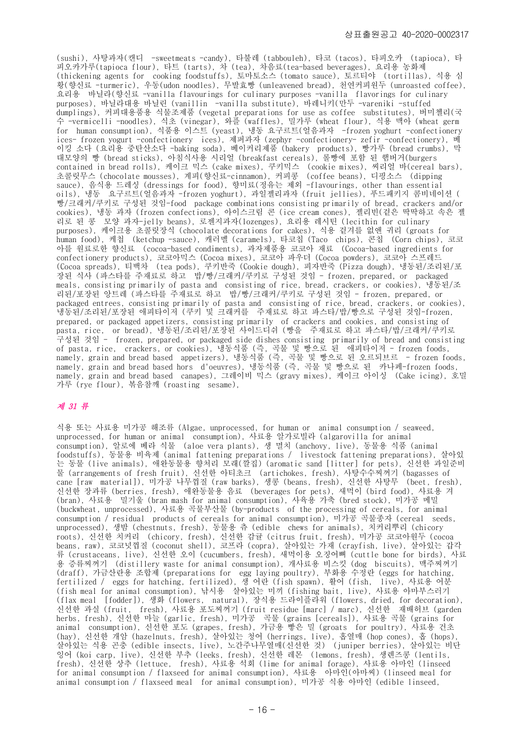(sushi), 사탕과자(캔디 -sweetmeats -candy), 타불레 (tabbouleh), 타코 (tacos), 타피오카 (tapioca), 타피오카가루(tapioca flour), 타트 (tarts), 차 (tea), 차음료(tea-based beverages), 요리용 농화제 (thickening agents for cooking foodstuffs), 토마토소스 (tomato sauce), 토르티야 (tortillas), 식용 심황(향신료 -turmeric), 우동(udon noodles), 무발효빵 (unleavened bread), 천연커피원두 (unroasted coffee), 요리용 바닐라(향신료 -vanilla flavourings for culinary purposes -vanilla flavorings for culinary purposes), 바닐라대용 바닐린 (vanillin -vanilla substitute), 바레니키(만두 -vareniki -stuffed dumplings), 커피대용품용 식물조제품 (vegetal preparations for use as coffee substitutes), 버미첼리(국수 -vermicelli -noodles), 식초 (vinegar), 와플 (waffles), 밀가루 (wheat flour), 식용 맥아 (wheat germ for human consumption), 식품용 이스트 (yeast), 냉동 요구르트(얼음과자 -frozen yoghurt -confectionery ices- frozen yogurt -confectionery ices), 제퍼과자 (zephyr -confectionery- zefir -confectionery), 베이킹 소다 (요리용 중탄산소다 -baking soda), 베이커리제품 (bakery products), 빵가루 (bread crumbs), 막대모양의 빵 (bread sticks), 아침식사용 시리얼 (breakfast cereals), 롤빵에 포함 된 햄버거(burgers contained in bread rolls), 케이크 믹스 (cake mixes), 쿠키믹스 (cookie mixes), 씨리얼 바(cereal bars), 초콜릿무스 (chocolate mousses), 계피(향신료-cinnamon), 커피콩 (coffee beans), 디핑소스 (dipping sauce), 음식용 드레싱 (dressings for food), 향미료(정유는 제외 -flavourings, other than essential oils), 냉동 요구르트(얼음과자 -frozen yoghurt), 과일젤리과자 (fruit jellies), 푸드패키지 콤비네이션 (빵/크래커/쿠키로 구성된 것임-food package combinations consisting primarily of bread, crackers and/or cookies), 냉동 과자 (frozen confections), 아이스크림 콘 (ice cream cones), 젤리빈(겉은 딱딱하고 속은 젤리로 된 콩 모양 과자-jelly beans), 로젠지과자(lozenges), 요리용 레시틴 (lecithin for culinary purposes), 케이크용 초콜릿장식 (chocolate decorations for cakes), 식용 겉겨를 없앤 귀리 (groats for human food), 케첩 (ketchup -sauce), 캐러멜 (caramels), 타코칩 (Taco chips), 콘칩 (Corn chips), 코코아를 원료로한 향신료 (cocoa-based condiments), 과자제품용 코코아 재료 (Cocoa-based ingredients for confectionery products), 코코아믹스 (Cocoa mixes), 코코아 파우더 (Cocoa powders), 코코아 스프레드 (Cocoa spreads), 티백차 (tea pods), 쿠키반죽 (Cookie dough), 피자반죽 (Pizza dough), 냉동된/조리된/포장된 식사 (파스타를 주재료로 하고 밥/빵/크래커/쿠키로 구성된 것임 - frozen, prepared, or packaged meals, consisting primarily of pasta and consisting of rice, bread, crackers, or cookies), 냉동된/조리된/포장된 앙트레 (파스타를 주재료로 하고 밥/빵/크래커/쿠키로 구성된 것임 - frozen, prepared, or packaged entrees, consisting primarily of pasta and consisting of rice, bread, crackers, or cookies), 냉동된/조리된/포장된 애피타이저 (쿠키 및 크래커를 주재료로 하고 파스타/밥/빵으로 구성된 것임-frozen, prepared, or packaged appetizers, consisting primarily of crackers and cookies, and consisting of pasta, rice, or bread), 냉동된/조리된/포장된 사이드디쉬 (빵을 주재료로 하고 파스타/밥/크래커/쿠키로 구성된 것임 - frozen, prepared, or packaged side dishes consisting primarily of bread and consisting of pasta, rice, crackers, or cookies), 냉동식품 (즉, 곡물 및 빵으로 된 애피타이저 - frozen foods, namely, grain and bread based appetizers), 냉동식품 (즉, 곡물 및 빵으로 된 오르되브르 - frozen foods, namely, grain and bread based hors d'oeuvres), 냉동식품 (즉, 곡물 및 빵으로 된 카나페-frozen foods, namely, grain and bread based canapes), 그레이비 믹스 (gravy mixes), 케이크 아이싱 (Cake icing), 호밀가루 (rye flour), 볶음참깨 (roasting sesame),

## *제 31 류*

식용 또는 사료용 미가공 해조류 (Algae, unprocessed, for human or animal consumption / seaweed, unprocessed, for human or animal consumption), 사료용 알가로빌라 (algarovilla for animal consumption), 알로에 베라 식물 (aloe vera plants), 생 멸치 (anchovy, live), 동물용 식품 (animal foodstuffs), 동물용 비육제 (animal fattening preparations / livestock fattening preparations), 살아있는 동물 (live animals), 애완동물용 향처리 모래(깔집) (aromatic sand [litter] for pets), 신선한 과일준비물 (arrangements of fresh fruit), 신선한 아티초크 (artichokes, fresh), 사탕수수찌꺼기 (bagasses of cane [raw material]), 미가공 나무껍질 (raw barks), 생콩 (beans, fresh), 신선한 사탕무 (beet, fresh), 신선한 장과류 (berries, fresh), 애완동물용 음료 (beverages for pets), 새먹이 (bird food), 사료용 겨 (bran), 사료용 밀기울 (bran mash for animal consumption), 사육용 가축 (bred stock), 미가공 메밀 (buckwheat, unprocessed), 사료용 곡물부산물 (by-products of the processing of cereals, for animal consumption / residual products of cereals for animal consumption), 미가공 곡물종자 (cereal seeds, unprocessed), 생밤 (chestnuts, fresh), 동물용 츄 (edible chews for animals), 치커리뿌리 (chicory roots), 신선한 치커리 (chicory, fresh), 신선한 감귤 (citrus fruit, fresh), 미가공 코코아원두 (cocoa beans, raw), 코코넛껍질 (coconut shell), 코프라 (copra), 살아있는 가재 (crayfish, live), 살아있는 갑각류 (crustaceans, live), 신선한 오이 (cucumbers, fresh), 새먹이용 오징어뼈 (cuttle bone for birds), 사료용 증류찌꺼기 (distillery waste for animal consumption), 개사료용 비스킷 (dog biscuits), 맥주찌꺼기 (draff), 가금산란용 조합제 (preparations for egg laying poultry), 부화용 수정란 (eggs for hatching, fertilized / eggs for hatching, fertilized), 생 어란 (fish spawn), 활어 (fish, live), 사료용 어분 (fish meal for animal consumption), 낚시용 살아있는 미끼 (fishing bait, live), 사료용 아마부스러기 (flax meal [fodder]), 생화 (flowers, natural), 장식용 드라이플라워 (flowers, dried, for decoration), 신선한 과실 (fruit, fresh), 사료용 포도찌꺼기 (fruit residue [marc] / marc), 신선한 재배허브 (garden herbs, fresh), 신선한 마늘 (garlic, fresh), 미가공 곡물 (grains [cereals]), 사료용 곡물 (grains for animal consumption), 신선한 포도 (grapes, fresh), 가금용 빻은 밀 (groats for poultry), 사료용 건초 (hay), 신선한 개암 (hazelnuts, fresh), 살아있는 청어 (herrings, live), 홉열매 (hop cones), 홉 (hops), 살아있는 식용 곤충 (edible insects, live), 노간주나무열매(신선한 것) (juniper berries), 살아있는 비단잉어 (koi carp, live), 신선한 부추 (leeks, fresh), 신선한 레몬 (lemons, fresh), 생렌즈콩 (lentils, fresh), 신선한 상추 (lettuce, fresh), 사료용 석회 (lime for animal forage), 사료용 아마인 (linseed for animal consumption / flaxseed for animal consumption), 사료용 아마인(아마씨) (linseed meal for animal consumption / flaxseed meal for animal consumption), 미가공 식용 아마인 (edible linseed,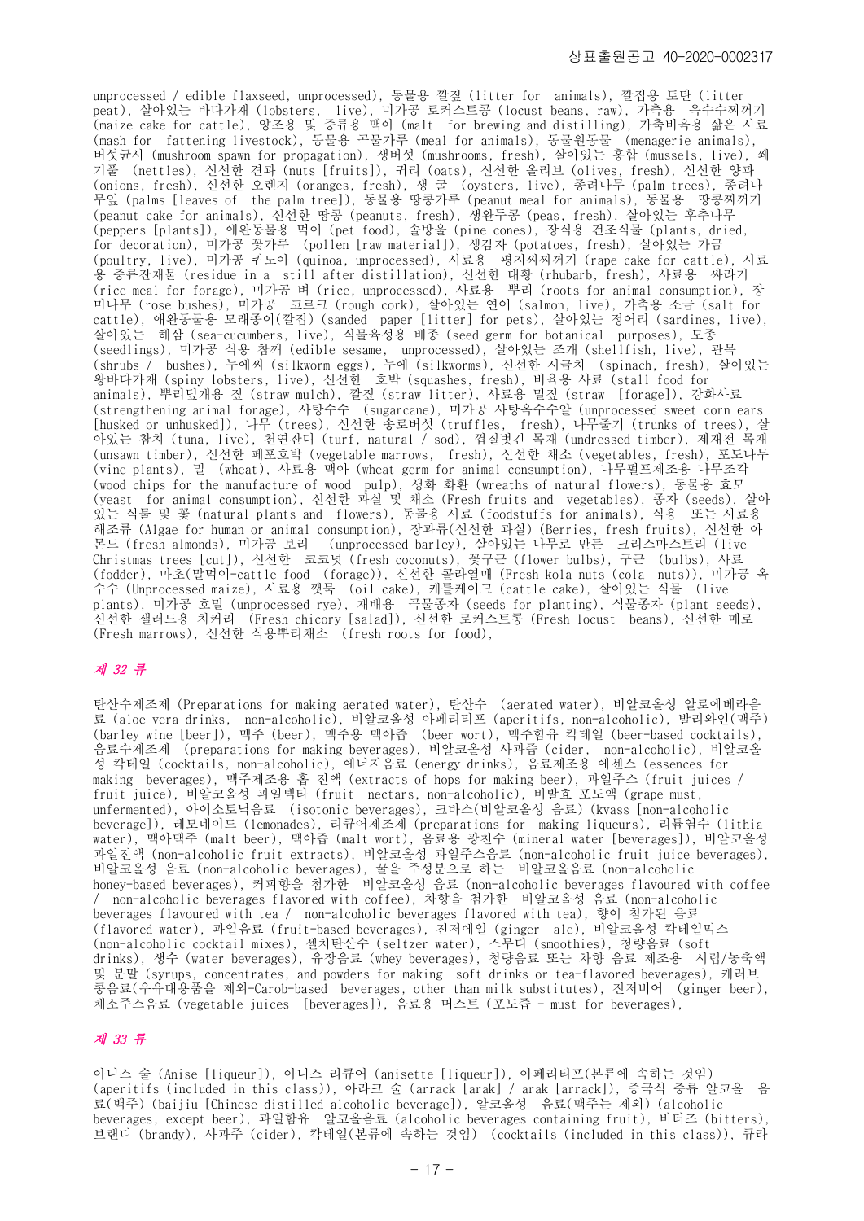unprocessed / edible flaxseed, unprocessed), 동물용 깔짚 (litter for animals), 깔짚용 토탄 (litter peat), 살아있는 바다가재 (lobsters, live), 미가공 로커스트콩 (locust beans, raw), 가축용 옥수수찌꺼기 (maize cake for cattle), 양조용 및 증류용 맥아 (malt for brewing and distilling), 가축비육용 삶은 사료 (mash for fattening livestock), 동물용 곡물가루 (meal for animals), 동물원동물 (menagerie animals), 버섯균사 (mushroom spawn for propagation), 생버섯 (mushrooms, fresh), 살아있는 홍합 (mussels, live), 쐐기풀 (nettles), 신선한 견과 (nuts [fruits]), 귀리 (oats), 신선한 올리브 (olives, fresh), 신선한 양파 (onions, fresh), 신선한 오렌지 (oranges, fresh), 생 굴 (oysters, live), 종려나무 (palm trees), 종려나무잎 (palms [leaves of the palm tree]), 동물용 땅콩가루 (peanut meal for animals), 동물용 땅콩찌꺼기 (peanut cake for animals), 신선한 땅콩 (peanuts, fresh), 생완두콩 (peas, fresh), 살아있는 후추나무 (peppers [plants]), 애완동물용 먹이 (pet food), 솔방울 (pine cones), 장식용 건조식물 (plants, dried, for decoration), 미가공 꽃가루 (pollen [raw material]), 생감자 (potatoes, fresh), 살아있는 가금 (poultry, live), 미가공 퀴노아 (quinoa, unprocessed), 사료용 평지씨찌꺼기 (rape cake for cattle), 사료용 증류잔재물 (residue in a still after distillation), 신선한 대황 (rhubarb, fresh), 사료용 싸라기 (rice meal for forage), 미가공 벼 (rice, unprocessed), 사료용 뿌리 (roots for animal consumption), 장미나무 (rose bushes), 미가공 코르크 (rough cork), 살아있는 연어 (salmon, live), 가축용 소금 (salt for cattle), 애완동물용 모래종이(깔짚) (sanded paper [litter] for pets), 살아있는 정어리 (sardines, live), 살아있는 해삼 (sea-cucumbers, live), 식물육성용 배종 (seed germ for botanical purposes), 모종 (seedlings), 미가공 식용 참깨 (edible sesame, unprocessed), 살아있는 조개 (shellfish, live), 관목 (shrubs / bushes), 누에씨 (silkworm eggs), 누에 (silkworms), 신선한 시금치 (spinach, fresh), 살아있는 왕바다가재 (spiny lobsters, live), 신선한 호박 (squashes, fresh), 비육용 사료 (stall food for animals), 뿌리덮개용 짚 (straw mulch), 깔짚 (straw litter), 사료용 밀짚 (straw [forage]), 강화사료 (strengthening animal forage), 사탕수수 (sugarcane), 미가공 사탕옥수수알 (unprocessed sweet corn ears [husked or unhusked]), 나무 (trees), 신선한 송로버섯 (truffles, fresh), 나무줄기 (trunks of trees), 살아있는 참치 (tuna, live), 천연잔디 (turf, natural / sod), 껍질벗긴 목재 (undressed timber), 제재전 목재 (unsawn timber), 신선한 페포호박 (vegetable marrows, fresh), 신선한 채소 (vegetables, fresh), 포도나무 (vine plants), 밀 (wheat), 사료용 맥아 (wheat germ for animal consumption), 나무펄프제조용 나무조각 (wood chips for the manufacture of wood pulp), 생화 화환 (wreaths of natural flowers), 동물용 효모 (yeast for animal consumption), 신선한 과실 및 채소 (Fresh fruits and vegetables), 종자 (seeds), 살아있는 식물 및 꽃 (natural plants and flowers), 동물용 사료 (foodstuffs for animals), 식용 또는 사료용 해조류 (Algae for human or animal consumption), 장과류(신선한 과실) (Berries, fresh fruits), 신선한 아몬드 (fresh almonds), 미가공 보리 (unprocessed barley), 살아있는 나무로 만든 크리스마스트리 (live Christmas trees [cut]), 신선한 코코넛 (fresh coconuts), 꽃구근 (flower bulbs), 구근 (bulbs), 사료 (fodder), 마초(말먹이-cattle food (forage)), 신선한 콜라열매 (Fresh kola nuts (cola nuts)), 미가공 옥수수 (Unprocessed maize), 사료용 깻묵 (oil cake), 캐틀케이크 (cattle cake), 살아있는 식물 (live plants), 미가공 호밀 (unprocessed rye), 재배용 곡물종자 (seeds for planting), 식물종자 (plant seeds), 신선한 샐러드용 치커리 (Fresh chicory [salad]), 신선한 로커스트콩 (Fresh locust beans), 신선한 매로 (Fresh marrows), 신선한 식용뿌리채소 (fresh roots for food),

### *제 32 류*

탄산수제조제 (Preparations for making aerated water), 탄산수 (aerated water), 비알코올성 알로에베라음료 (aloe vera drinks, non-alcoholic), 비알코올성 아페리티프 (aperitifs, non-alcoholic), 발리와인(맥주) (barley wine [beer]), 맥주 (beer), 맥주용 맥아즙 (beer wort), 맥주함유 칵테일 (beer-based cocktails), 음료수제조제 (preparations for making beverages), 비알코올성 사과즙 (cider, non-alcoholic), 비알코올성 칵테일 (cocktails, non-alcoholic), 에너지음료 (energy drinks), 음료제조용 에센스 (essences for making beverages), 맥주제조용 홉 진액 (extracts of hops for making beer), 과일주스 (fruit juices / fruit juice), 비알코올성 과일넥타 (fruit nectars, non-alcoholic), 비발효 포도액 (grape must, unfermented), 아이소토닉음료 (isotonic beverages), 크바스(비알코올성 음료) (kvass [non-alcoholic beverage]), 레모네이드 (lemonades), 리큐어제조제 (preparations for making liqueurs), 리튬염수 (lithia water), 맥아맥주 (malt beer), 맥아즙 (malt wort), 음료용 광천수 (mineral water [beverages]), 비알코올성 과일진액 (non-alcoholic fruit extracts), 비알코올성 과일주스음료 (non-alcoholic fruit juice beverages), 비알코올성 음료 (non-alcoholic beverages), 꿀을 주성분으로 하는 비알코올음료 (non-alcoholic honey-based beverages), 커피향을 첨가한 비알코올성 음료 (non-alcoholic beverages flavoured with coffee / non-alcoholic beverages flavored with coffee), 차향을 첨가한 비알코올성 음료 (non-alcoholic beverages flavoured with tea / non-alcoholic beverages flavored with tea), 향이 첨가된 음료 (flavored water), 과일음료 (fruit-based beverages), 진저에일 (ginger ale), 비알코올성 칵테일믹스 (non-alcoholic cocktail mixes), 셀처탄산수 (seltzer water), 스무디 (smoothies), 청량음료 (soft drinks), 생수 (water beverages), 유장음료 (whey beverages), 청량음료 또는 차향 음료 제조용 시럽/농축액 및 분말 (syrups, concentrates, and powders for making soft drinks or tea-flavored beverages), 캐러브콩음료(우유대용품을 제외-Carob-based beverages, other than milk substitutes), 진저비어 (ginger beer), 채소주스음료 (vegetable juices [beverages]), 음료용 머스트 (포도즙 - must for beverages),

### *제 33 류*

아니스 술 (Anise [liqueur]), 아니스 리큐어 (anisette [liqueur]), 아페리티프(본류에 속하는 것임) (aperitifs (included in this class)), 아라크 술 (arrack [arak] / arak [arrack]), 중국식 증류 알코올 음료(백주) (baijiu [Chinese distilled alcoholic beverage]), 알코올성 음료(맥주는 제외) (alcoholic beverages, except beer), 과일함유 알코올음료 (alcoholic beverages containing fruit), 비터즈 (bitters), 브랜디 (brandy), 사과주 (cider), 칵테일(본류에 속하는 것임) (cocktails (included in this class)), 큐라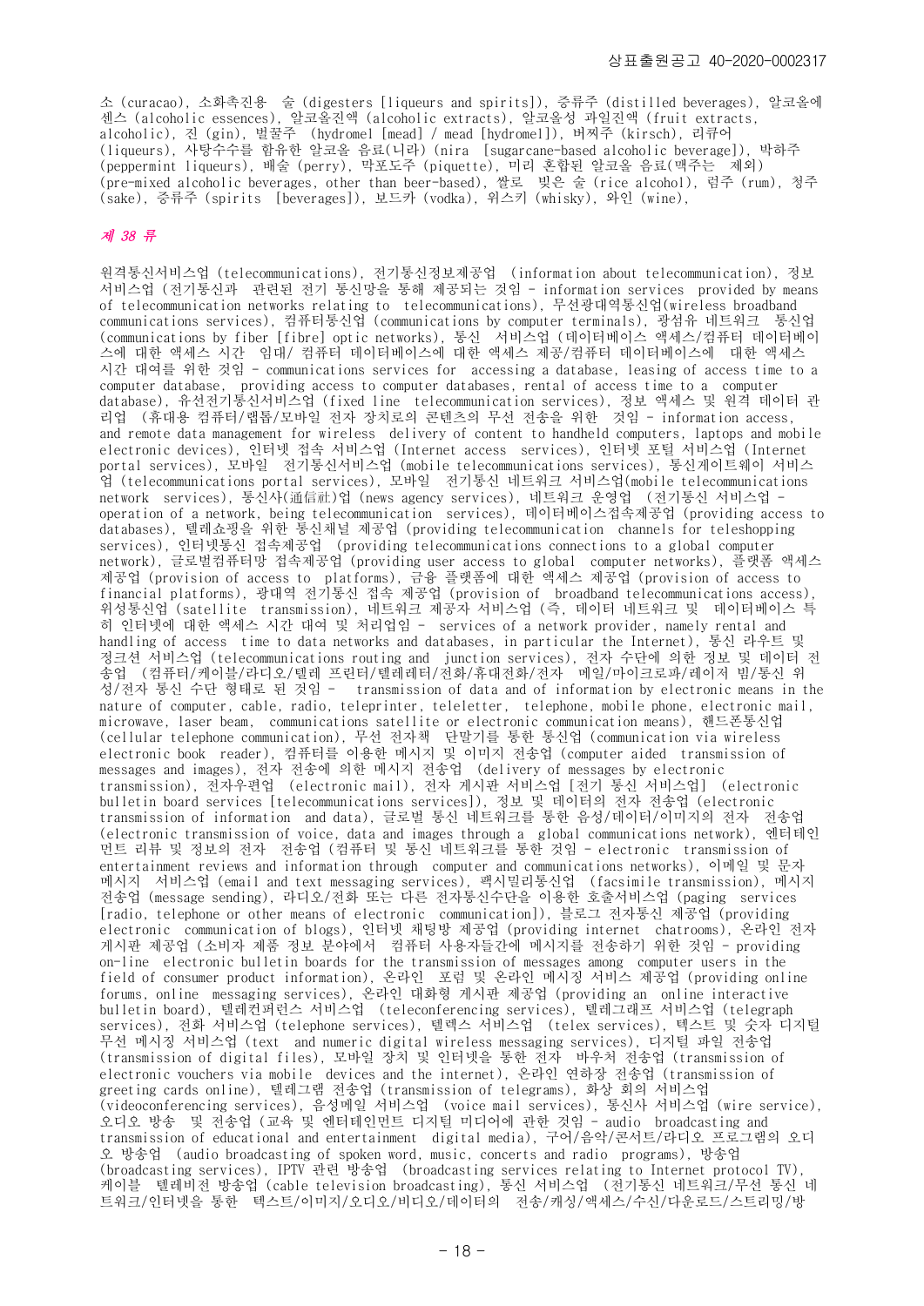소 (curacao), 소화촉진용 술 (digesters [liqueurs and spirits]), 증류주 (distilled beverages), 알코올에센스 (alcoholic essences), 알코올진액 (alcoholic extracts), 알코올성 과일진액 (fruit extracts, alcoholic), 진 (gin), 벌꿀주 (hydromel [mead] / mead [hydromel]), 버찌주 (kirsch), 리큐어 (liqueurs), 사탕수수를 함유한 알코올 음료(니라) (nira [sugarcane-based alcoholic beverage]), 박하주 (peppermint liqueurs), 배술 (perry), 막포도주 (piquette), 미리 혼합된 알코올 음료(맥주는 제외) (pre-mixed alcoholic beverages, other than beer-based), 쌀로 빚은 술 (rice alcohol), 럼주 (rum), 청주 (sake), 증류주 (spirits [beverages]), 보드카 (vodka), 위스키 (whisky), 와인 (wine),

*제 38 류*

원격통신서비스업 (telecommunications), 전기통신정보제공업 (information about telecommunication), 정보서비스업 (전기통신과 관련된 전기 통신망을 통해 제공되는 것임 - information services provided by means of telecommunication networks relating to telecommunications), 무선광대역통신업(wireless broadband communications services), 컴퓨터통신업 (communications by computer terminals), 광섬유 네트워크 통신업 (communications by fiber [fibre] optic networks), 통신 서비스업 (데이터베이스 액세스/컴퓨터 데이터베이스에 대한 액세스 시간 임대/ 컴퓨터 데이터베이스에 대한 액세스 제공/컴퓨터 데이터베이스에 대한 액세스 시간 대여를 위한 것임 - communications services for accessing a database, leasing of access time to a computer database, providing access to computer databases, rental of access time to a computer database), 유선전기통신서비스업 (fixed line telecommunication services), 정보 액세스 및 원격 데이터 관리업 (휴대용 컴퓨터/랩톱/모바일 전자 장치로의 콘텐츠의 무선 전송을 위한 것임 - information access, and remote data management for wireless delivery of content to handheld computers, laptops and mobile electronic devices), 인터넷 접속 서비스업 (Internet access services), 인터넷 포털 서비스업 (Internet portal services), 모바일 전기통신서비스업 (mobile telecommunications services), 통신게이트웨이 서비스업 (telecommunications portal services), 모바일 전기통신 네트워크 서비스업(mobile telecommunications network services), 통신사(通信社)업 (news agency services), 네트워크 운영업 (전기통신 서비스업 - operation of a network, being telecommunication services), 데이터베이스접속제공업 (providing access to databases), 텔레쇼핑을 위한 통신채널 제공업 (providing telecommunication channels for teleshopping services), 인터넷통신 접속제공업 (providing telecommunications connections to a global computer network), 글로벌컴퓨터망 접속제공업 (providing user access to global computer networks), 플랫폼 액세스 제공업 (provision of access to platforms), 금융 플랫폼에 대한 액세스 제공업 (provision of access to financial platforms), 광대역 전기통신 접속 제공업 (provision of broadband telecommunications access), 위성통신업 (satellite transmission), 네트워크 제공자 서비스업 (즉, 데이터 네트워크 및 데이터베이스 특히 인터넷에 대한 액세스 시간 대여 및 처리업임 - services of a network provider, namely rental and handling of access time to data networks and databases, in particular the Internet), 통신 라우트 및 정크션 서비스업 (telecommunications routing and junction services), 전자 수단에 의한 정보 및 데이터 전송업 (컴퓨터/케이블/라디오/텔레 프린터/텔레레터/전화/휴대전화/전자 메일/마이크로파/레이저 빔/통신 위성/전자 통신 수단 형태로 된 것임 - transmission of data and of information by electronic means in the nature of computer, cable, radio, teleprinter, teleletter, telephone, mobile phone, electronic mail, microwave, laser beam, communications satellite or electronic communication means), 핸드폰통신업 (cellular telephone communication), 무선 전자책 단말기를 통한 통신업 (communication via wireless electronic book reader), 컴퓨터를 이용한 메시지 및 이미지 전송업 (computer aided transmission of messages and images), 전자 전송에 의한 메시지 전송업 (delivery of messages by electronic transmission), 전자우편업 (electronic mail), 전자 게시판 서비스업 [전기 통신 서비스업] (electronic bulletin board services [telecommunications services]), 정보 및 데이터의 전자 전송업 (electronic transmission of information and data), 글로벌 통신 네트워크를 통한 음성/데이터/이미지의 전자 전송업 (electronic transmission of voice, data and images through a global communications network), 엔터테인먼트 리뷰 및 정보의 전자 전송업 (컴퓨터 및 통신 네트워크를 통한 것임 - electronic transmission of entertainment reviews and information through computer and communications networks), 이메일 및 문자 메시지 서비스업 (email and text messaging services), 팩시밀리통신업 (facsimile transmission), 메시지 전송업 (message sending), 라디오/전화 또는 다른 전자통신수단을 이용한 호출서비스업 (paging services [radio, telephone or other means of electronic communication]), 블로그 전자통신 제공업 (providing electronic communication of blogs), 인터넷 채팅방 제공업 (providing internet chatrooms), 온라인 전자 게시판 제공업 (소비자 제품 정보 분야에서 컴퓨터 사용자들간에 메시지를 전송하기 위한 것임 - providing on-line electronic bulletin boards for the transmission of messages among computer users in the field of consumer product information), 온라인 포럼 및 온라인 메시징 서비스 제공업 (providing online forums, online messaging services), 온라인 대화형 게시판 제공업 (providing an online interactive bulletin board), 텔레컨퍼런스 서비스업 (teleconferencing services), 텔레그래프 서비스업 (telegraph services), 전화 서비스업 (telephone services), 텔렉스 서비스업 (telex services), 텍스트 및 숫자 디지털 무선 메시징 서비스업 (text and numeric digital wireless messaging services), 디지털 파일 전송업 (transmission of digital files), 모바일 장치 및 인터넷을 통한 전자 바우처 전송업 (transmission of electronic vouchers via mobile devices and the internet), 온라인 연하장 전송업 (transmission of greeting cards online), 텔레그램 전송업 (transmission of telegrams), 화상 회의 서비스업 (videoconferencing services), 음성메일 서비스업 (voice mail services), 통신사 서비스업 (wire service), 오디오 방송 및 전송업 (교육 및 엔터테인먼트 디지털 미디어에 관한 것임 - audio broadcasting and transmission of educational and entertainment digital media), 구어/음악/콘서트/라디오 프로그램의 오디오 방송업 (audio broadcasting of spoken word, music, concerts and radio programs), 방송업 (broadcasting services), IPTV 관련 방송업 (broadcasting services relating to Internet protocol TV), 케이블 텔레비전 방송업 (cable television broadcasting), 통신 서비스업 (전기통신 네트워크/무선 통신 네트워크/인터넷을 통한 텍스트/이미지/오디오/비디오/데이터의 전송/캐싱/액세스/수신/다운로드/스트리밍/방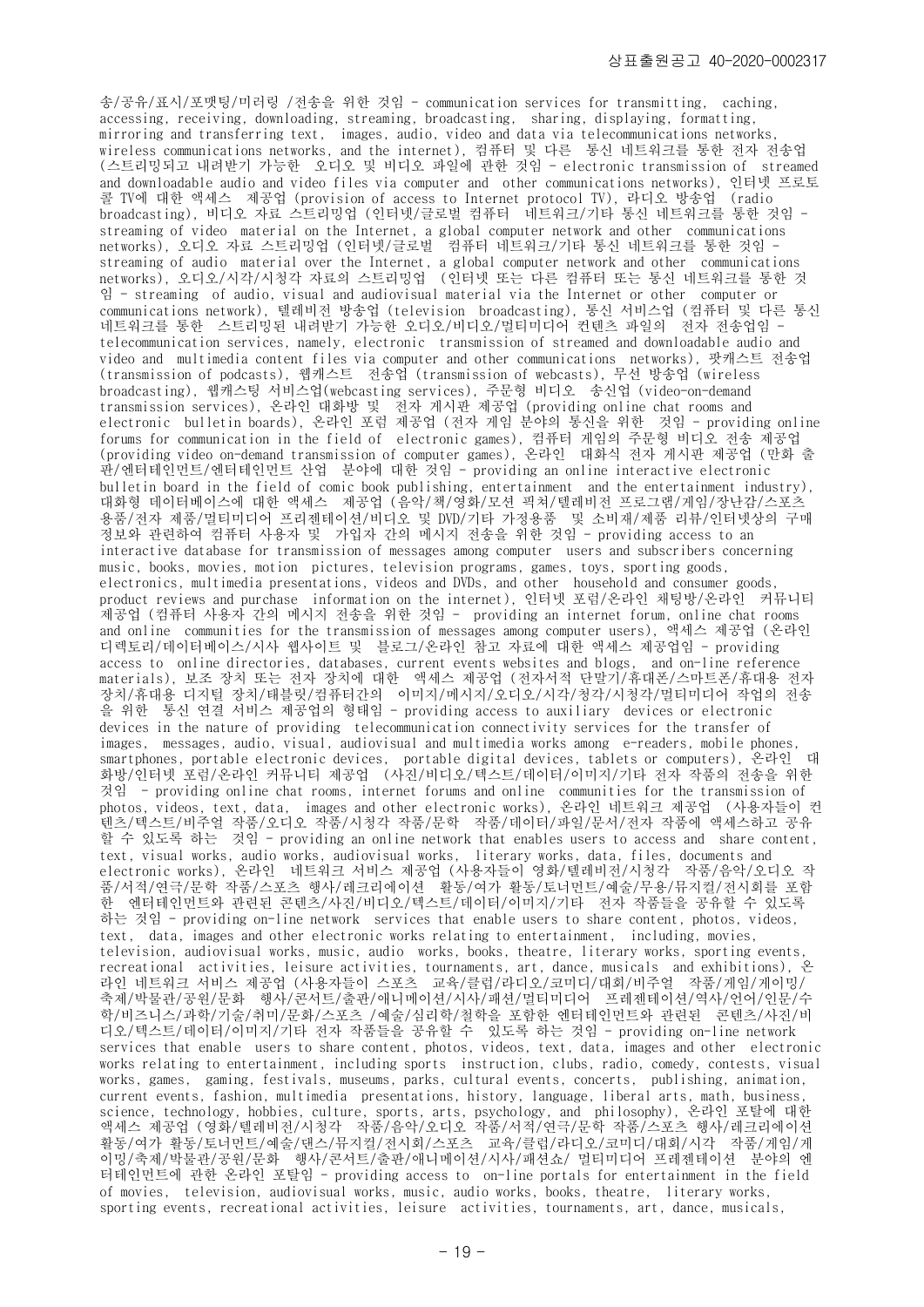송/공유/표시/포맷팅/미러링 /전송을 위한 것임 - communication services for transmitting, caching, accessing, receiving, downloading, streaming, broadcasting, sharing, displaying, formatting, mirroring and transferring text, images, audio, video and data via telecommunications networks, wireless communications networks, and the internet), 컴퓨터 및 다른 통신 네트워크를 통한 전자 전송업 (스트리밍되고 내려받기 가능한 오디오 및 비디오 파일에 관한 것임 - electronic transmission of streamed and downloadable audio and video files via computer and other communications networks), 인터넷 프로토콜 TV에 대한 액세스 제공업 (provision of access to Internet protocol TV), 라디오 방송업 (radio broadcasting), 비디오 자료 스트리밍업 (인터넷/글로벌 컴퓨터 네트워크/기타 통신 네트워크를 통한 것임 - streaming of video material on the Internet, a global computer network and other communications networks), 오디오 자료 스트리밍업 (인터넷/글로벌 컴퓨터 네트워크/기타 통신 네트워크를 통한 것임 - streaming of audio material over the Internet, a global computer network and other communications networks), 오디오/시각/시청각 자료의 스트리밍업 (인터넷 또는 다른 컴퓨터 또는 통신 네트워크를 통한 것임 - streaming of audio, visual and audiovisual material via the Internet or other computer or communications network), 텔레비전 방송업 (television broadcasting), 통신 서비스업 (컴퓨터 및 다른 통신 네트워크를 통한 스트리밍된 내려받기 가능한 오디오/비디오/멀티미디어 컨텐츠 파일의 전자 전송업임 - telecommunication services, namely, electronic transmission of streamed and downloadable audio and video and multimedia content files via computer and other communications networks), 팟캐스트 전송업 (transmission of podcasts), 웹캐스트 전송업 (transmission of webcasts), 무선 방송업 (wireless broadcasting), 웹캐스팅 서비스업(webcasting services), 주문형 비디오 송신업 (video-on-demand transmission services), 온라인 대화방 및 전자 게시판 제공업 (providing online chat rooms and electronic bulletin boards), 온라인 포럼 제공업 (전자 게임 분야의 통신을 위한 것임 - providing online forums for communication in the field of electronic games), 컴퓨터 게임의 주문형 비디오 전송 제공업 (providing video on-demand transmission of computer games), 온라인 대화식 전자 게시판 제공업 (만화 출판/엔터테인먼트/엔터테인먼트 산업 분야에 대한 것임 - providing an online interactive electronic bulletin board in the field of comic book publishing, entertainment and the entertainment industry), 대화형 데이터베이스에 대한 액세스 제공업 (음악/책/영화/모션 픽처/텔레비전 프로그램/게임/장난감/스포츠용품/전자 제품/멀티미디어 프리젠테이션/비디오 및 DVD/기타 가정용품 및 소비재/제품 리뷰/인터넷상의 구매 정보와 관련하여 컴퓨터 사용자 및 가입자 간의 메시지 전송을 위한 것임 - providing access to an interactive database for transmission of messages among computer users and subscribers concerning music, books, movies, motion pictures, television programs, games, toys, sporting goods, electronics, multimedia presentations, videos and DVDs, and other household and consumer goods, product reviews and purchase information on the internet), 인터넷 포럼/온라인 채팅방/온라인 커뮤니티 제공업 (컴퓨터 사용자 간의 메시지 전송을 위한 것임 - providing an internet forum, online chat rooms and online communities for the transmission of messages among computer users), 액세스 제공업 (온라인 디렉토리/데이터베이스/시사 웹사이트 및 블로그/온라인 참고 자료에 대한 액세스 제공업임 - providing access to online directories, databases, current events websites and blogs, and on-line reference materials), 보조 장치 또는 전자 장치에 대한 액세스 제공업 (전자서적 단말기/휴대폰/스마트폰/휴대용 전자 장치/휴대용 디지털 장치/태블릿/컴퓨터간의 이미지/메시지/오디오/시각/청각/시청각/멀티미디어 작업의 전송을 위한 통신 연결 서비스 제공업의 형태임 - providing access to auxiliary devices or electronic devices in the nature of providing telecommunication connectivity services for the transfer of images, messages, audio, visual, audiovisual and multimedia works among e-readers, mobile phones, smartphones, portable electronic devices, portable digital devices, tablets or computers), 온라인 대화방/인터넷 포럼/온라인 커뮤니티 제공업 (사진/비디오/텍스트/데이터/이미지/기타 전자 작품의 전송을 위한 것임 - providing online chat rooms, internet forums and online communities for the transmission of photos, videos, text, data, images and other electronic works), 온라인 네트워크 제공업 (사용자들이 컨텐츠/텍스트/비주얼 작품/오디오 작품/시청각 작품/문학 작품/데이터/파일/문서/전자 작품에 액세스하고 공유할 수 있도록 하는 것임 - providing an online network that enables users to access and share content, text, visual works, audio works, audiovisual works, literary works, data, files, documents and electronic works), 온라인 네트워크 서비스 제공업 (사용자들이 영화/텔레비전/시청각 작품/음악/오디오 작품/서적/연극/문학 작품/스포츠 행사/레크리에이션 활동/여가 활동/토너먼트/예술/무용/뮤지컬/전시회를 포함한 엔터테인먼트와 관련된 콘텐츠/사진/비디오/텍스트/데이터/이미지/기타 전자 작품들을 공유할 수 있도록 하는 것임 - providing on-line network services that enable users to share content, photos, videos, text, data, images and other electronic works relating to entertainment, including, movies, television, audiovisual works, music, audio works, books, theatre, literary works, sporting events, recreational activities, leisure activities, tournaments, art, dance, musicals and exhibitions), 온라인 네트워크 서비스 제공업 (사용자들이 스포츠 교육/클럽/라디오/코미디/대회/비주얼 작품/게임/게이밍/축제/박물관/공원/문화 행사/콘서트/출판/애니메이션/시사/패션/멀티미디어 프레젠테이션/역사/언어/인문/수학/비즈니스/과학/기술/취미/문화/스포츠 /예술/심리학/철학을 포함한 엔터테인먼트와 관련된 콘텐츠/사진/비디오/텍스트/데이터/이미지/기타 전자 작품들을 공유할 수 있도록 하는 것임 - providing on-line network services that enable users to share content, photos, videos, text, data, images and other electronic works relating to entertainment, including sports instruction, clubs, radio, comedy, contests, visual works, games, gaming, festivals, museums, parks, cultural events, concerts, publishing, animation, current events, fashion, multimedia presentations, history, language, liberal arts, math, business, science, technology, hobbies, culture, sports, arts, psychology, and philosophy), 온라인 포탈에 대한 액세스 제공업 (영화/텔레비전/시청각 작품/음악/오디오 작품/서적/연극/문학 작품/스포츠 행사/레크리에이션 활동/여가 활동/토너먼트/예술/댄스/뮤지컬/전시회/스포츠 교육/클럽/라디오/코미디/대회/시각 작품/게임/게이밍/축제/박물관/공원/문화 행사/콘서트/출판/애니메이션/시사/패션쇼/ 멀티미디어 프레젠테이션 분야의 엔터테인먼트에 관한 온라인 포탈임 - providing access to on-line portals for entertainment in the field of movies, television, audiovisual works, music, audio works, books, theatre, literary works, sporting events, recreational activities, leisure activities, tournaments, art, dance, musicals,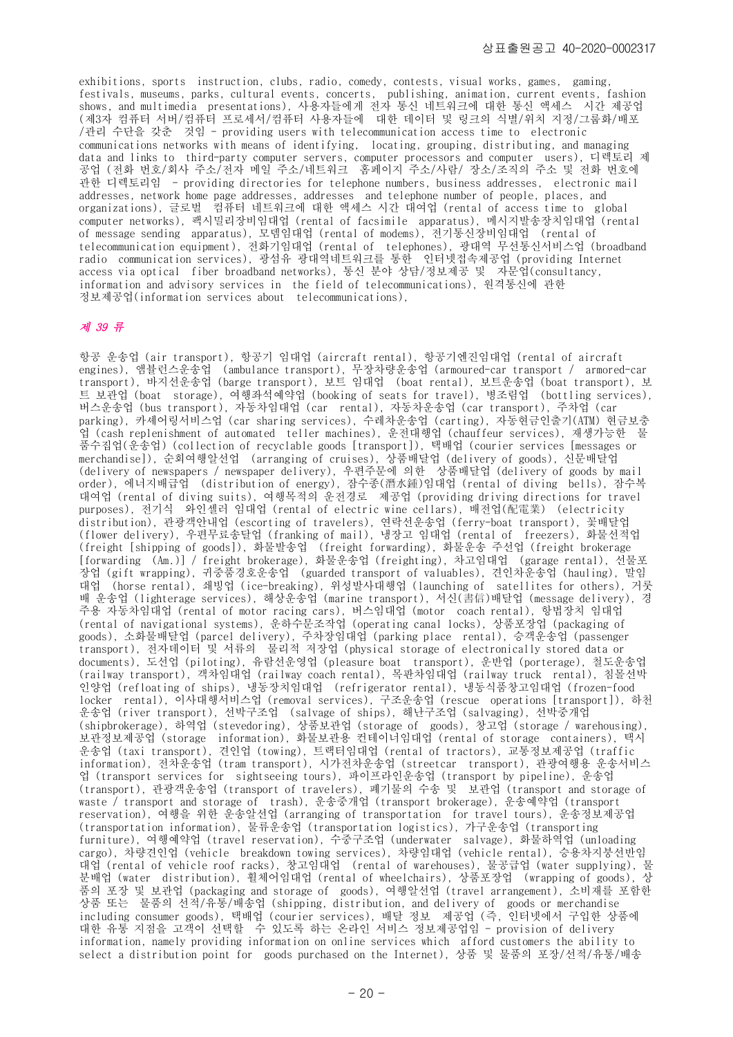exhibitions, sports instruction, clubs, radio, comedy, contests, visual works, games, gaming, festivals, museums, parks, cultural events, concerts, publishing, animation, current events, fashion shows, and multimedia presentations), 사용자들에게 전자 통신 네트워크에 대한 통신 액세스 시간 제공업 (제3자 컴퓨터 서버/컴퓨터 프로세서/컴퓨터 사용자들에 대한 데이터 및 링크의 식별/위치 지정/그룹화/배포/관리 수단을 갖춘 것임 - providing users with telecommunication access time to electronic communications networks with means of identifying, locating, grouping, distributing, and managing data and links to third-party computer servers, computer processors and computer users), 디렉토리 제공업 (전화 번호/회사 주소/전자 메일 주소/네트워크 홈페이지 주소/사람/ 장소/조직의 주소 및 전화 번호에 관한 디렉토리임 - providing directories for telephone numbers, business addresses, electronic mail addresses, network home page addresses, addresses and telephone number of people, places, and organizations), 글로벌 컴퓨터 네트워크에 대한 액세스 시간 대여업 (rental of access time to global computer networks), 팩시밀리장비임대업 (rental of facsimile apparatus), 메시지발송장치임대업 (rental of message sending apparatus), 모뎀임대업 (rental of modems), 전기통신장비임대업 (rental of telecommunication equipment), 전화기임대업 (rental of telephones), 광대역 무선통신서비스업 (broadband radio communication services), 광섬유 광대역네트워크를 통한 인터넷접속제공업 (providing Internet access via optical fiber broadband networks), 통신 분야 상담/정보제공 및 자문업(consultancy, information and advisory services in the field of telecommunications), 원격통신에 관한 정보제공업(information services about telecommunications),

*제 39 류*

항공 운송업 (air transport), 항공기 임대업 (aircraft rental), 항공기엔진임대업 (rental of aircraft engines), 앰뷸런스운송업 (ambulance transport), 무장차량운송업 (armoured-car transport / armored-car transport), 바지선운송업 (barge transport), 보트 임대업 (boat rental), 보트운송업 (boat transport), 보트 보관업 (boat storage), 여행좌석예약업 (booking of seats for travel), 병조림업 (bottling services), 버스운송업 (bus transport), 자동차임대업 (car rental), 자동차운송업 (car transport), 주차업 (car parking), 카셰어링서비스업 (car sharing services), 수레차운송업 (carting), 자동현금인출기(ATM) 현금보충업 (cash replenishment of automated teller machines), 운전대행업 (chauffeur services), 재생가능한 물품수집업(운송업) (collection of recyclable goods [transport]), 택배업 (courier services [messages or merchandise]), 순회여행알선업 (arranging of cruises), 상품배달업 (delivery of goods), 신문배달업 (delivery of newspapers / newspaper delivery), 우편주문에 의한 상품배달업 (delivery of goods by mail order), 에너지배급업 (distribution of energy), 잠수종(潛水鍾)임대업 (rental of diving bells), 잠수복대여업 (rental of diving suits), 여행목적의 운전경로 제공업 (providing driving directions for travel purposes), 전기식 와인셀러 임대업 (rental of electric wine cellars), 배전업(配電業) (electricity distribution), 관광객안내업 (escorting of travelers), 연락선운송업 (ferry-boat transport), 꽃배달업 (flower delivery), 우편무료송달업 (franking of mail), 냉장고 임대업 (rental of freezers), 화물선적업 (freight [shipping of goods]), 화물발송업 (freight forwarding), 화물운송 주선업 (freight brokerage [forwarding (Am.)] / freight brokerage), 화물운송업 (freighting), 차고임대업 (garage rental), 선물포장업 (gift wrapping), 귀중품경호운송업 (guarded transport of valuables), 견인차운송업 (hauling), 말임대업 (horse rental), 쇄빙업 (ice-breaking), 위성발사대행업 (launching of satellites for others), 거룻배 운송업 (lighterage services), 해상운송업 (marine transport), 서신(書信)배달업 (message delivery), 경주용 자동차임대업 (rental of motor racing cars), 버스임대업 (motor coach rental), 항법장치 임대업 (rental of navigational systems), 운하수문조작업 (operating canal locks), 상품포장업 (packaging of goods), 소화물배달업 (parcel delivery), 주차장임대업 (parking place rental), 승객운송업 (passenger transport), 전자데이터 및 서류의 물리적 저장업 (physical storage of electronically stored data or documents), 도선업 (piloting), 유람선운영업 (pleasure boat transport), 운반업 (porterage), 철도운송업 (railway transport), 객차임대업 (railway coach rental), 목판차임대업 (railway truck rental), 침몰선박 인양업 (refloating of ships), 냉동장치임대업 (refrigerator rental), 냉동식품창고임대업 (frozen-food locker rental), 이사대행서비스업 (removal services), 구조운송업 (rescue operations [transport]), 하천운송업 (river transport), 선박구조업 (salvage of ships), 해난구조업 (salvaging), 선박중개업 (shipbrokerage), 하역업 (stevedoring), 상품보관업 (storage of goods), 창고업 (storage / warehousing), 보관정보제공업 (storage information), 화물보관용 컨테이너임대업 (rental of storage containers), 택시운송업 (taxi transport), 견인업 (towing), 트랙터임대업 (rental of tractors), 교통정보제공업 (traffic information), 전차운송업 (tram transport), 시가전차운송업 (streetcar transport), 관광여행용 운송서비스업 (transport services for sightseeing tours), 파이프라인운송업 (transport by pipeline), 운송업 (transport), 관광객운송업 (transport of travelers), 폐기물의 수송 및 보관업 (transport and storage of waste / transport and storage of trash), 운송중개업 (transport brokerage), 운송예약업 (transport reservation), 여행을 위한 운송알선업 (arranging of transportation for travel tours), 운송정보제공업 (transportation information), 물류운송업 (transportation logistics), 가구운송업 (transporting furniture), 여행예약업 (travel reservation), 수중구조업 (underwater salvage), 화물하역업 (unloading cargo), 차량견인업 (vehicle breakdown towing services), 차량임대업 (vehicle rental), 승용차지붕선반임대업 (rental of vehicle roof racks), 창고임대업 (rental of warehouses), 물공급업 (water supplying), 물분배업 (water distribution), 휠체어임대업 (rental of wheelchairs), 상품포장업 (wrapping of goods), 상품의 포장 및 보관업 (packaging and storage of goods), 여행알선업 (travel arrangement), 소비재를 포함한 상품 또는 물품의 선적/유통/배송업 (shipping, distribution, and delivery of goods or merchandise including consumer goods), 택배업 (courier services), 배달 정보 제공업 (즉, 인터넷에서 구입한 상품에 대한 유통 지점을 고객이 선택할 수 있도록 하는 온라인 서비스 정보제공업임 - provision of delivery information, namely providing information on online services which afford customers the ability to select a distribution point for goods purchased on the Internet), 상품 및 물품의 포장/선적/유통/배송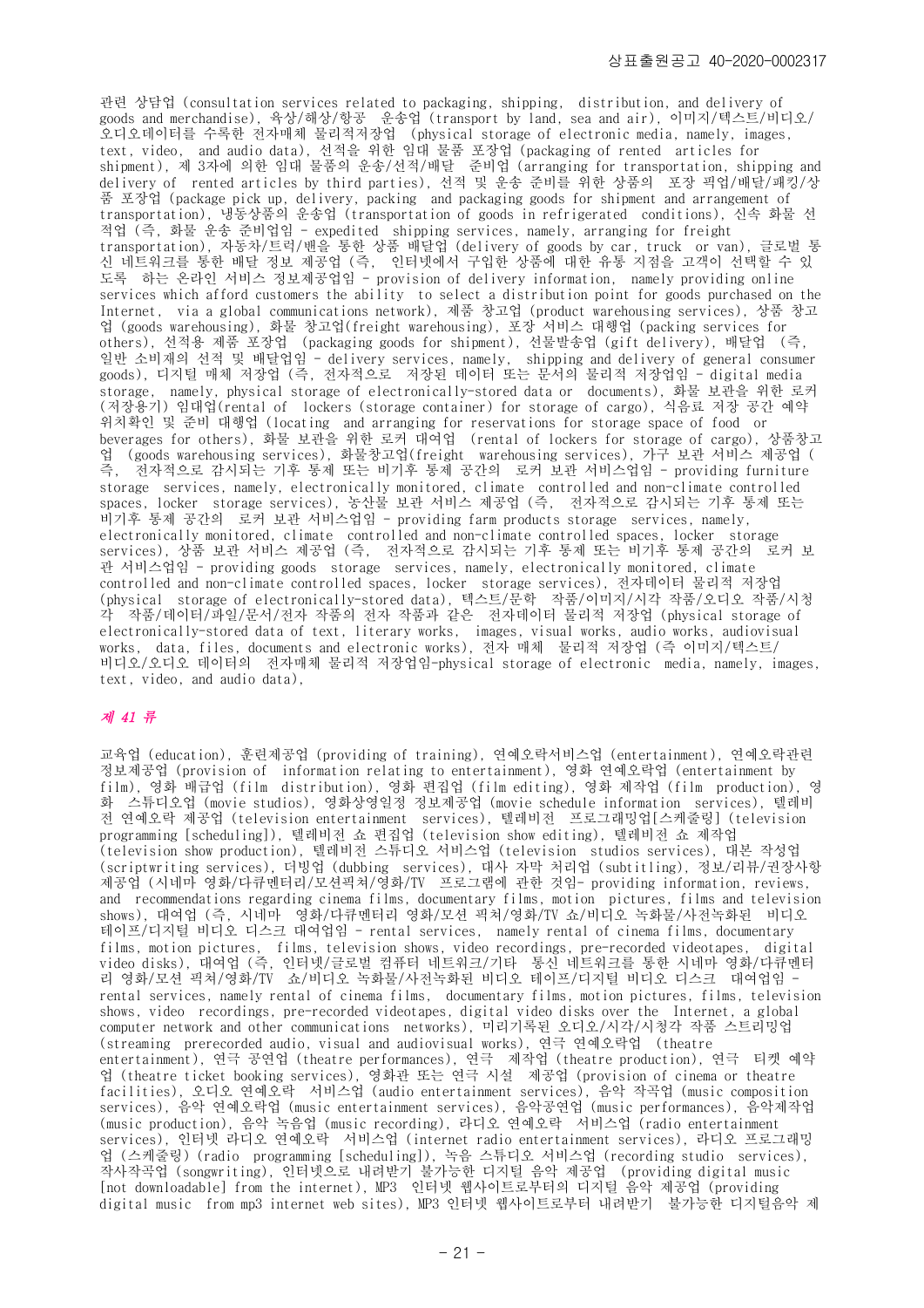관련 상담업 (consultation services related to packaging, shipping, distribution, and delivery of goods and merchandise), 육상/해상/항공 운송업 (transport by land, sea and air), 이미지/텍스트/비디오/오디오데이터를 수록한 전자매체 물리적저장업 (physical storage of electronic media, namely, images, text, video, and audio data), 선적을 위한 임대 물품 포장업 (packaging of rented articles for shipment), 제 3자에 의한 임대 물품의 운송/선적/배달 준비업 (arranging for transportation, shipping and delivery of rented articles by third parties), 선적 및 운송 준비를 위한 상품의 포장 픽업/배달/패킹/상품 포장업 (package pick up, delivery, packing and packaging goods for shipment and arrangement of transportation), 냉동상품의 운송업 (transportation of goods in refrigerated conditions), 신속 화물 선적업 (즉, 화물 운송 준비업임 - expedited shipping services, namely, arranging for freight transportation), 자동차/트럭/밴을 통한 상품 배달업 (delivery of goods by car, truck or van), 글로벌 통신 네트워크를 통한 배달 정보 제공업 (즉, 인터넷에서 구입한 상품에 대한 유통 지점을 고객이 선택할 수 있도록 하는 온라인 서비스 정보제공업임 - provision of delivery information, namely providing online services which afford customers the ability to select a distribution point for goods purchased on the Internet, via a global communications network), 제품 창고업 (product warehousing services), 상품 창고업 (goods warehousing), 화물 창고업(freight warehousing), 포장 서비스 대행업 (packing services for others), 선적용 제품 포장업 (packaging goods for shipment), 선물발송업 (gift delivery), 배달업 (즉, 일반 소비재의 선적 및 배달업임 - delivery services, namely, shipping and delivery of general consumer goods), 디지털 매체 저장업 (즉, 전자적으로 저장된 데이터 또는 문서의 물리적 저장업임 - digital media storage, namely, physical storage of electronically-stored data or documents), 화물 보관을 위한 로커(저장용기) 임대업(rental of lockers (storage container) for storage of cargo), 식음료 저장 공간 예약 위치확인 및 준비 대행업 (locating and arranging for reservations for storage space of food or beverages for others), 화물 보관을 위한 로커 대여업 (rental of lockers for storage of cargo), 상품창고업 (goods warehousing services), 화물창고업(freight warehousing services), 가구 보관 서비스 제공업 (즉, 전자적으로 감시되는 기후 통제 또는 비기후 통제 공간의 로커 보관 서비스업임 - providing furniture storage services, namely, electronically monitored, climate controlled and non-climate controlled spaces, locker storage services), 농산물 보관 서비스 제공업 (즉, 전자적으로 감시되는 기후 통제 또는 비기후 통제 공간의 로커 보관 서비스업임 - providing farm products storage services, namely, electronically monitored, climate controlled and non-climate controlled spaces, locker storage services), 상품 보관 서비스 제공업 (즉, 전자적으로 감시되는 기후 통제 또는 비기후 통제 공간의 로커 보관 서비스업임 - providing goods storage services, namely, electronically monitored, climate controlled and non-climate controlled spaces, locker storage services), 전자데이터 물리적 저장업 (physical storage of electronically-stored data), 텍스트/문학 작품/이미지/시각 작품/오디오 작품/시청각 작품/데이터/파일/문서/전자 작품의 전자 작품과 같은 전자데이터 물리적 저장업 (physical storage of electronically-stored data of text, literary works, images, visual works, audio works, audiovisual works, data, files, documents and electronic works), 전자 매체 물리적 저장업 (즉 이미지/텍스트/비디오/오디오 데이터의 전자매체 물리적 저장업임-physical storage of electronic media, namely, images, text, video, and audio data),

*제 41 류*

교육업 (education), 훈련제공업 (providing of training), 연예오락서비스업 (entertainment), 연예오락관련 정보제공업 (provision of information relating to entertainment), 영화 연예오락업 (entertainment by film), 영화 배급업 (film distribution), 영화 편집업 (film editing), 영화 제작업 (film production), 영화 스튜디오업 (movie studios), 영화상영일정 정보제공업 (movie schedule information services), 텔레비전 연예오락 제공업 (television entertainment services), 텔레비전 프로그래밍업[스케줄링] (television programming [scheduling]), 텔레비전 쇼 편집업 (television show editing), 텔레비전 쇼 제작업 (television show production), 텔레비전 스튜디오 서비스업 (television studios services), 대본 작성업 (scriptwriting services), 더빙업 (dubbing services), 대사 자막 처리업 (subtitling), 정보/리뷰/권장사항 제공업 (시네마 영화/다큐멘터리/모션픽처/영화/TV 프로그램에 관한 것임- providing information, reviews, and recommendations regarding cinema films, documentary films, motion pictures, films and television shows), 대여업 (즉, 시네마 영화/다큐멘터리 영화/모션 픽처/영화/TV 쇼/비디오 녹화물/사전녹화된 비디오 테이프/디지털 비디오 디스크 대여업임 - rental services, namely rental of cinema films, documentary films, motion pictures, films, television shows, video recordings, pre-recorded videotapes, digital video disks), 대여업 (즉, 인터넷/글로벌 컴퓨터 네트워크/기타 통신 네트워크를 통한 시네마 영화/다큐멘터리 영화/모션 픽쳐/영화/TV 쇼/비디오 녹화물/사전녹화된 비디오 테이프/디지털 비디오 디스크 대여업임 - rental services, namely rental of cinema films, documentary films, motion pictures, films, television shows, video recordings, pre-recorded videotapes, digital video disks over the Internet, a global computer network and other communications networks), 미리기록된 오디오/시각/시청각 작품 스트리밍업 (streaming prerecorded audio, visual and audiovisual works), 연극 연예오락업 (theatre entertainment), 연극 공연업 (theatre performances), 연극 제작업 (theatre production), 연극 티켓 예약업 (theatre ticket booking services), 영화관 또는 연극 시설 제공업 (provision of cinema or theatre facilities), 오디오 연예오락 서비스업 (audio entertainment services), 음악 작곡업 (music composition services), 음악 연예오락업 (music entertainment services), 음악공연업 (music performances), 음악제작업 (music production), 음악 녹음업 (music recording), 라디오 연예오락 서비스업 (radio entertainment services), 인터넷 라디오 연예오락 서비스업 (internet radio entertainment services), 라디오 프로그래밍업 (스케줄링) (radio programming [scheduling]), 녹음 스튜디오 서비스업 (recording studio services), 작사작곡업 (songwriting), 인터넷으로 내려받기 불가능한 디지털 음악 제공업 (providing digital music [not downloadable] from the internet), MP3 인터넷 웹사이트로부터의 디지털 음악 제공업 (providing digital music from mp3 internet web sites), MP3 인터넷 웹사이트로부터 내려받기 불가능한 디지털음악 제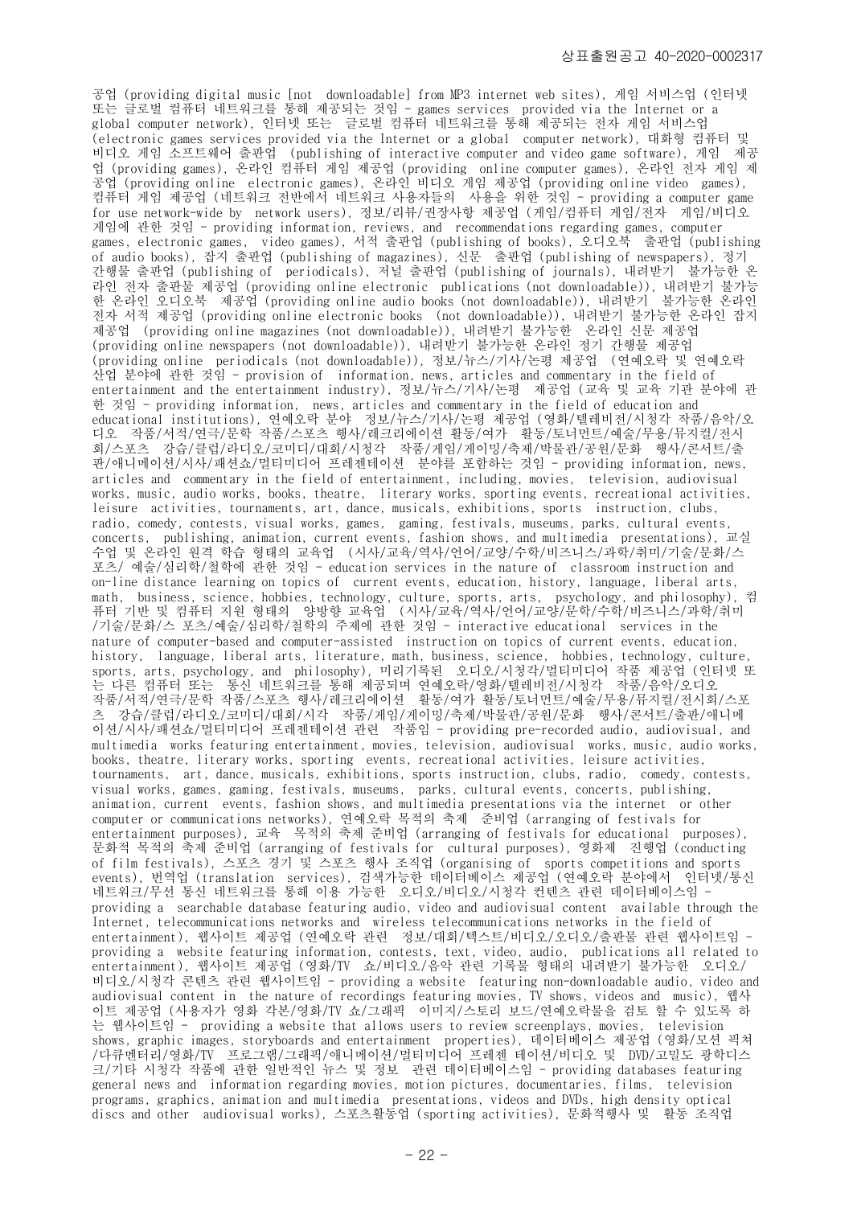공업 (providing digital music [not downloadable] from MP3 internet web sites), 게임 서비스업 (인터넷 또는 글로벌 컴퓨터 네트워크를 통해 제공되는 것임 - games services provided via the Internet or a global computer network), 인터넷 또는 글로벌 컴퓨터 네트워크를 통해 제공되는 전자 게임 서비스업 (electronic games services provided via the Internet or a global computer network), 대화형 컴퓨터 및 비디오 게임 소프트웨어 출판업 (publishing of interactive computer and video game software), 게임 제공업 (providing games), 온라인 컴퓨터 게임 제공업 (providing online computer games), 온라인 전자 게임 제공업 (providing online electronic games), 온라인 비디오 게임 제공업 (providing online video games), 컴퓨터 게임 제공업 (네트워크 전반에서 네트워크 사용자들의 사용을 위한 것임 - providing a computer game for use network-wide by network users), 정보/리뷰/권장사항 제공업 (게임/컴퓨터 게임/전자 게임/비디오 게임에 관한 것임 - providing information, reviews, and recommendations regarding games, computer games, electronic games, video games), 서적 출판업 (publishing of books), 오디오북 출판업 (publishing of audio books), 잡지 출판업 (publishing of magazines), 신문 출판업 (publishing of newspapers), 정기 간행물 출판업 (publishing of periodicals), 저널 출판업 (publishing of journals), 내려받기 불가능한 온라인 전자 출판물 제공업 (providing online electronic publications (not downloadable)), 내려받기 불가능한 온라인 오디오북 제공업 (providing online audio books (not downloadable)), 내려받기 불가능한 온라인 전자 서적 제공업 (providing online electronic books (not downloadable)), 내려받기 불가능한 온라인 잡지 제공업 (providing online magazines (not downloadable)), 내려받기 불가능한 온라인 신문 제공업 (providing online newspapers (not downloadable)), 내려받기 불가능한 온라인 정기 간행물 제공업 (providing online periodicals (not downloadable)), 정보/뉴스/기사/논평 제공업 (연예오락 및 연예오락 산업 분야에 관한 것임 - provision of information, news, articles and commentary in the field of entertainment and the entertainment industry), 정보/뉴스/기사/논평 제공업 (교육 및 교육 기관 분야에 관한 것임 - providing information, news, articles and commentary in the field of education and educational institutions), 연예오락 분야 정보/뉴스/기사/논평 제공업 (영화/텔레비전/시청각 작품/음악/오디오 작품/서적/연극/문학 작품/스포츠 행사/레크리에이션 활동/여가 활동/토너먼트/예술/무용/뮤지컬/전시회/스포츠 강습/클럽/라디오/코미디/대회/시청각 작품/게임/게이밍/축제/박물관/공원/문화 행사/콘서트/출판/애니메이션/시사/패션쇼/멀티미디어 프레젠테이션 분야를 포함하는 것임 - providing information, news, articles and commentary in the field of entertainment, including, movies, television, audiovisual works, music, audio works, books, theatre, literary works, sporting events, recreational activities, leisure activities, tournaments, art, dance, musicals, exhibitions, sports instruction, clubs, radio, comedy, contests, visual works, games, gaming, festivals, museums, parks, cultural events, concerts, publishing, animation, current events, fashion shows, and multimedia presentations), 교실 수업 및 온라인 원격 학습 형태의 교육업 (시사/교육/역사/언어/교양/수학/비즈니스/과학/취미/기술/문화/스포츠/ 예술/심리학/철학에 관한 것임 - education services in the nature of classroom instruction and on-line distance learning on topics of current events, education, history, language, liberal arts, math, business, science, hobbies, technology, culture, sports, arts, psychology, and philosophy), 컴퓨터 기반 및 컴퓨터 지원 형태의 양방향 교육업 (시사/교육/역사/언어/교양/문학/수학/비즈니스/과학/취미/기술/문화/스 포츠/예술/심리학/철학의 주제에 관한 것임 - interactive educational services in the nature of computer-based and computer-assisted instruction on topics of current events, education, history, language, liberal arts, literature, math, business, science, hobbies, technology, culture, sports, arts, psychology, and philosophy), 미리기록된 오디오/시청각/멀티미디어 작품 제공업 (인터넷 또는 다른 컴퓨터 또는 통신 네트워크를 통해 제공되며 연예오락/영화/텔레비전/시청각 작품/음악/오디오 작품/서적/연극/문학 작품/스포츠 행사/레크리에이션 활동/여가 활동/토너먼트/예술/무용/뮤지컬/전시회/스포츠 강습/클럽/라디오/코미디/대회/시각 작품/게임/게이밍/축제/박물관/공원/문화 행사/콘서트/출판/애니메이션/시사/패션쇼/멀티미디어 프레젠테이션 관련 작품임 - providing pre-recorded audio, audiovisual, and multimedia works featuring entertainment, movies, television, audiovisual works, music, audio works, books, theatre, literary works, sporting events, recreational activities, leisure activities, tournaments, art, dance, musicals, exhibitions, sports instruction, clubs, radio, comedy, contests, visual works, games, gaming, festivals, museums, parks, cultural events, concerts, publishing, animation, current events, fashion shows, and multimedia presentations via the internet or other computer or communications networks), 연예오락 목적의 축제 준비업 (arranging of festivals for entertainment purposes), 교육 목적의 축제 준비업 (arranging of festivals for educational purposes), 문화적 목적의 축제 준비업 (arranging of festivals for cultural purposes), 영화제 진행업 (conducting of film festivals), 스포츠 경기 및 스포츠 행사 조직업 (organising of sports competitions and sports events), 번역업 (translation services), 검색가능한 데이터베이스 제공업 (연예오락 분야에서 인터넷/통신 네트워크/무선 통신 네트워크를 통해 이용 가능한 오디오/비디오/시청각 컨텐츠 관련 데이터베이스임 - providing a searchable database featuring audio, video and audiovisual content available through the Internet, telecommunications networks and wireless telecommunications networks in the field of entertainment), 웹사이트 제공업 (연예오락 관련 정보/대회/텍스트/비디오/오디오/출판물 관련 웹사이트임 - providing a website featuring information, contests, text, video, audio, publications all related to entertainment), 웹사이트 제공업 (영화/TV 쇼/비디오/음악 관련 기록물 형태의 내려받기 불가능한 오디오/비디오/시청각 콘텐츠 관련 웹사이트임 - providing a website featuring non-downloadable audio, video and audiovisual content in the nature of recordings featuring movies, TV shows, videos and music), 웹사이트 제공업 (사용자가 영화 각본/영화/TV 쇼/그래픽 이미지/스토리 보드/연예오락물을 검토 할 수 있도록 하는 웹사이트임 - providing a website that allows users to review screenplays, movies, television shows, graphic images, storyboards and entertainment properties), 데이터베이스 제공업 (영화/모션 픽쳐/다큐멘터리/영화/TV 프로그램/그래픽/애니메이션/멀티미디어 프레젠 테이션/비디오 및 DVD/고밀도 광학디스크/기타 시청각 작품에 관한 일반적인 뉴스 및 정보 관련 데이터베이스임 - providing databases featuring general news and information regarding movies, motion pictures, documentaries, films, television programs, graphics, animation and multimedia presentations, videos and DVDs, high density optical discs and other audiovisual works), 스포츠활동업 (sporting activities), 문화적행사 및 활동 조직업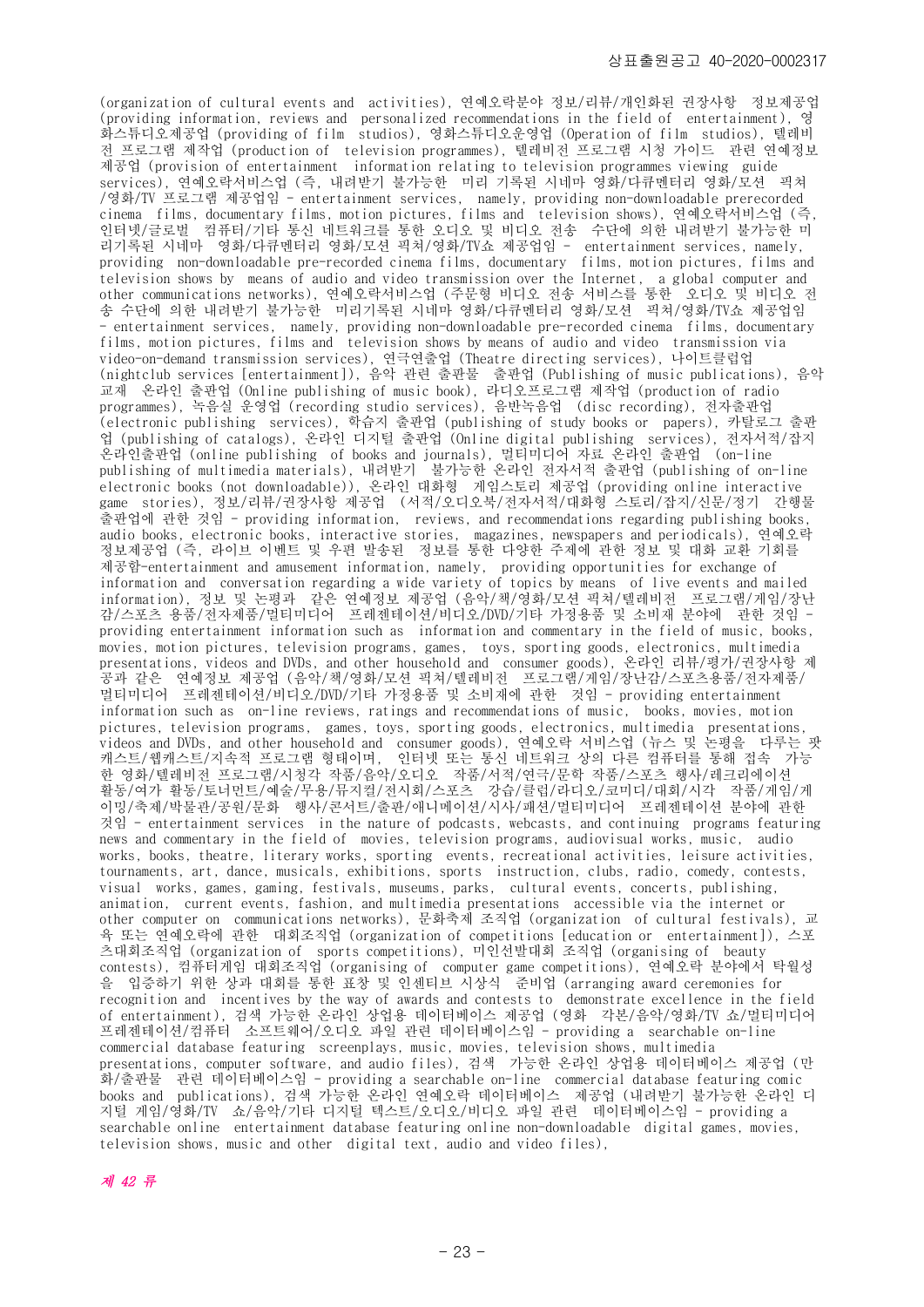(organization of cultural events and activities), 연예오락분야 정보/리뷰/개인화된 권장사항 정보제공업 (providing information, reviews and personalized recommendations in the field of entertainment), 영화스튜디오제공업 (providing of film studios), 영화스튜디오운영업 (Operation of film studios), 텔레비전 프로그램 제작업 (production of television programmes), 텔레비전 프로그램 시청 가이드 관련 연예정보 제공업 (provision of entertainment information relating to television programmes viewing guide services), 연예오락서비스업 (즉, 내려받기 불가능한 미리 기록된 시네마 영화/다큐멘터리 영화/모션 픽쳐/영화/TV 프로그램 제공업임 - entertainment services, namely, providing non-downloadable prerecorded cinema films, documentary films, motion pictures, films and television shows), 연예오락서비스업 (즉, 인터넷/글로벌 컴퓨터/기타 통신 네트워크를 통한 오디오 및 비디오 전송 수단에 의한 내려받기 불가능한 미리기록된 시네마 영화/다큐멘터리 영화/모션 픽쳐/영화/TV쇼 제공업임 - entertainment services, namely, providing non-downloadable pre-recorded cinema films, documentary films, motion pictures, films and television shows by means of audio and video transmission over the Internet, a global computer and other communications networks), 연예오락서비스업 (주문형 비디오 전송 서비스를 통한 오디오 및 비디오 전송 수단에 의한 내려받기 불가능한 미리기록된 시네마 영화/다큐멘터리 영화/모션 픽쳐/영화/TV쇼 제공업임 - entertainment services, namely, providing non-downloadable pre-recorded cinema films, documentary films, motion pictures, films and television shows by means of audio and video transmission via video-on-demand transmission services), 연극연출업 (Theatre directing services), 나이트클럽업 (nightclub services [entertainment]), 음악 관련 출판물 출판업 (Publishing of music publications), 음악교재 온라인 출판업 (Online publishing of music book), 라디오프로그램 제작업 (production of radio programmes), 녹음실 운영업 (recording studio services), 음반녹음업 (disc recording), 전자출판업 (electronic publishing services), 학습지 출판업 (publishing of study books or papers), 카탈로그 출판업 (publishing of catalogs), 온라인 디지털 출판업 (Online digital publishing services), 전자서적/잡지 온라인출판업 (online publishing of books and journals), 멀티미디어 자료 온라인 출판업 (on-line publishing of multimedia materials), 내려받기 불가능한 온라인 전자서적 출판업 (publishing of on-line electronic books (not downloadable)), 온라인 대화형 게임스토리 제공업 (providing online interactive game stories), 정보/리뷰/권장사항 제공업 (서적/오디오북/전자서적/대화형 스토리/잡지/신문/정기 간행물 출판업에 관한 것임 - providing information, reviews, and recommendations regarding publishing books, audio books, electronic books, interactive stories, magazines, newspapers and periodicals), 연예오락정보제공업 (즉, 라이브 이벤트 및 우편 발송된 정보를 통한 다양한 주제에 관한 정보 및 대화 교환 기회를 제공함-entertainment and amusement information, namely, providing opportunities for exchange of information and conversation regarding a wide variety of topics by means of live events and mailed information), 정보 및 논평과 같은 연예정보 제공업 (음악/책/영화/모션 픽쳐/텔레비전 프로그램/게임/장난감/스포츠 용품/전자제품/멀티미디어 프레젠테이션/비디오/DVD/기타 가정용품 및 소비재 분야에 관한 것임 - providing entertainment information such as information and commentary in the field of music, books, movies, motion pictures, television programs, games, toys, sporting goods, electronics, multimedia presentations, videos and DVDs, and other household and consumer goods), 온라인 리뷰/평가/권장사항 제공과 같은 연예정보 제공업 (음악/책/영화/모션 픽쳐/텔레비전 프로그램/게임/장난감/스포츠용품/전자제품/멀티미디어 프레젠테이션/비디오/DVD/기타 가정용품 및 소비재에 관한 것임 - providing entertainment information such as on-line reviews, ratings and recommendations of music, books, movies, motion pictures, television programs, games, toys, sporting goods, electronics, multimedia presentations, videos and DVDs, and other household and consumer goods), 연예오락 서비스업 (뉴스 및 논평을 다루는 팟캐스트/웹캐스트/지속적 프로그램 형태이며, 인터넷 또는 통신 네트워크 상의 다른 컴퓨터를 통해 접속 가능한 영화/텔레비전 프로그램/시청각 작품/음악/오디오 작품/서적/연극/문학 작품/스포츠 행사/레크리에이션 활동/여가 활동/토너먼트/예술/무용/뮤지컬/전시회/스포츠 강습/클럽/라디오/코미디/대회/시각 작품/게임/게이밍/축제/박물관/공원/문화 행사/콘서트/출판/애니메이션/시사/패션/멀티미디어 프레젠테이션 분야에 관한 것임 - entertainment services in the nature of podcasts, webcasts, and continuing programs featuring news and commentary in the field of movies, television programs, audiovisual works, music, audio works, books, theatre, literary works, sporting events, recreational activities, leisure activities, tournaments, art, dance, musicals, exhibitions, sports instruction, clubs, radio, comedy, contests, visual works, games, gaming, festivals, museums, parks, cultural events, concerts, publishing, animation, current events, fashion, and multimedia presentations accessible via the internet or other computer on communications networks), 문화축제 조직업 (organization of cultural festivals), 교육 또는 연예오락에 관한 대회조직업 (organization of competitions [education or entertainment]), 스포츠대회조직업 (organization of sports competitions), 미인선발대회 조직업 (organising of beauty contests), 컴퓨터게임 대회조직업 (organising of computer game competitions), 연예오락 분야에서 탁월성을 입증하기 위한 상과 대회를 통한 표창 및 인센티브 시상식 준비업 (arranging award ceremonies for recognition and incentives by the way of awards and contests to demonstrate excellence in the field of entertainment), 검색 가능한 온라인 상업용 데이터베이스 제공업 (영화 각본/음악/영화/TV 쇼/멀티미디어 프레젠테이션/컴퓨터 소프트웨어/오디오 파일 관련 데이터베이스임 - providing a searchable on-line commercial database featuring screenplays, music, movies, television shows, multimedia presentations, computer software, and audio files), 검색 가능한 온라인 상업용 데이터베이스 제공업 (만화/출판물 관련 데이터베이스임 - providing a searchable on-line commercial database featuring comic books and publications), 검색 가능한 온라인 연예오락 데이터베이스 제공업 (내려받기 불가능한 온라인 디지털 게임/영화/TV 쇼/음악/기타 디지털 텍스트/오디오/비디오 파일 관련 데이터베이스임 - providing a searchable online entertainment database featuring online non-downloadable digital games, movies, television shows, music and other digital text, audio and video files),

*제 42 류*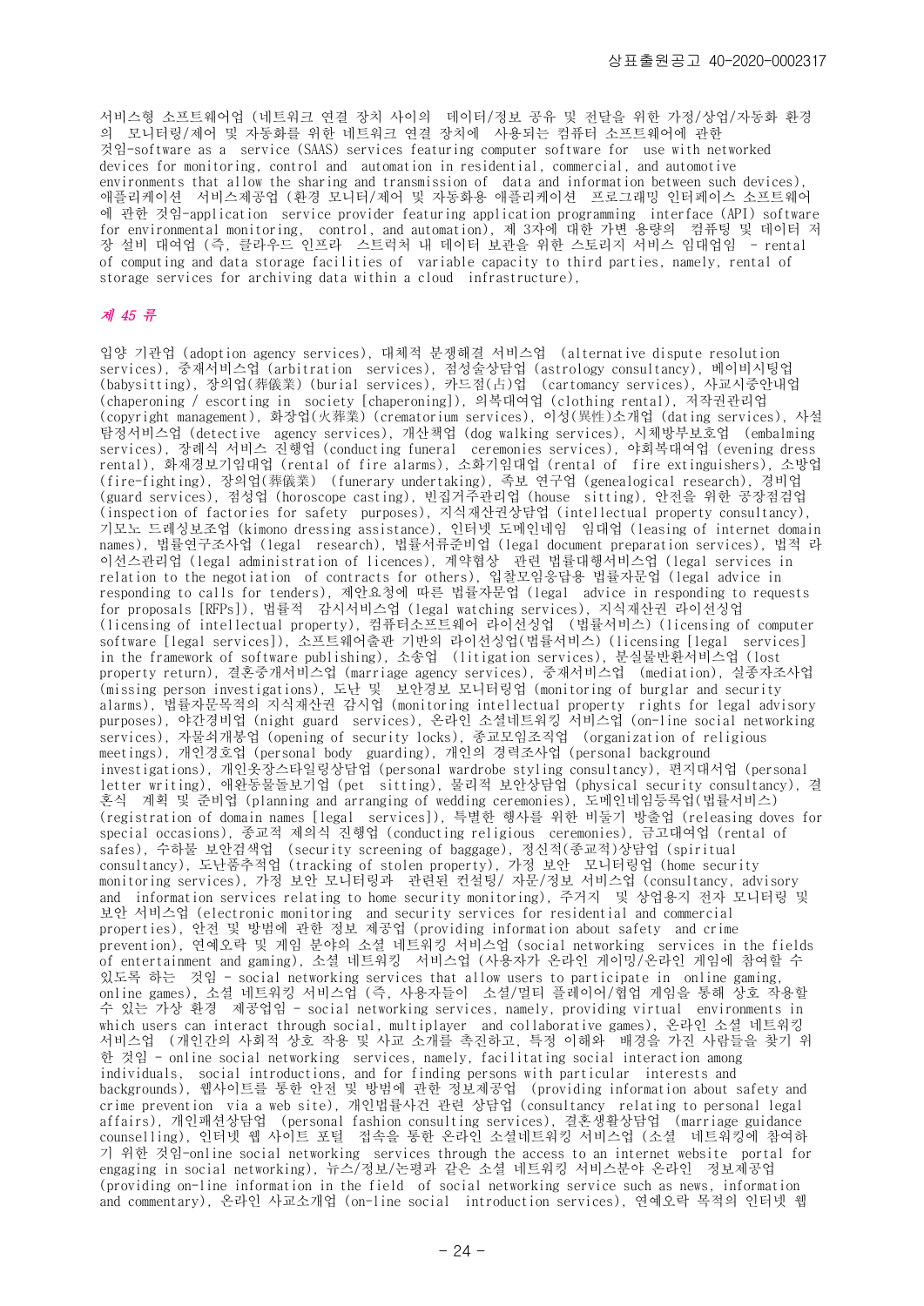서비스형 소프트웨어업 (네트워크 연결 장치 사이의 데이터/정보 공유 및 전달을 위한 가정/상업/자동화 환경의 모니터링/제어 및 자동화를 위한 네트워크 연결 장치에 사용되는 컴퓨터 소프트웨어에 관한 것임-software as a service (SAAS) services featuring computer software for use with networked devices for monitoring, control and automation in residential, commercial, and automotive environments that allow the sharing and transmission of data and information between such devices), 애플리케이션 서비스제공업 (환경 모니터/제어 및 자동화용 애플리케이션 프로그래밍 인터페이스 소프트웨어에 관한 것임-application service provider featuring application programming interface (API) software for environmental monitoring, control, and automation), 제 3자에 대한 가변 용량의 컴퓨팅 및 데이터 저장 설비 대여업 (즉, 클라우드 인프라 스트럭처 내 데이터 보관을 위한 스토리지 서비스 임대업임 - rental of computing and data storage facilities of variable capacity to third parties, namely, rental of storage services for archiving data within a cloud infrastructure),

*제 45 류*

입양 기관업 (adoption agency services), 대체적 분쟁해결 서비스업 (alternative dispute resolution services), 중재서비스업 (arbitration services), 점성술상담업 (astrology consultancy), 베이비시팅업 (babysitting), 장의업(葬儀業) (burial services), 카드점(占)업 (cartomancy services), 사교시중안내업 (chaperoning / escorting in society [chaperoning]), 의복대여업 (clothing rental), 저작권관리업 (copyright management), 화장업(火葬業) (crematorium services), 이성(異性)소개업 (dating services), 사설탐정서비스업 (detective agency services), 개산책업 (dog walking services), 시체방부보호업 (embalming services), 장례식 서비스 진행업 (conducting funeral ceremonies services), 야회복대여업 (evening dress rental), 화재경보기임대업 (rental of fire alarms), 소화기임대업 (rental of fire extinguishers), 소방업 (fire-fighting), 장의업(葬儀業) (funerary undertaking), 족보 연구업 (genealogical research), 경비업 (guard services), 점성업 (horoscope casting), 빈집거주관리업 (house sitting), 안전을 위한 공장점검업 (inspection of factories for safety purposes), 지식재산권상담업 (intellectual property consultancy), 기모노 드레싱보조업 (kimono dressing assistance), 인터넷 도메인네임 임대업 (leasing of internet domain names), 법률연구조사업 (legal research), 법률서류준비업 (legal document preparation services), 법적 라이선스관리업 (legal administration of licences), 계약협상 관련 법률대행서비스업 (legal services in relation to the negotiation of contracts for others), 입찰모임응답용 법률자문업 (legal advice in responding to calls for tenders), 제안요청에 따른 법률자문업 (legal advice in responding to requests for proposals [RFPs]), 법률적 감시서비스업 (legal watching services), 지식재산권 라이선싱업 (licensing of intellectual property), 컴퓨터소프트웨어 라이선싱업 (법률서비스) (licensing of computer software [legal services]), 소프트웨어출판 기반의 라이선싱업(법률서비스) (licensing [legal services] in the framework of software publishing), 소송업 (litigation services), 분실물반환서비스업 (lost property return), 결혼중개서비스업 (marriage agency services), 중재서비스업 (mediation), 실종자조사업 (missing person investigations), 도난 및 보안경보 모니터링업 (monitoring of burglar and security alarms), 법률자문목적의 지식재산권 감시업 (monitoring intellectual property rights for legal advisory purposes), 야간경비업 (night guard services), 온라인 소셜네트워킹 서비스업 (on-line social networking services), 자물쇠개봉업 (opening of security locks), 종교모임조직업 (organization of religious meetings), 개인경호업 (personal body guarding), 개인의 경력조사업 (personal background investigations), 개인옷장스타일링상담업 (personal wardrobe styling consultancy), 편지대서업 (personal letter writing), 애완동물돌보기업 (pet sitting), 물리적 보안상담업 (physical security consultancy), 결혼식 계획 및 준비업 (planning and arranging of wedding ceremonies), 도메인네임등록업(법률서비스) (registration of domain names [legal services]), 특별한 행사를 위한 비둘기 방출업 (releasing doves for special occasions), 종교적 제의식 진행업 (conducting religious ceremonies), 금고대여업 (rental of safes), 수하물 보안검색업 (security screening of baggage), 정신적(종교적)상담업 (spiritual consultancy), 도난품추적업 (tracking of stolen property), 가정 보안 모니터링업 (home security monitoring services), 가정 보안 모니터링과 관련된 컨설팅/ 자문/정보 서비스업 (consultancy, advisory and information services relating to home security monitoring), 주거지 및 상업용지 전자 모니터링 및 보안 서비스업 (electronic monitoring and security services for residential and commercial properties), 안전 및 방범에 관한 정보 제공업 (providing information about safety and crime prevention), 연예오락 및 게임 분야의 소셜 네트워킹 서비스업 (social networking services in the fields of entertainment and gaming), 소셜 네트워킹 서비스업 (사용자가 온라인 게이밍/온라인 게임에 참여할 수 있도록 하는 것임 - social networking services that allow users to participate in online gaming, online games), 소셜 네트워킹 서비스업 (즉, 사용자들이 소셜/멀티 플레이어/협업 게임을 통해 상호 작용할 수 있는 가상 환경 제공업임 - social networking services, namely, providing virtual environments in which users can interact through social, multiplayer and collaborative games), 온라인 소셜 네트워킹 서비스업 (개인간의 사회적 상호 작용 및 사교 소개를 촉진하고, 특정 이해와 배경을 가진 사람들을 찾기 위한 것임 - online social networking services, namely, facilitating social interaction among individuals, social introductions, and for finding persons with particular interests and backgrounds), 웹사이트를 통한 안전 및 방범에 관한 정보제공업 (providing information about safety and crime prevention via a web site), 개인법률사건 관련 상담업 (consultancy relating to personal legal affairs), 개인패션상담업 (personal fashion consulting services), 결혼생활상담업 (marriage guidance counselling), 인터넷 웹 사이트 포털 접속을 통한 온라인 소셜네트워킹 서비스업 (소셜 네트워킹에 참여하기 위한 것임-online social networking services through the access to an internet website portal for engaging in social networking), 뉴스/정보/논평과 같은 소셜 네트워킹 서비스분야 온라인 정보제공업 (providing on-line information in the field of social networking service such as news, information and commentary), 온라인 사교소개업 (on-line social introduction services), 연예오락 목적의 인터넷 웹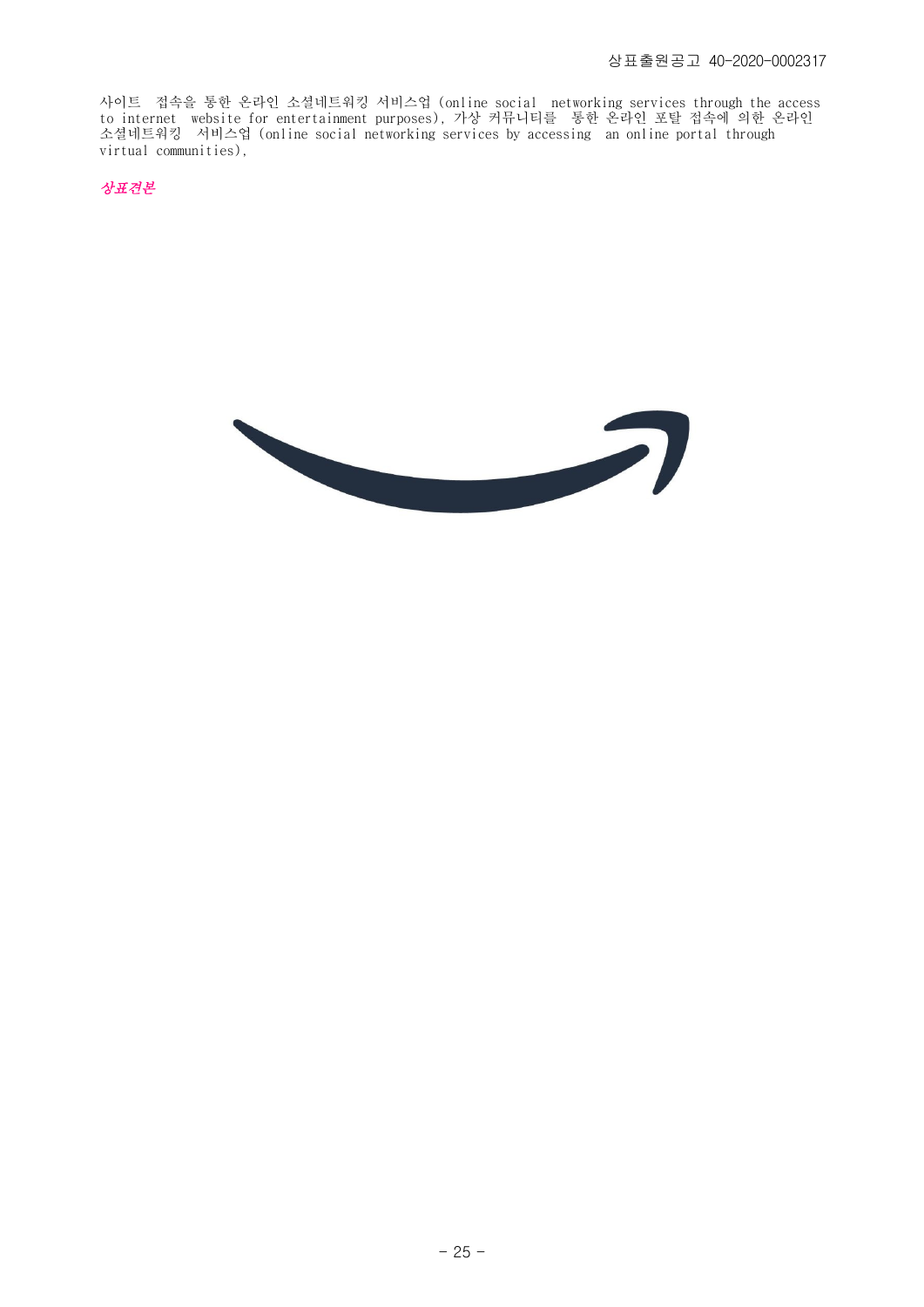사이트  접속을 통한 온라인 소셜네트워킹 서비스업 (online social  networking services through the access to internet  website for entertainment purposes), 가상 커뮤니티를  통한 온라인 포탈 접속에 의한 온라인 소셜네트워킹  서비스업 (online social networking services by accessing  an online portal through virtual communities),

*상표견본*